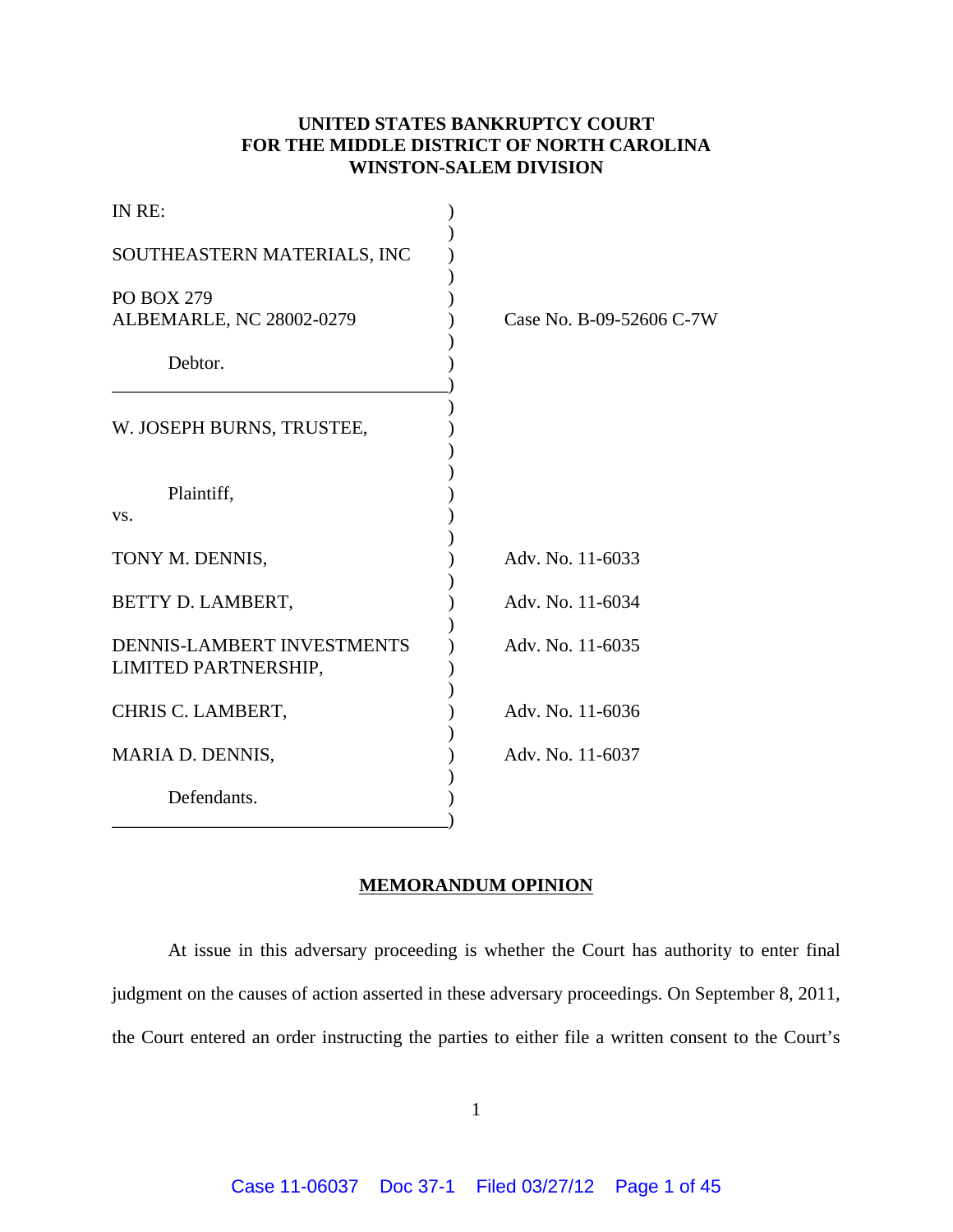**UNITED STATES BANKRUPTCY COURT**
**FOR THE MIDDLE DISTRICT OF NORTH CAROLINA**
**WINSTON-SALEM DIVISION**

| | |
|---|---|
| IN RE:<br><br>SOUTHEASTERN MATERIALS, INC<br><br>PO BOX 279<br>ALBEMARLE, NC 28002-0279<br><br>Debtor. | Case No. B-09-52606 C-7W |
| W. JOSEPH BURNS, TRUSTEE,<br><br>Plaintiff,<br>vs. | |
| TONY M. DENNIS, | Adv. No. 11-6033 |
| BETTY D. LAMBERT, | Adv. No. 11-6034 |
| DENNIS-LAMBERT INVESTMENTS LIMITED PARTNERSHIP, | Adv. No. 11-6035 |
| CHRIS C. LAMBERT, | Adv. No. 11-6036 |
| MARIA D. DENNIS,<br><br>Defendants. | Adv. No. 11-6037 |

**MEMORANDUM OPINION**

At issue in this adversary proceeding is whether the Court has authority to enter final judgment on the causes of action asserted in these adversary proceedings. On September 8, 2011, the Court entered an order instructing the parties to either file a written consent to the Court's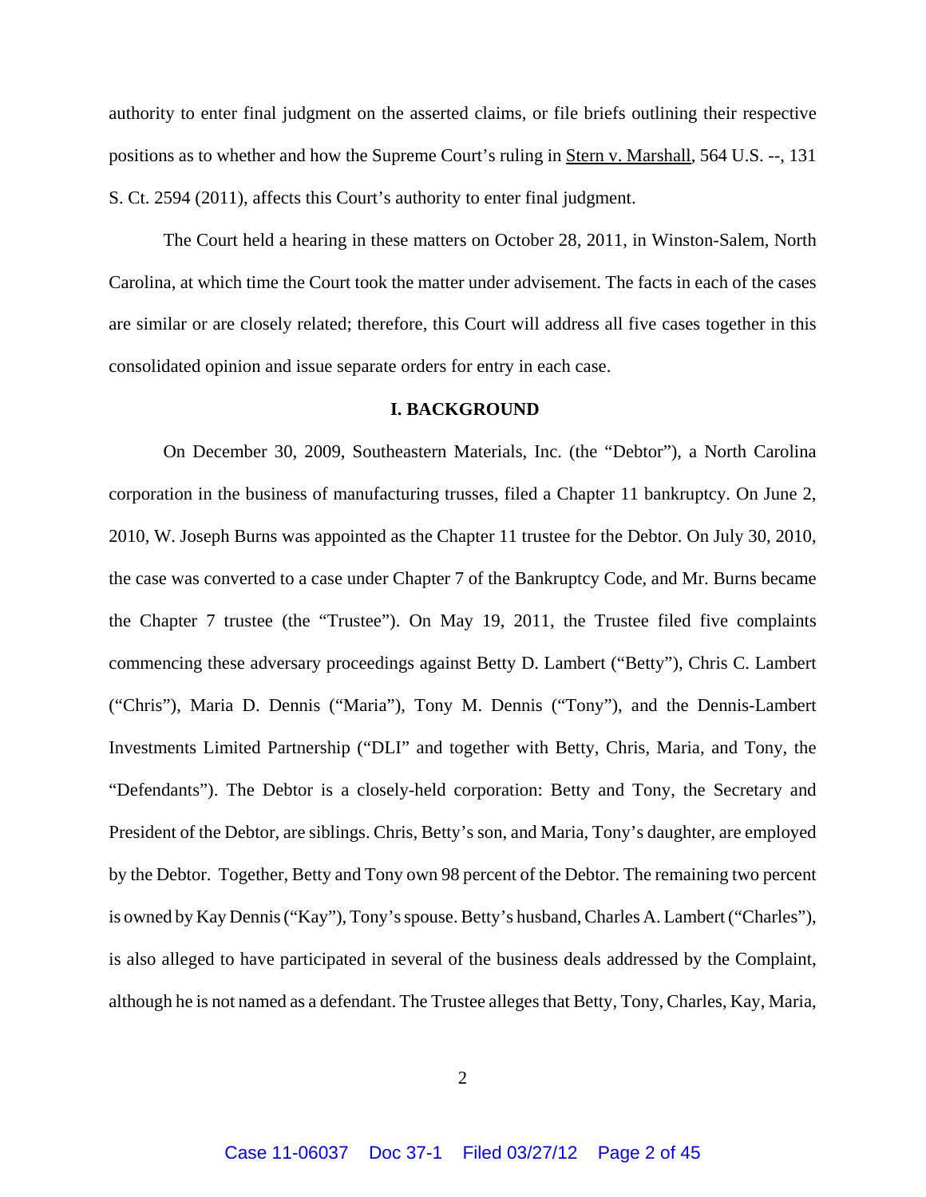authority to enter final judgment on the asserted claims, or file briefs outlining their respective positions as to whether and how the Supreme Court's ruling in Stern v. Marshall, 564 U.S. --, 131 S. Ct. 2594 (2011), affects this Court's authority to enter final judgment.

The Court held a hearing in these matters on October 28, 2011, in Winston-Salem, North Carolina, at which time the Court took the matter under advisement. The facts in each of the cases are similar or are closely related; therefore, this Court will address all five cases together in this consolidated opinion and issue separate orders for entry in each case.

## I. BACKGROUND

On December 30, 2009, Southeastern Materials, Inc. (the "Debtor"), a North Carolina corporation in the business of manufacturing trusses, filed a Chapter 11 bankruptcy. On June 2, 2010, W. Joseph Burns was appointed as the Chapter 11 trustee for the Debtor. On July 30, 2010, the case was converted to a case under Chapter 7 of the Bankruptcy Code, and Mr. Burns became the Chapter 7 trustee (the "Trustee"). On May 19, 2011, the Trustee filed five complaints commencing these adversary proceedings against Betty D. Lambert ("Betty"), Chris C. Lambert ("Chris"), Maria D. Dennis ("Maria"), Tony M. Dennis ("Tony"), and the Dennis-Lambert Investments Limited Partnership ("DLI" and together with Betty, Chris, Maria, and Tony, the "Defendants"). The Debtor is a closely-held corporation: Betty and Tony, the Secretary and President of the Debtor, are siblings. Chris, Betty's son, and Maria, Tony's daughter, are employed by the Debtor. Together, Betty and Tony own 98 percent of the Debtor. The remaining two percent is owned by Kay Dennis ("Kay"), Tony's spouse. Betty's husband, Charles A. Lambert ("Charles"), is also alleged to have participated in several of the business deals addressed by the Complaint, although he is not named as a defendant. The Trustee alleges that Betty, Tony, Charles, Kay, Maria,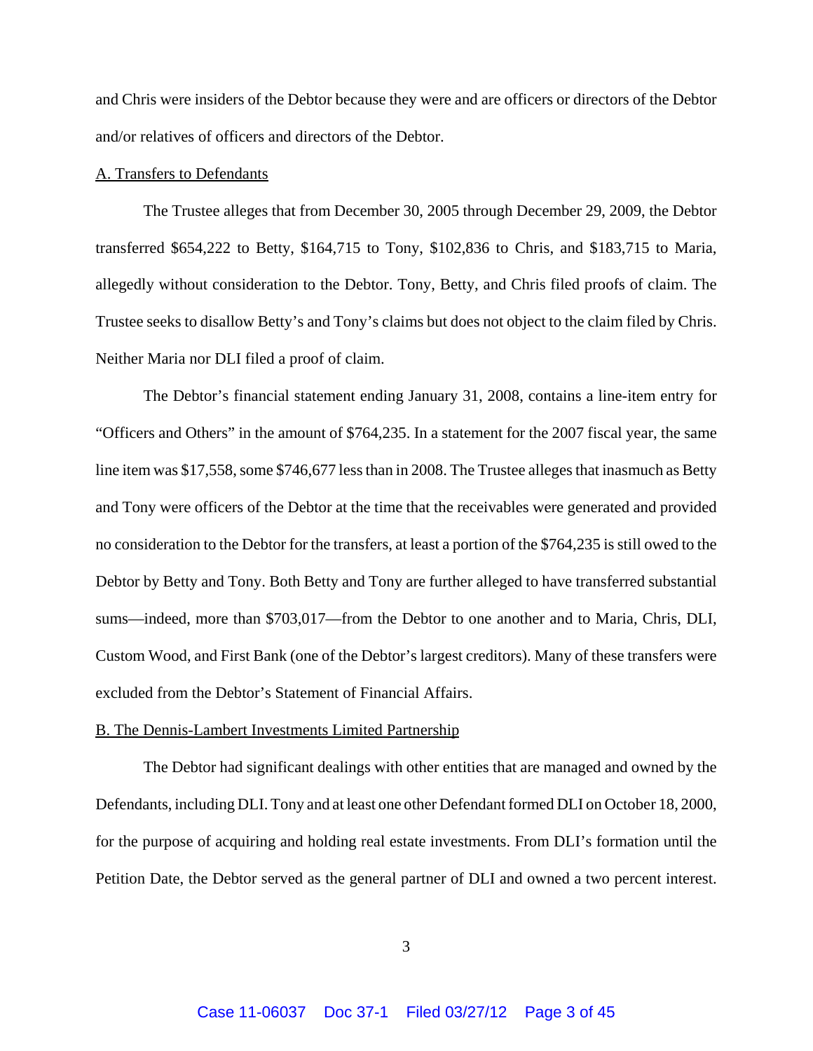and Chris were insiders of the Debtor because they were and are officers or directors of the Debtor and/or relatives of officers and directors of the Debtor.

A. Transfers to Defendants

The Trustee alleges that from December 30, 2005 through December 29, 2009, the Debtor transferred $654,222 to Betty, $164,715 to Tony, $102,836 to Chris, and $183,715 to Maria, allegedly without consideration to the Debtor. Tony, Betty, and Chris filed proofs of claim. The Trustee seeks to disallow Betty's and Tony's claims but does not object to the claim filed by Chris. Neither Maria nor DLI filed a proof of claim.

The Debtor's financial statement ending January 31, 2008, contains a line-item entry for "Officers and Others" in the amount of $764,235. In a statement for the 2007 fiscal year, the same line item was $17,558, some $746,677 less than in 2008. The Trustee alleges that inasmuch as Betty and Tony were officers of the Debtor at the time that the receivables were generated and provided no consideration to the Debtor for the transfers, at least a portion of the $764,235 is still owed to the Debtor by Betty and Tony. Both Betty and Tony are further alleged to have transferred substantial sums—indeed, more than $703,017—from the Debtor to one another and to Maria, Chris, DLI, Custom Wood, and First Bank (one of the Debtor's largest creditors). Many of these transfers were excluded from the Debtor's Statement of Financial Affairs.

B. The Dennis-Lambert Investments Limited Partnership

The Debtor had significant dealings with other entities that are managed and owned by the Defendants, including DLI. Tony and at least one other Defendant formed DLI on October 18, 2000, for the purpose of acquiring and holding real estate investments. From DLI's formation until the Petition Date, the Debtor served as the general partner of DLI and owned a two percent interest.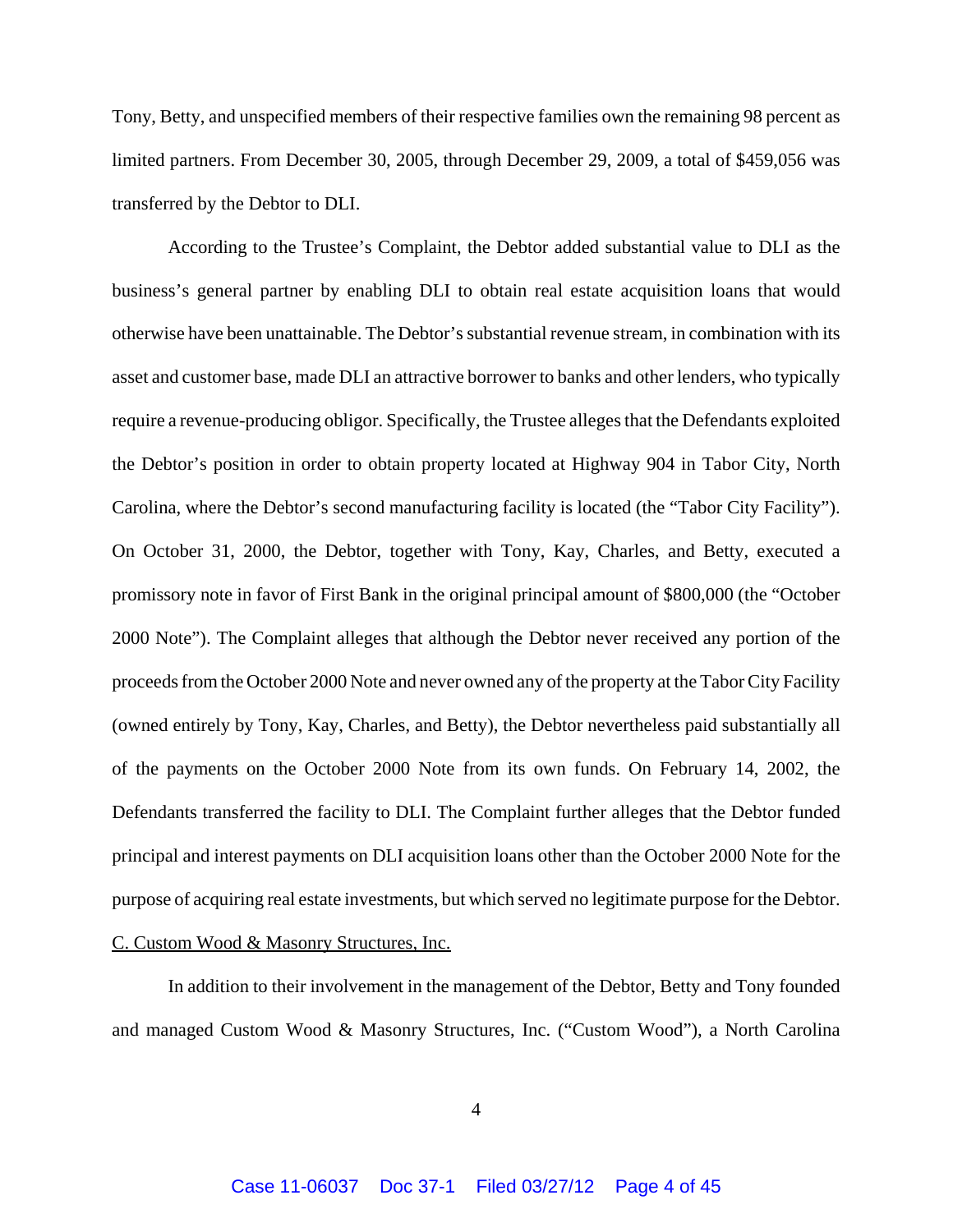Tony, Betty, and unspecified members of their respective families own the remaining 98 percent as limited partners. From December 30, 2005, through December 29, 2009, a total of $459,056 was transferred by the Debtor to DLI.

According to the Trustee's Complaint, the Debtor added substantial value to DLI as the business's general partner by enabling DLI to obtain real estate acquisition loans that would otherwise have been unattainable. The Debtor's substantial revenue stream, in combination with its asset and customer base, made DLI an attractive borrower to banks and other lenders, who typically require a revenue-producing obligor. Specifically, the Trustee alleges that the Defendants exploited the Debtor's position in order to obtain property located at Highway 904 in Tabor City, North Carolina, where the Debtor's second manufacturing facility is located (the "Tabor City Facility"). On October 31, 2000, the Debtor, together with Tony, Kay, Charles, and Betty, executed a promissory note in favor of First Bank in the original principal amount of $800,000 (the "October 2000 Note"). The Complaint alleges that although the Debtor never received any portion of the proceeds from the October 2000 Note and never owned any of the property at the Tabor City Facility (owned entirely by Tony, Kay, Charles, and Betty), the Debtor nevertheless paid substantially all of the payments on the October 2000 Note from its own funds. On February 14, 2002, the Defendants transferred the facility to DLI. The Complaint further alleges that the Debtor funded principal and interest payments on DLI acquisition loans other than the October 2000 Note for the purpose of acquiring real estate investments, but which served no legitimate purpose for the Debtor.

C. Custom Wood & Masonry Structures, Inc.

In addition to their involvement in the management of the Debtor, Betty and Tony founded and managed Custom Wood & Masonry Structures, Inc. ("Custom Wood"), a North Carolina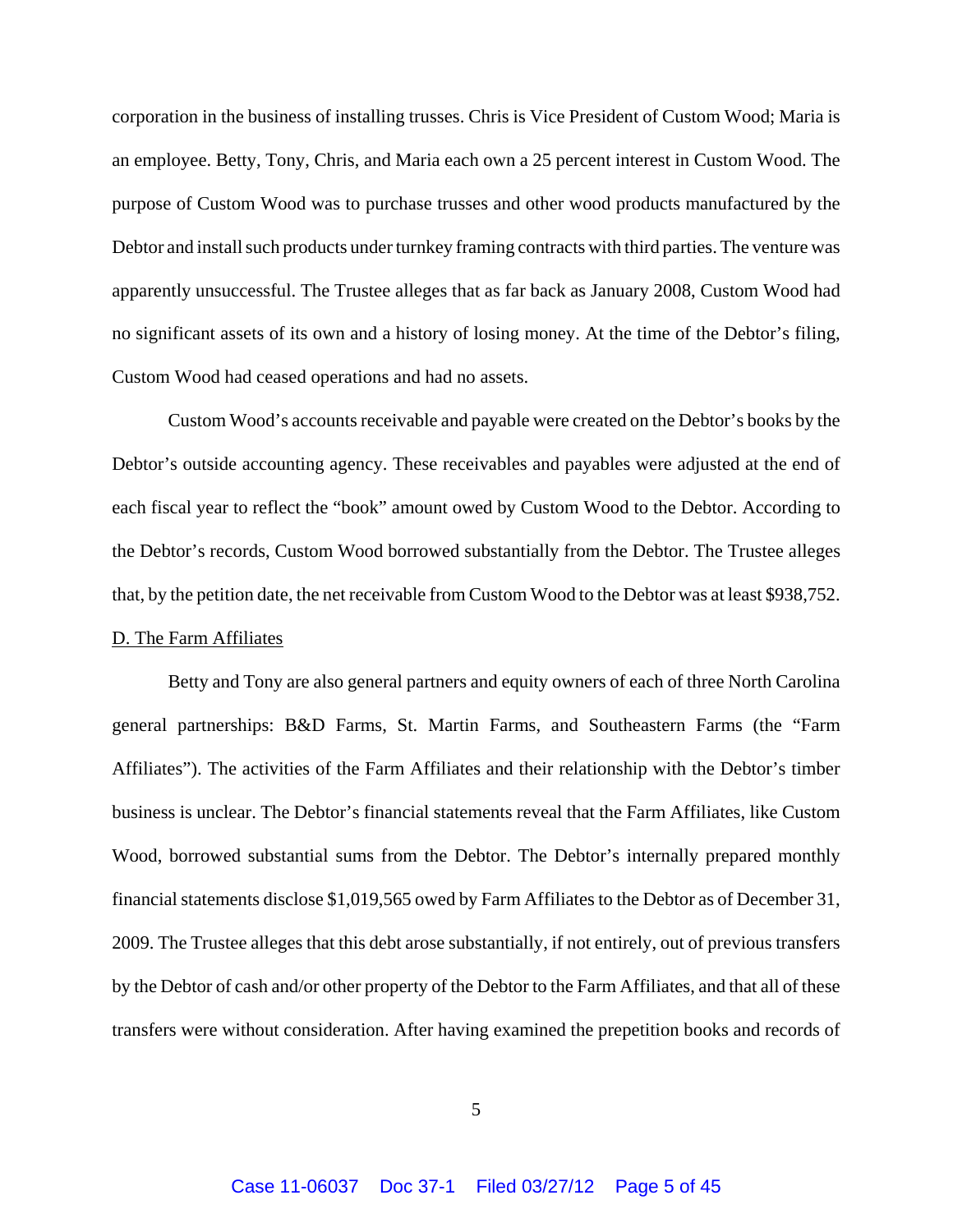corporation in the business of installing trusses. Chris is Vice President of Custom Wood; Maria is an employee. Betty, Tony, Chris, and Maria each own a 25 percent interest in Custom Wood. The purpose of Custom Wood was to purchase trusses and other wood products manufactured by the Debtor and install such products under turnkey framing contracts with third parties. The venture was apparently unsuccessful. The Trustee alleges that as far back as January 2008, Custom Wood had no significant assets of its own and a history of losing money. At the time of the Debtor's filing, Custom Wood had ceased operations and had no assets.

Custom Wood's accounts receivable and payable were created on the Debtor's books by the Debtor's outside accounting agency. These receivables and payables were adjusted at the end of each fiscal year to reflect the "book" amount owed by Custom Wood to the Debtor. According to the Debtor's records, Custom Wood borrowed substantially from the Debtor. The Trustee alleges that, by the petition date, the net receivable from Custom Wood to the Debtor was at least $938,752.

D. The Farm Affiliates

Betty and Tony are also general partners and equity owners of each of three North Carolina general partnerships: B&D Farms, St. Martin Farms, and Southeastern Farms (the "Farm Affiliates"). The activities of the Farm Affiliates and their relationship with the Debtor's timber business is unclear. The Debtor's financial statements reveal that the Farm Affiliates, like Custom Wood, borrowed substantial sums from the Debtor. The Debtor's internally prepared monthly financial statements disclose $1,019,565 owed by Farm Affiliates to the Debtor as of December 31, 2009. The Trustee alleges that this debt arose substantially, if not entirely, out of previous transfers by the Debtor of cash and/or other property of the Debtor to the Farm Affiliates, and that all of these transfers were without consideration. After having examined the prepetition books and records of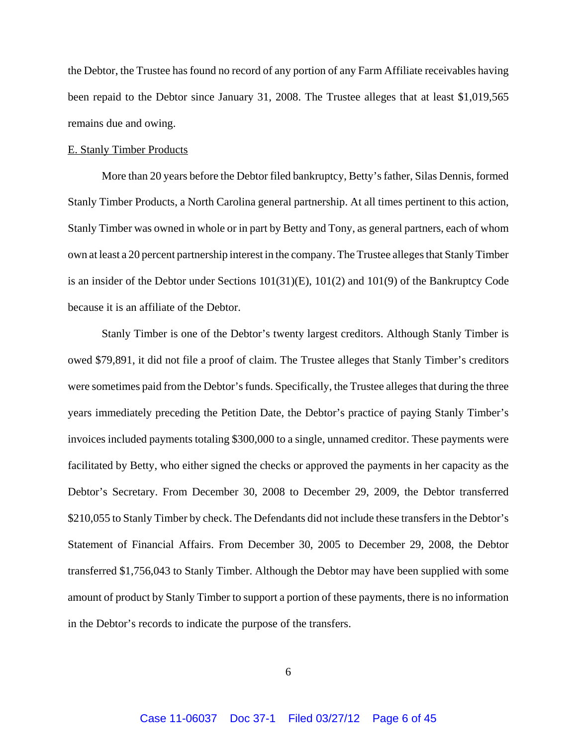the Debtor, the Trustee has found no record of any portion of any Farm Affiliate receivables having been repaid to the Debtor since January 31, 2008. The Trustee alleges that at least $1,019,565 remains due and owing.

E. Stanly Timber Products

More than 20 years before the Debtor filed bankruptcy, Betty's father, Silas Dennis, formed Stanly Timber Products, a North Carolina general partnership. At all times pertinent to this action, Stanly Timber was owned in whole or in part by Betty and Tony, as general partners, each of whom own at least a 20 percent partnership interest in the company. The Trustee alleges that Stanly Timber is an insider of the Debtor under Sections 101(31)(E), 101(2) and 101(9) of the Bankruptcy Code because it is an affiliate of the Debtor.

Stanly Timber is one of the Debtor's twenty largest creditors. Although Stanly Timber is owed $79,891, it did not file a proof of claim. The Trustee alleges that Stanly Timber's creditors were sometimes paid from the Debtor's funds. Specifically, the Trustee alleges that during the three years immediately preceding the Petition Date, the Debtor's practice of paying Stanly Timber's invoices included payments totaling $300,000 to a single, unnamed creditor. These payments were facilitated by Betty, who either signed the checks or approved the payments in her capacity as the Debtor's Secretary. From December 30, 2008 to December 29, 2009, the Debtor transferred $210,055 to Stanly Timber by check. The Defendants did not include these transfers in the Debtor's Statement of Financial Affairs. From December 30, 2005 to December 29, 2008, the Debtor transferred $1,756,043 to Stanly Timber. Although the Debtor may have been supplied with some amount of product by Stanly Timber to support a portion of these payments, there is no information in the Debtor's records to indicate the purpose of the transfers.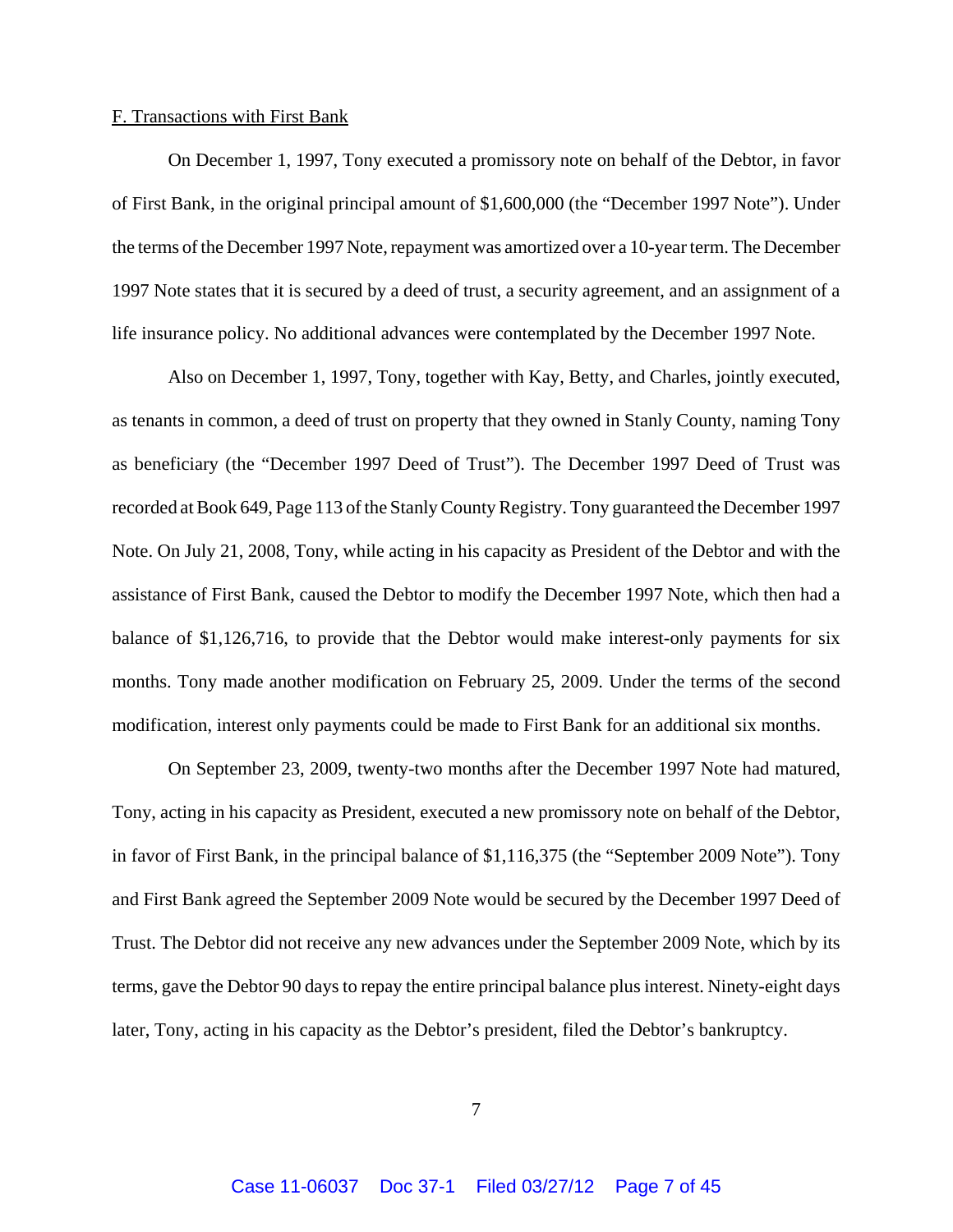F. Transactions with First Bank

On December 1, 1997, Tony executed a promissory note on behalf of the Debtor, in favor of First Bank, in the original principal amount of $1,600,000 (the "December 1997 Note"). Under the terms of the December 1997 Note, repayment was amortized over a 10-year term. The December 1997 Note states that it is secured by a deed of trust, a security agreement, and an assignment of a life insurance policy. No additional advances were contemplated by the December 1997 Note.

Also on December 1, 1997, Tony, together with Kay, Betty, and Charles, jointly executed, as tenants in common, a deed of trust on property that they owned in Stanly County, naming Tony as beneficiary (the "December 1997 Deed of Trust"). The December 1997 Deed of Trust was recorded at Book 649, Page 113 of the Stanly County Registry. Tony guaranteed the December 1997 Note. On July 21, 2008, Tony, while acting in his capacity as President of the Debtor and with the assistance of First Bank, caused the Debtor to modify the December 1997 Note, which then had a balance of $1,126,716, to provide that the Debtor would make interest-only payments for six months. Tony made another modification on February 25, 2009. Under the terms of the second modification, interest only payments could be made to First Bank for an additional six months.

On September 23, 2009, twenty-two months after the December 1997 Note had matured, Tony, acting in his capacity as President, executed a new promissory note on behalf of the Debtor, in favor of First Bank, in the principal balance of $1,116,375 (the "September 2009 Note"). Tony and First Bank agreed the September 2009 Note would be secured by the December 1997 Deed of Trust. The Debtor did not receive any new advances under the September 2009 Note, which by its terms, gave the Debtor 90 days to repay the entire principal balance plus interest. Ninety-eight days later, Tony, acting in his capacity as the Debtor's president, filed the Debtor's bankruptcy.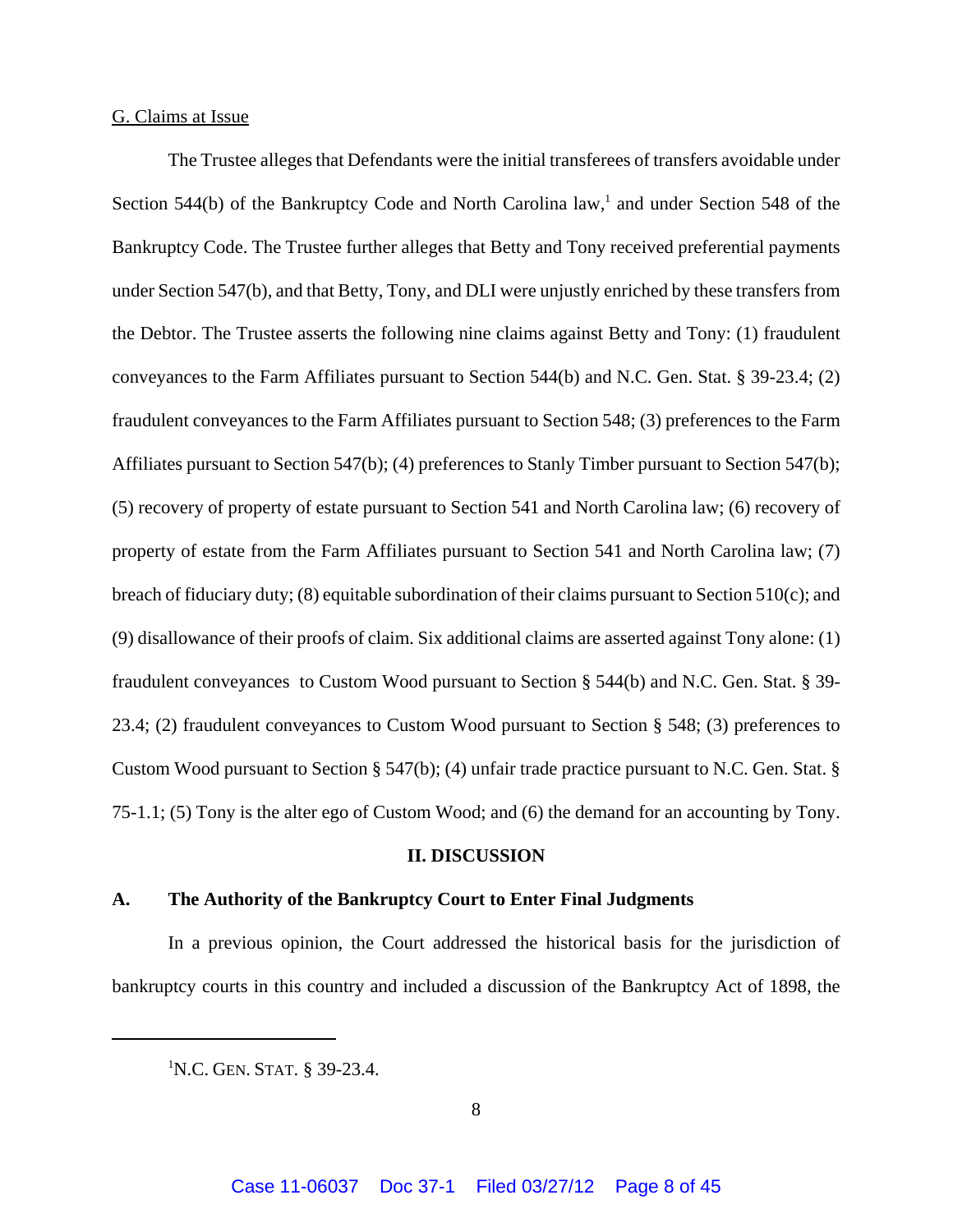G. Claims at Issue

The Trustee alleges that Defendants were the initial transferees of transfers avoidable under Section 544(b) of the Bankruptcy Code and North Carolina law,[1] and under Section 548 of the Bankruptcy Code. The Trustee further alleges that Betty and Tony received preferential payments under Section 547(b), and that Betty, Tony, and DLI were unjustly enriched by these transfers from the Debtor. The Trustee asserts the following nine claims against Betty and Tony: (1) fraudulent conveyances to the Farm Affiliates pursuant to Section 544(b) and N.C. Gen. Stat. § 39-23.4; (2) fraudulent conveyances to the Farm Affiliates pursuant to Section 548; (3) preferences to the Farm Affiliates pursuant to Section 547(b); (4) preferences to Stanly Timber pursuant to Section 547(b); (5) recovery of property of estate pursuant to Section 541 and North Carolina law; (6) recovery of property of estate from the Farm Affiliates pursuant to Section 541 and North Carolina law; (7) breach of fiduciary duty; (8) equitable subordination of their claims pursuant to Section 510(c); and (9) disallowance of their proofs of claim. Six additional claims are asserted against Tony alone: (1) fraudulent conveyances to Custom Wood pursuant to Section § 544(b) and N.C. Gen. Stat. § 39-23.4; (2) fraudulent conveyances to Custom Wood pursuant to Section § 548; (3) preferences to Custom Wood pursuant to Section § 547(b); (4) unfair trade practice pursuant to N.C. Gen. Stat. § 75-1.1; (5) Tony is the alter ego of Custom Wood; and (6) the demand for an accounting by Tony.

## II. DISCUSSION

### A. The Authority of the Bankruptcy Court to Enter Final Judgments

In a previous opinion, the Court addressed the historical basis for the jurisdiction of bankruptcy courts in this country and included a discussion of the Bankruptcy Act of 1898, the

[1] N.C. GEN. STAT. § 39-23.4.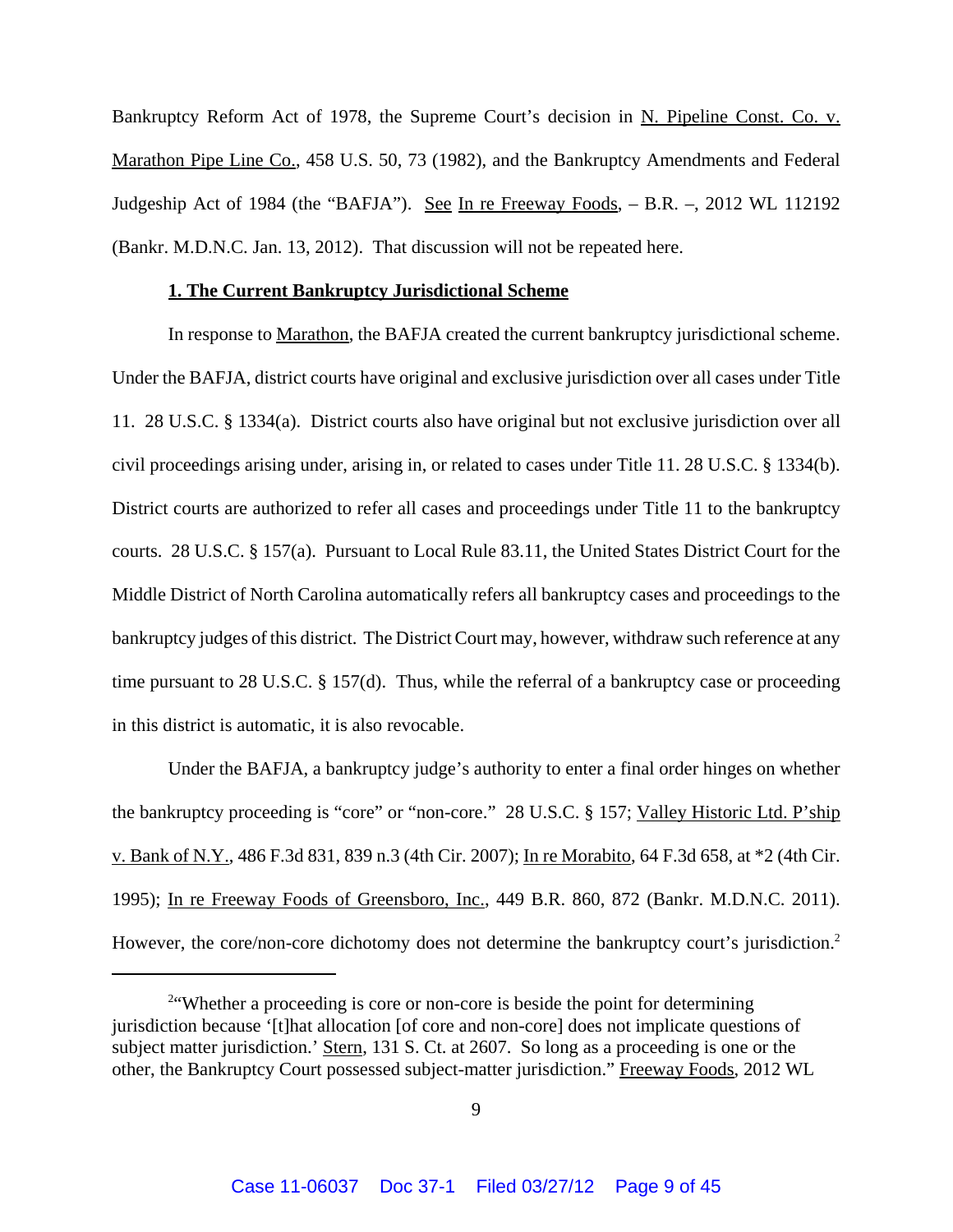Bankruptcy Reform Act of 1978, the Supreme Court's decision in N. Pipeline Const. Co. v. Marathon Pipe Line Co., 458 U.S. 50, 73 (1982), and the Bankruptcy Amendments and Federal Judgeship Act of 1984 (the "BAFJA"). See In re Freeway Foods, – B.R. –, 2012 WL 112192 (Bankr. M.D.N.C. Jan. 13, 2012). That discussion will not be repeated here.

**1. The Current Bankruptcy Jurisdictional Scheme**

In response to Marathon, the BAFJA created the current bankruptcy jurisdictional scheme. Under the BAFJA, district courts have original and exclusive jurisdiction over all cases under Title 11. 28 U.S.C. § 1334(a). District courts also have original but not exclusive jurisdiction over all civil proceedings arising under, arising in, or related to cases under Title 11. 28 U.S.C. § 1334(b). District courts are authorized to refer all cases and proceedings under Title 11 to the bankruptcy courts. 28 U.S.C. § 157(a). Pursuant to Local Rule 83.11, the United States District Court for the Middle District of North Carolina automatically refers all bankruptcy cases and proceedings to the bankruptcy judges of this district. The District Court may, however, withdraw such reference at any time pursuant to 28 U.S.C. § 157(d). Thus, while the referral of a bankruptcy case or proceeding in this district is automatic, it is also revocable.

Under the BAFJA, a bankruptcy judge's authority to enter a final order hinges on whether the bankruptcy proceeding is "core" or "non-core." 28 U.S.C. § 157; Valley Historic Ltd. P'ship v. Bank of N.Y., 486 F.3d 831, 839 n.3 (4th Cir. 2007); In re Morabito, 64 F.3d 658, at *2 (4th Cir. 1995); In re Freeway Foods of Greensboro, Inc., 449 B.R. 860, 872 (Bankr. M.D.N.C. 2011). However, the core/non-core dichotomy does not determine the bankruptcy court's jurisdiction.[2]

---

[2] "Whether a proceeding is core or non-core is beside the point for determining jurisdiction because '[t]hat allocation [of core and non-core] does not implicate questions of subject matter jurisdiction.' Stern, 131 S. Ct. at 2607. So long as a proceeding is one or the other, the Bankruptcy Court possessed subject-matter jurisdiction." Freeway Foods, 2012 WL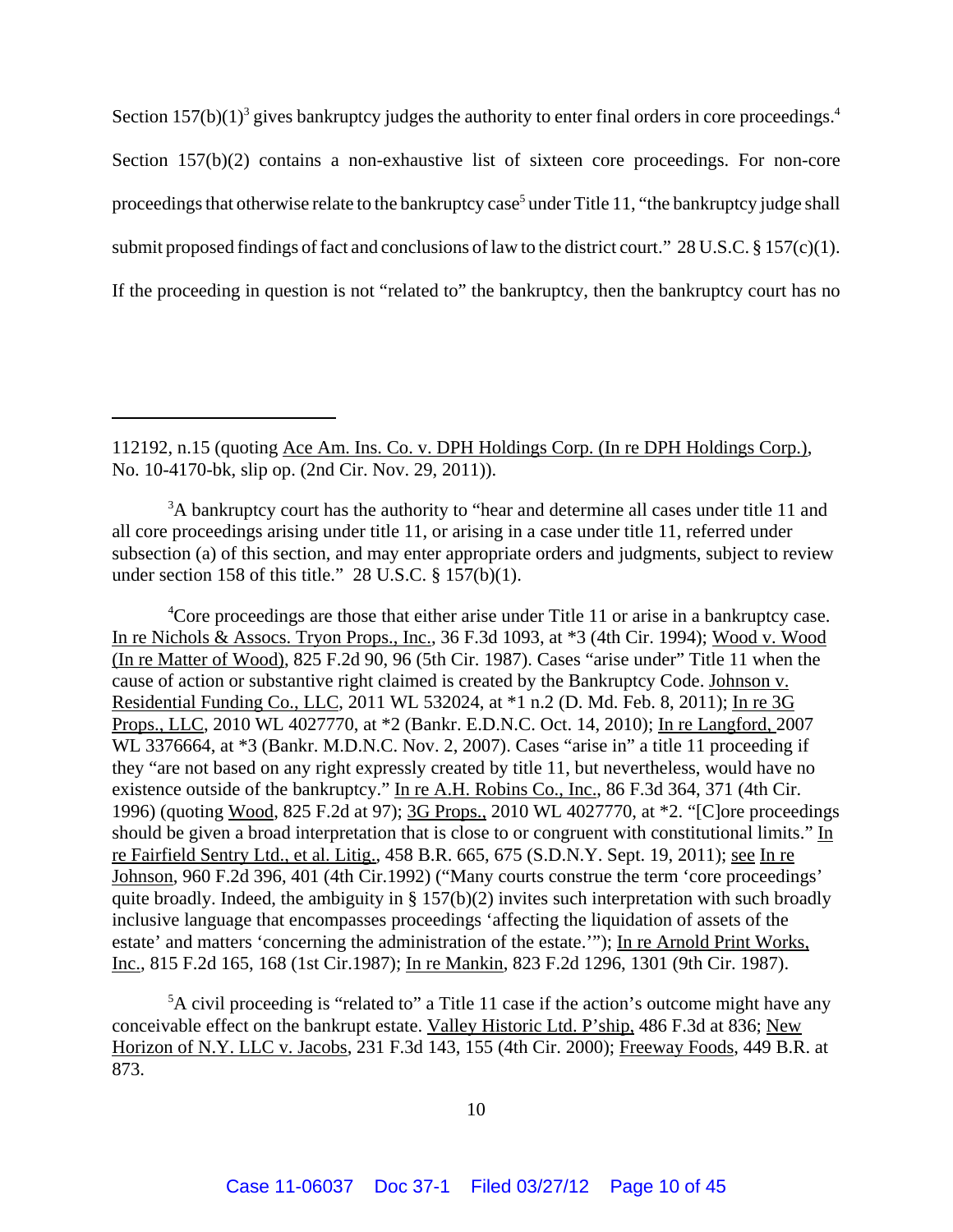Section 157(b)(1)[3] gives bankruptcy judges the authority to enter final orders in core proceedings.[4] Section 157(b)(2) contains a non-exhaustive list of sixteen core proceedings. For non-core proceedings that otherwise relate to the bankruptcy case[5] under Title 11, "the bankruptcy judge shall submit proposed findings of fact and conclusions of law to the district court." 28 U.S.C. § 157(c)(1). If the proceeding in question is not "related to" the bankruptcy, then the bankruptcy court has no

---

112192, n.15 (quoting Ace Am. Ins. Co. v. DPH Holdings Corp. (In re DPH Holdings Corp.), No. 10-4170-bk, slip op. (2nd Cir. Nov. 29, 2011)).

[3]A bankruptcy court has the authority to "hear and determine all cases under title 11 and all core proceedings arising under title 11, or arising in a case under title 11, referred under subsection (a) of this section, and may enter appropriate orders and judgments, subject to review under section 158 of this title." 28 U.S.C. § 157(b)(1).

[4]Core proceedings are those that either arise under Title 11 or arise in a bankruptcy case. In re Nichols & Assocs. Tryon Props., Inc., 36 F.3d 1093, at *3 (4th Cir. 1994); Wood v. Wood (In re Matter of Wood), 825 F.2d 90, 96 (5th Cir. 1987). Cases "arise under" Title 11 when the cause of action or substantive right claimed is created by the Bankruptcy Code. Johnson v. Residential Funding Co., LLC, 2011 WL 532024, at *1 n.2 (D. Md. Feb. 8, 2011); In re 3G Props., LLC, 2010 WL 4027770, at *2 (Bankr. E.D.N.C. Oct. 14, 2010); In re Langford, 2007 WL 3376664, at *3 (Bankr. M.D.N.C. Nov. 2, 2007). Cases "arise in" a title 11 proceeding if they "are not based on any right expressly created by title 11, but nevertheless, would have no existence outside of the bankruptcy." In re A.H. Robins Co., Inc., 86 F.3d 364, 371 (4th Cir. 1996) (quoting Wood, 825 F.2d at 97); 3G Props., 2010 WL 4027770, at *2. "[C]ore proceedings should be given a broad interpretation that is close to or congruent with constitutional limits." In re Fairfield Sentry Ltd., et al. Litig., 458 B.R. 665, 675 (S.D.N.Y. Sept. 19, 2011); see In re Johnson, 960 F.2d 396, 401 (4th Cir.1992) ("Many courts construe the term 'core proceedings' quite broadly. Indeed, the ambiguity in § 157(b)(2) invites such interpretation with such broadly inclusive language that encompasses proceedings 'affecting the liquidation of assets of the estate' and matters 'concerning the administration of the estate.'"); In re Arnold Print Works, Inc., 815 F.2d 165, 168 (1st Cir.1987); In re Mankin, 823 F.2d 1296, 1301 (9th Cir. 1987).

[5]A civil proceeding is "related to" a Title 11 case if the action's outcome might have any conceivable effect on the bankrupt estate. Valley Historic Ltd. P'ship, 486 F.3d at 836; New Horizon of N.Y. LLC v. Jacobs, 231 F.3d 143, 155 (4th Cir. 2000); Freeway Foods, 449 B.R. at 873.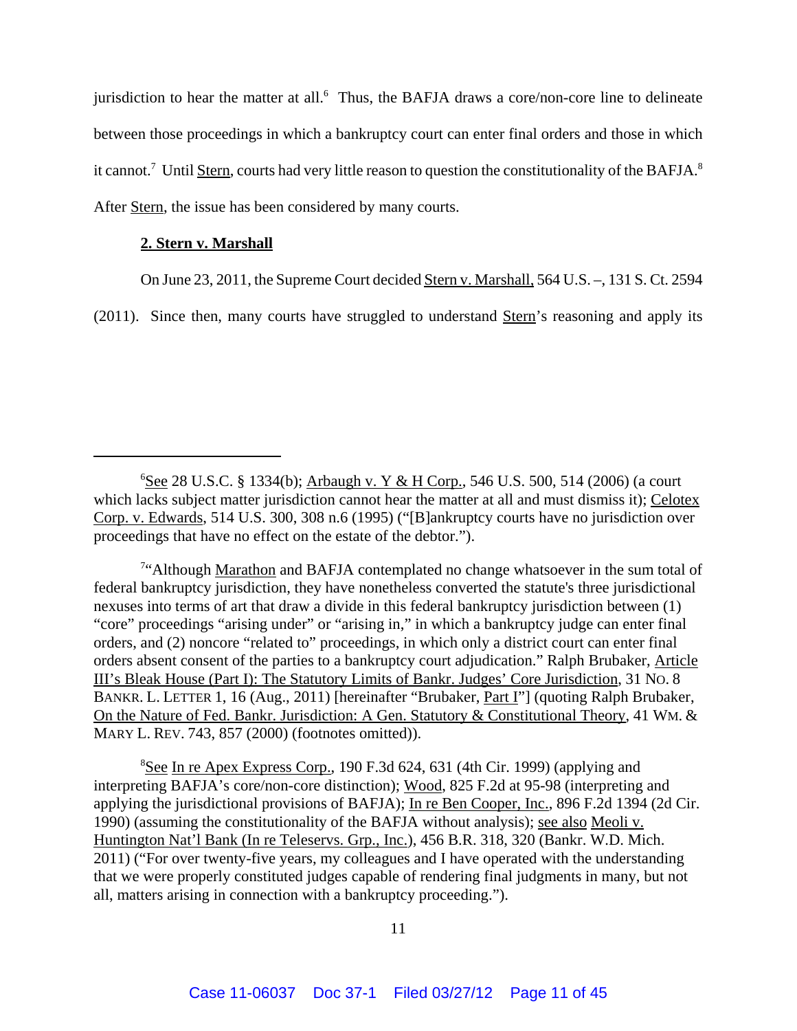jurisdiction to hear the matter at all.[6] Thus, the BAFJA draws a core/non-core line to delineate between those proceedings in which a bankruptcy court can enter final orders and those in which it cannot.[7] Until Stern, courts had very little reason to question the constitutionality of the BAFJA.[8] After Stern, the issue has been considered by many courts.

### 2. Stern v. Marshall

On June 23, 2011, the Supreme Court decided Stern v. Marshall, 564 U.S. –, 131 S. Ct. 2594 (2011). Since then, many courts have struggled to understand Stern's reasoning and apply its

---

[6] See 28 U.S.C. § 1334(b); Arbaugh v. Y & H Corp., 546 U.S. 500, 514 (2006) (a court which lacks subject matter jurisdiction cannot hear the matter at all and must dismiss it); Celotex Corp. v. Edwards, 514 U.S. 300, 308 n.6 (1995) ("[B]ankruptcy courts have no jurisdiction over proceedings that have no effect on the estate of the debtor.").

[7] "Although Marathon and BAFJA contemplated no change whatsoever in the sum total of federal bankruptcy jurisdiction, they have nonetheless converted the statute's three jurisdictional nexuses into terms of art that draw a divide in this federal bankruptcy jurisdiction between (1) "core" proceedings "arising under" or "arising in," in which a bankruptcy judge can enter final orders, and (2) noncore "related to" proceedings, in which only a district court can enter final orders absent consent of the parties to a bankruptcy court adjudication." Ralph Brubaker, Article III's Bleak House (Part I): The Statutory Limits of Bankr. Judges' Core Jurisdiction, 31 No. 8 Bankr. L. Letter 1, 16 (Aug., 2011) [hereinafter "Brubaker, Part I"] (quoting Ralph Brubaker, On the Nature of Fed. Bankr. Jurisdiction: A Gen. Statutory & Constitutional Theory, 41 Wm. & Mary L. Rev. 743, 857 (2000) (footnotes omitted)).

[8] See In re Apex Express Corp., 190 F.3d 624, 631 (4th Cir. 1999) (applying and interpreting BAFJA's core/non-core distinction); Wood, 825 F.2d at 95-98 (interpreting and applying the jurisdictional provisions of BAFJA); In re Ben Cooper, Inc., 896 F.2d 1394 (2d Cir. 1990) (assuming the constitutionality of the BAFJA without analysis); see also Meoli v. Huntington Nat'l Bank (In re Teleservs. Grp., Inc.), 456 B.R. 318, 320 (Bankr. W.D. Mich. 2011) ("For over twenty-five years, my colleagues and I have operated with the understanding that we were properly constituted judges capable of rendering final judgments in many, but not all, matters arising in connection with a bankruptcy proceeding.").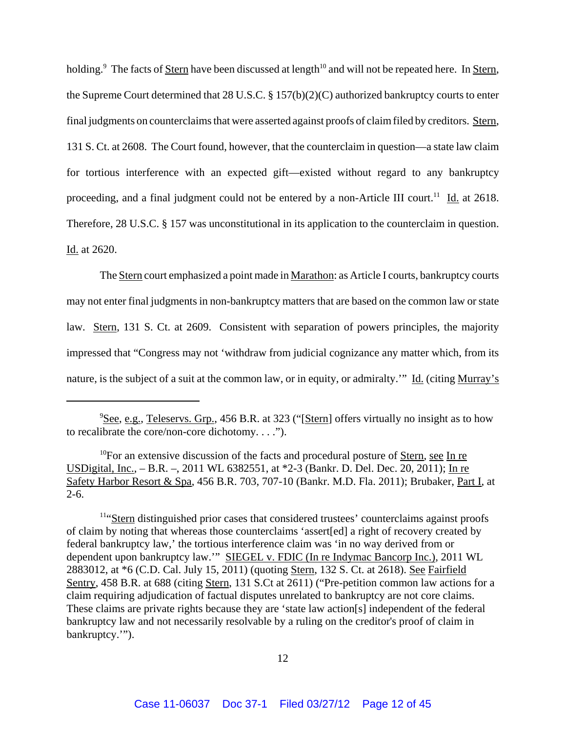holding.[9] The facts of Stern have been discussed at length[10] and will not be repeated here. In Stern, the Supreme Court determined that 28 U.S.C. § 157(b)(2)(C) authorized bankruptcy courts to enter final judgments on counterclaims that were asserted against proofs of claim filed by creditors. Stern, 131 S. Ct. at 2608. The Court found, however, that the counterclaim in question—a state law claim for tortious interference with an expected gift—existed without regard to any bankruptcy proceeding, and a final judgment could not be entered by a non-Article III court.[11] Id. at 2618. Therefore, 28 U.S.C. § 157 was unconstitutional in its application to the counterclaim in question. Id. at 2620.

The Stern court emphasized a point made in Marathon: as Article I courts, bankruptcy courts may not enter final judgments in non-bankruptcy matters that are based on the common law or state law. Stern, 131 S. Ct. at 2609. Consistent with separation of powers principles, the majority impressed that "Congress may not 'withdraw from judicial cognizance any matter which, from its nature, is the subject of a suit at the common law, or in equity, or admiralty.'" Id. (citing Murray's

---

[9] See, e.g., Teleservs. Grp., 456 B.R. at 323 ("[Stern] offers virtually no insight as to how to recalibrate the core/non-core dichotomy. . . .").

[10] For an extensive discussion of the facts and procedural posture of Stern, see In re USDigital, Inc., – B.R. –, 2011 WL 6382551, at *2-3 (Bankr. D. Del. Dec. 20, 2011); In re Safety Harbor Resort & Spa, 456 B.R. 703, 707-10 (Bankr. M.D. Fla. 2011); Brubaker, Part I, at 2-6.

[11] "Stern distinguished prior cases that considered trustees' counterclaims against proofs of claim by noting that whereas those counterclaims 'assert[ed] a right of recovery created by federal bankruptcy law,' the tortious interference claim was 'in no way derived from or dependent upon bankruptcy law.'" SIEGEL v. FDIC (In re Indymac Bancorp Inc.), 2011 WL 2883012, at *6 (C.D. Cal. July 15, 2011) (quoting Stern, 132 S. Ct. at 2618). See Fairfield Sentry, 458 B.R. at 688 (citing Stern, 131 S.Ct at 2611) ("Pre-petition common law actions for a claim requiring adjudication of factual disputes unrelated to bankruptcy are not core claims. These claims are private rights because they are 'state law action[s] independent of the federal bankruptcy law and not necessarily resolvable by a ruling on the creditor's proof of claim in bankruptcy.'").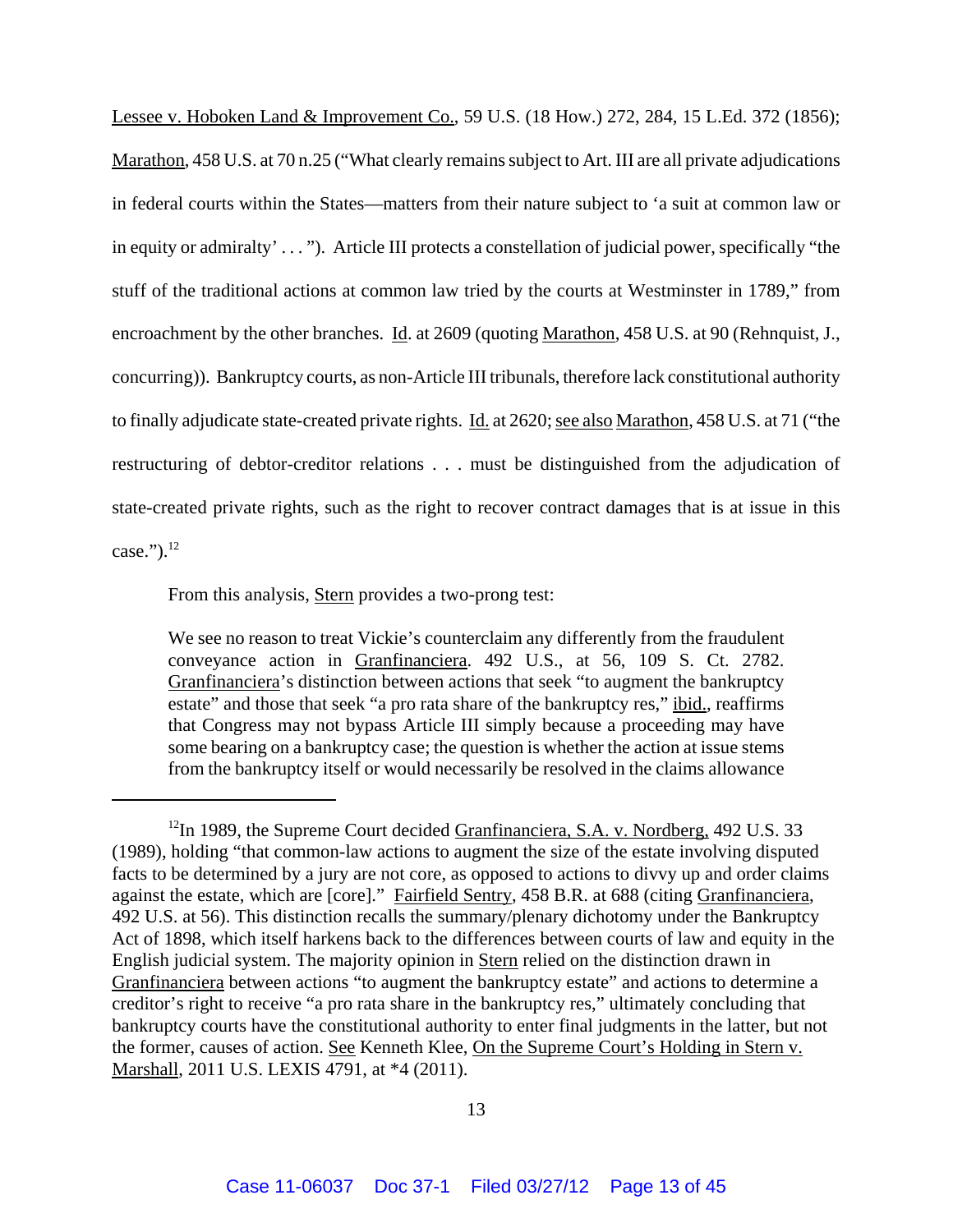Lessee v. Hoboken Land & Improvement Co., 59 U.S. (18 How.) 272, 284, 15 L.Ed. 372 (1856); Marathon, 458 U.S. at 70 n.25 ("What clearly remains subject to Art. III are all private adjudications in federal courts within the States—matters from their nature subject to 'a suit at common law or in equity or admiralty' . . . "). Article III protects a constellation of judicial power, specifically "the stuff of the traditional actions at common law tried by the courts at Westminster in 1789," from encroachment by the other branches. Id. at 2609 (quoting Marathon, 458 U.S. at 90 (Rehnquist, J., concurring)). Bankruptcy courts, as non-Article III tribunals, therefore lack constitutional authority to finally adjudicate state-created private rights. Id. at 2620; see also Marathon, 458 U.S. at 71 ("the restructuring of debtor-creditor relations . . . must be distinguished from the adjudication of state-created private rights, such as the right to recover contract damages that is at issue in this case.").[12]

From this analysis, Stern provides a two-prong test:

> We see no reason to treat Vickie's counterclaim any differently from the fraudulent conveyance action in Granfinanciera. 492 U.S., at 56, 109 S. Ct. 2782. Granfinanciera's distinction between actions that seek "to augment the bankruptcy estate" and those that seek "a pro rata share of the bankruptcy res," ibid., reaffirms that Congress may not bypass Article III simply because a proceeding may have some bearing on a bankruptcy case; the question is whether the action at issue stems from the bankruptcy itself or would necessarily be resolved in the claims allowance

---

[12] In 1989, the Supreme Court decided Granfinanciera, S.A. v. Nordberg, 492 U.S. 33 (1989), holding "that common-law actions to augment the size of the estate involving disputed facts to be determined by a jury are not core, as opposed to actions to divvy up and order claims against the estate, which are [core]." Fairfield Sentry, 458 B.R. at 688 (citing Granfinanciera, 492 U.S. at 56). This distinction recalls the summary/plenary dichotomy under the Bankruptcy Act of 1898, which itself harkens back to the differences between courts of law and equity in the English judicial system. The majority opinion in Stern relied on the distinction drawn in Granfinanciera between actions "to augment the bankruptcy estate" and actions to determine a creditor's right to receive "a pro rata share in the bankruptcy res," ultimately concluding that bankruptcy courts have the constitutional authority to enter final judgments in the latter, but not the former, causes of action. See Kenneth Klee, On the Supreme Court's Holding in Stern v. Marshall, 2011 U.S. LEXIS 4791, at *4 (2011).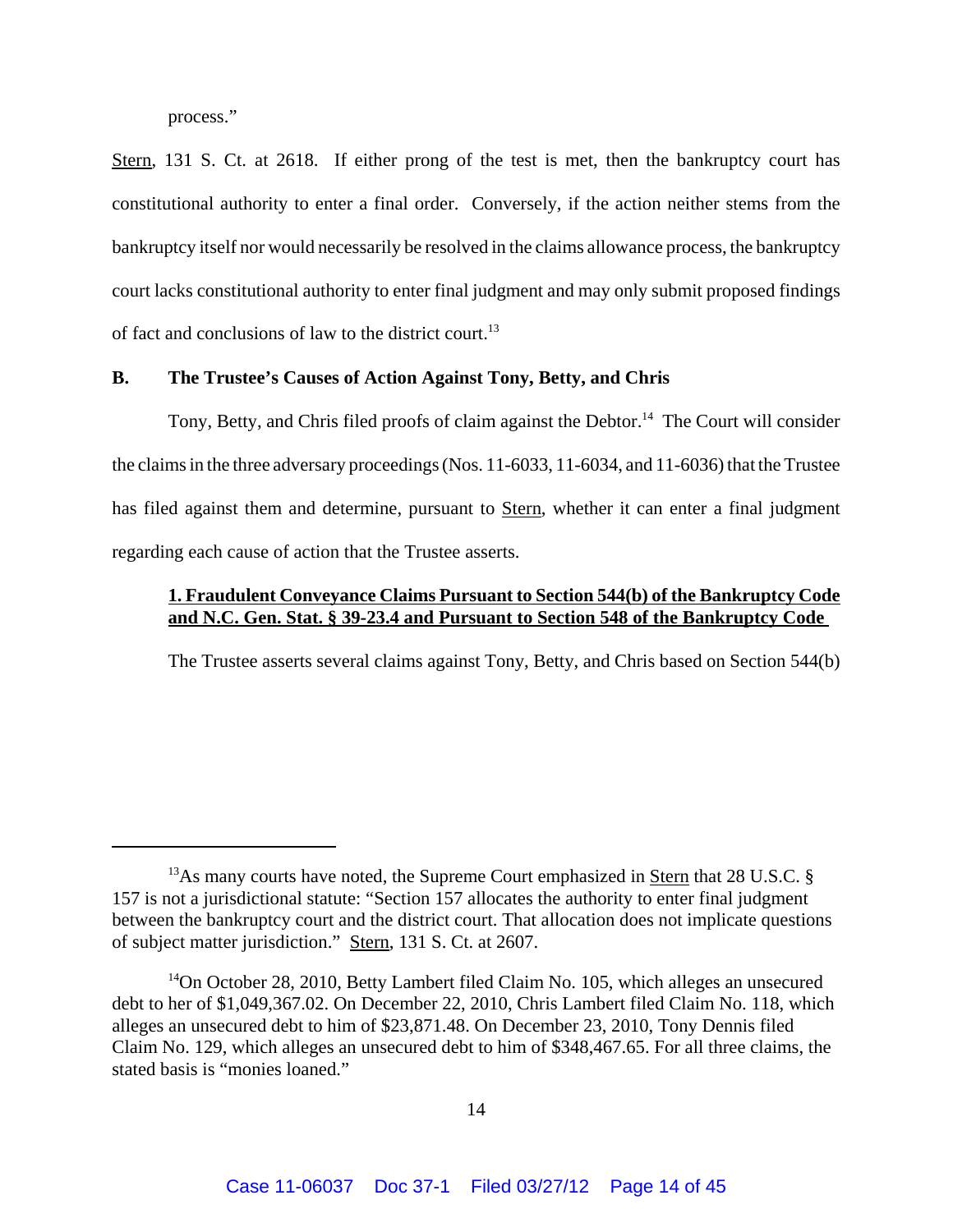process."

Stern, 131 S. Ct. at 2618. If either prong of the test is met, then the bankruptcy court has constitutional authority to enter a final order. Conversely, if the action neither stems from the bankruptcy itself nor would necessarily be resolved in the claims allowance process, the bankruptcy court lacks constitutional authority to enter final judgment and may only submit proposed findings of fact and conclusions of law to the district court.[13]

**B. The Trustee's Causes of Action Against Tony, Betty, and Chris**

Tony, Betty, and Chris filed proofs of claim against the Debtor.[14] The Court will consider the claims in the three adversary proceedings (Nos. 11-6033, 11-6034, and 11-6036) that the Trustee has filed against them and determine, pursuant to Stern, whether it can enter a final judgment regarding each cause of action that the Trustee asserts.

**1. Fraudulent Conveyance Claims Pursuant to Section 544(b) of the Bankruptcy Code and N.C. Gen. Stat. § 39-23.4 and Pursuant to Section 548 of the Bankruptcy Code**

The Trustee asserts several claims against Tony, Betty, and Chris based on Section 544(b)

---

[13] As many courts have noted, the Supreme Court emphasized in Stern that 28 U.S.C. § 157 is not a jurisdictional statute: "Section 157 allocates the authority to enter final judgment between the bankruptcy court and the district court. That allocation does not implicate questions of subject matter jurisdiction." Stern, 131 S. Ct. at 2607.

[14] On October 28, 2010, Betty Lambert filed Claim No. 105, which alleges an unsecured debt to her of $1,049,367.02. On December 22, 2010, Chris Lambert filed Claim No. 118, which alleges an unsecured debt to him of $23,871.48. On December 23, 2010, Tony Dennis filed Claim No. 129, which alleges an unsecured debt to him of $348,467.65. For all three claims, the stated basis is "monies loaned."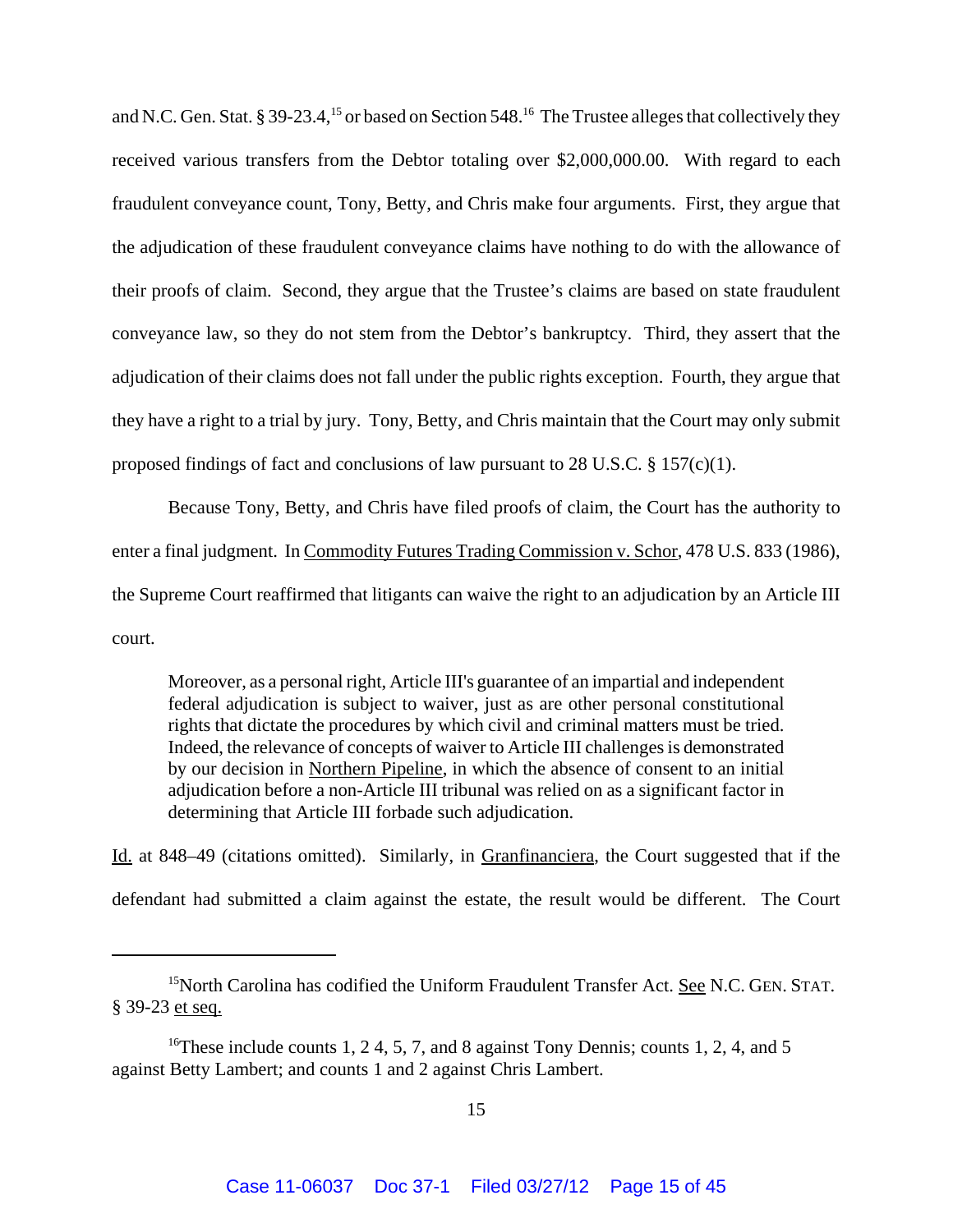and N.C. Gen. Stat. § 39-23.4,[15] or based on Section 548.[16] The Trustee alleges that collectively they received various transfers from the Debtor totaling over $2,000,000.00. With regard to each fraudulent conveyance count, Tony, Betty, and Chris make four arguments. First, they argue that the adjudication of these fraudulent conveyance claims have nothing to do with the allowance of their proofs of claim. Second, they argue that the Trustee's claims are based on state fraudulent conveyance law, so they do not stem from the Debtor's bankruptcy. Third, they assert that the adjudication of their claims does not fall under the public rights exception. Fourth, they argue that they have a right to a trial by jury. Tony, Betty, and Chris maintain that the Court may only submit proposed findings of fact and conclusions of law pursuant to 28 U.S.C. § 157(c)(1).

Because Tony, Betty, and Chris have filed proofs of claim, the Court has the authority to enter a final judgment. In Commodity Futures Trading Commission v. Schor, 478 U.S. 833 (1986), the Supreme Court reaffirmed that litigants can waive the right to an adjudication by an Article III court.

> Moreover, as a personal right, Article III's guarantee of an impartial and independent federal adjudication is subject to waiver, just as are other personal constitutional rights that dictate the procedures by which civil and criminal matters must be tried. Indeed, the relevance of concepts of waiver to Article III challenges is demonstrated by our decision in Northern Pipeline, in which the absence of consent to an initial adjudication before a non-Article III tribunal was relied on as a significant factor in determining that Article III forbade such adjudication.

Id. at 848–49 (citations omitted). Similarly, in Granfinanciera, the Court suggested that if the defendant had submitted a claim against the estate, the result would be different. The Court

---

[15] North Carolina has codified the Uniform Fraudulent Transfer Act. See N.C. GEN. STAT. § 39-23 et seq.

[16] These include counts 1, 2 4, 5, 7, and 8 against Tony Dennis; counts 1, 2, 4, and 5 against Betty Lambert; and counts 1 and 2 against Chris Lambert.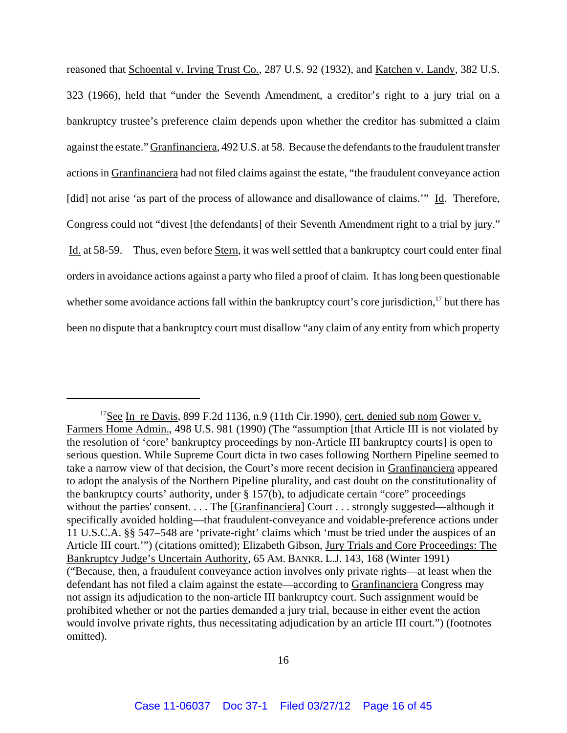reasoned that Schoental v. Irving Trust Co., 287 U.S. 92 (1932), and Katchen v. Landy, 382 U.S. 323 (1966), held that "under the Seventh Amendment, a creditor's right to a jury trial on a bankruptcy trustee's preference claim depends upon whether the creditor has submitted a claim against the estate." Granfinanciera, 492 U.S. at 58. Because the defendants to the fraudulent transfer actions in Granfinanciera had not filed claims against the estate, "the fraudulent conveyance action [did] not arise 'as part of the process of allowance and disallowance of claims.'" Id. Therefore, Congress could not "divest [the defendants] of their Seventh Amendment right to a trial by jury." Id. at 58-59. Thus, even before Stern, it was well settled that a bankruptcy court could enter final orders in avoidance actions against a party who filed a proof of claim. It has long been questionable whether some avoidance actions fall within the bankruptcy court's core jurisdiction,[17] but there has been no dispute that a bankruptcy court must disallow "any claim of any entity from which property

---

[17]See In re Davis, 899 F.2d 1136, n.9 (11th Cir.1990), cert. denied sub nom Gower v. Farmers Home Admin., 498 U.S. 981 (1990) (The "assumption [that Article III is not violated by the resolution of 'core' bankruptcy proceedings by non-Article III bankruptcy courts] is open to serious question. While Supreme Court dicta in two cases following Northern Pipeline seemed to take a narrow view of that decision, the Court's more recent decision in Granfinanciera appeared to adopt the analysis of the Northern Pipeline plurality, and cast doubt on the constitutionality of the bankruptcy courts' authority, under § 157(b), to adjudicate certain "core" proceedings without the parties' consent. . . . The [Granfinanciera] Court . . . strongly suggested—although it specifically avoided holding—that fraudulent-conveyance and voidable-preference actions under 11 U.S.C.A. §§ 547–548 are 'private-right' claims which 'must be tried under the auspices of an Article III court.'") (citations omitted); Elizabeth Gibson, Jury Trials and Core Proceedings: The Bankruptcy Judge's Uncertain Authority, 65 AM. BANKR. L.J. 143, 168 (Winter 1991) ("Because, then, a fraudulent conveyance action involves only private rights—at least when the defendant has not filed a claim against the estate—according to Granfinanciera Congress may not assign its adjudication to the non-article III bankruptcy court. Such assignment would be prohibited whether or not the parties demanded a jury trial, because in either event the action would involve private rights, thus necessitating adjudication by an article III court.") (footnotes omitted).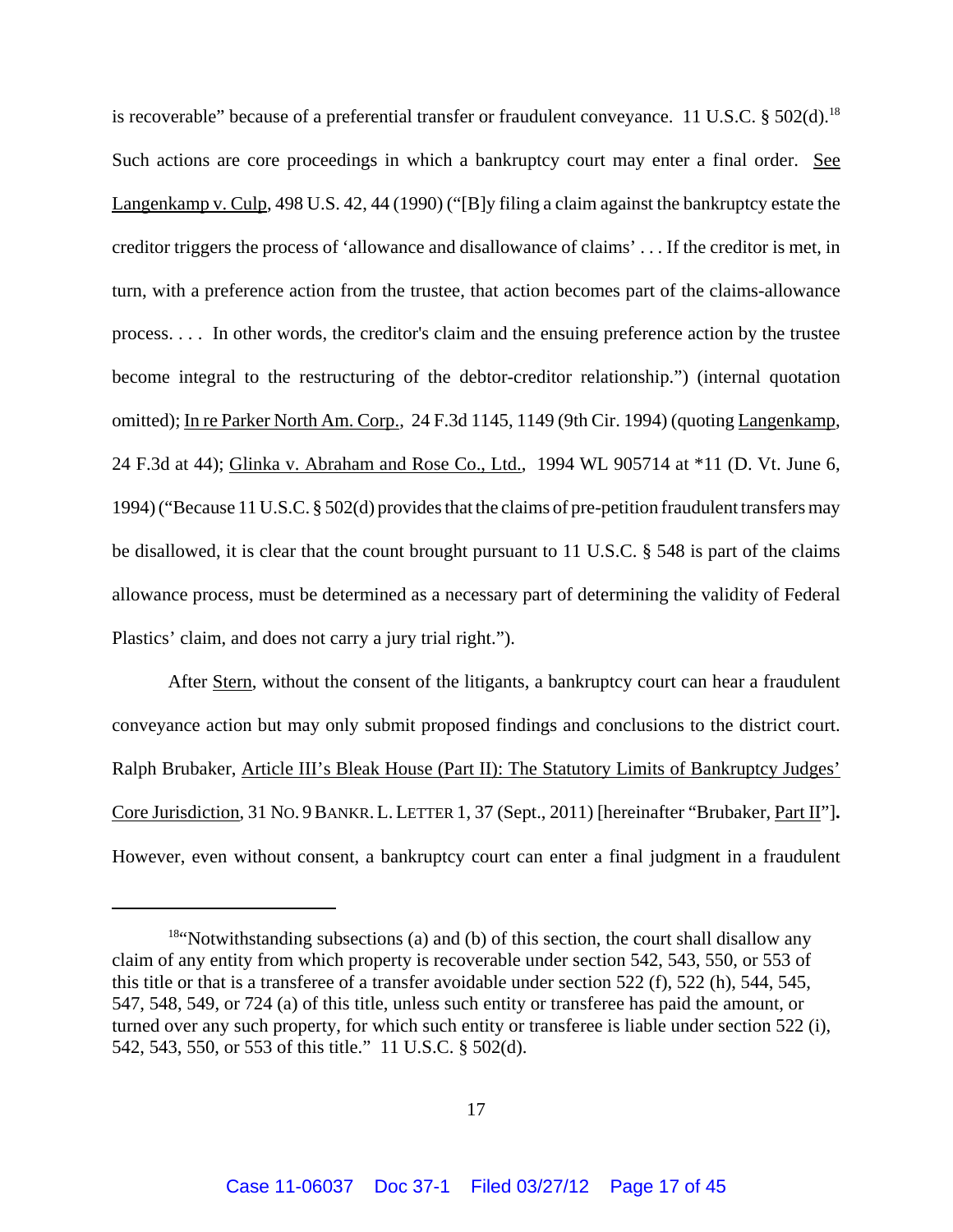is recoverable" because of a preferential transfer or fraudulent conveyance. 11 U.S.C. § 502(d).[18] Such actions are core proceedings in which a bankruptcy court may enter a final order. See Langenkamp v. Culp, 498 U.S. 42, 44 (1990) ("[B]y filing a claim against the bankruptcy estate the creditor triggers the process of 'allowance and disallowance of claims' . . . If the creditor is met, in turn, with a preference action from the trustee, that action becomes part of the claims-allowance process. . . . In other words, the creditor's claim and the ensuing preference action by the trustee become integral to the restructuring of the debtor-creditor relationship.") (internal quotation omitted); In re Parker North Am. Corp., 24 F.3d 1145, 1149 (9th Cir. 1994) (quoting Langenkamp, 24 F.3d at 44); Glinka v. Abraham and Rose Co., Ltd., 1994 WL 905714 at *11 (D. Vt. June 6, 1994) ("Because 11 U.S.C. § 502(d) provides that the claims of pre-petition fraudulent transfers may be disallowed, it is clear that the count brought pursuant to 11 U.S.C. § 548 is part of the claims allowance process, must be determined as a necessary part of determining the validity of Federal Plastics' claim, and does not carry a jury trial right.").

After Stern, without the consent of the litigants, a bankruptcy court can hear a fraudulent conveyance action but may only submit proposed findings and conclusions to the district court. Ralph Brubaker, Article III's Bleak House (Part II): The Statutory Limits of Bankruptcy Judges' Core Jurisdiction, 31 No. 9 Bankr. L. Letter 1, 37 (Sept., 2011) [hereinafter "Brubaker, Part II"]. However, even without consent, a bankruptcy court can enter a final judgment in a fraudulent

[18] "Notwithstanding subsections (a) and (b) of this section, the court shall disallow any claim of any entity from which property is recoverable under section 542, 543, 550, or 553 of this title or that is a transferee of a transfer avoidable under section 522 (f), 522 (h), 544, 545, 547, 548, 549, or 724 (a) of this title, unless such entity or transferee has paid the amount, or turned over any such property, for which such entity or transferee is liable under section 522 (i), 542, 543, 550, or 553 of this title." 11 U.S.C. § 502(d).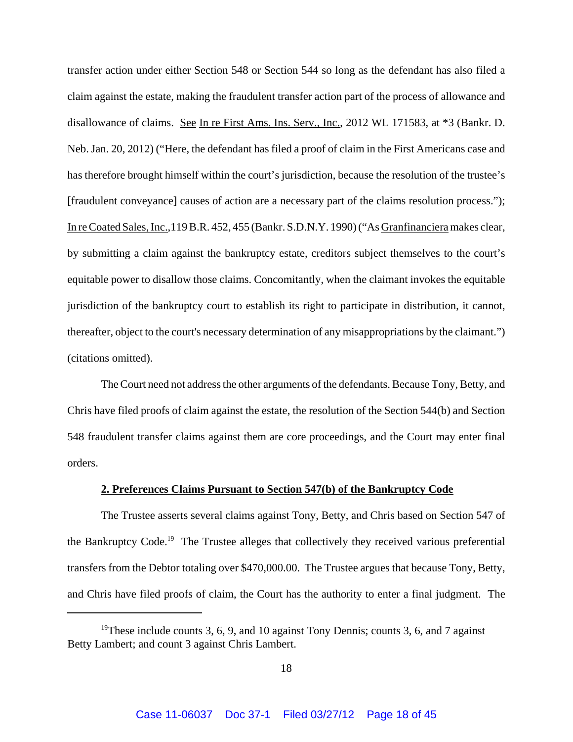transfer action under either Section 548 or Section 544 so long as the defendant has also filed a claim against the estate, making the fraudulent transfer action part of the process of allowance and disallowance of claims. See In re First Ams. Ins. Serv., Inc., 2012 WL 171583, at *3 (Bankr. D. Neb. Jan. 20, 2012) ("Here, the defendant has filed a proof of claim in the First Americans case and has therefore brought himself within the court's jurisdiction, because the resolution of the trustee's [fraudulent conveyance] causes of action are a necessary part of the claims resolution process."); In re Coated Sales, Inc., 119 B.R. 452, 455 (Bankr. S.D.N.Y. 1990) ("As Granfinanciera makes clear, by submitting a claim against the bankruptcy estate, creditors subject themselves to the court's equitable power to disallow those claims. Concomitantly, when the claimant invokes the equitable jurisdiction of the bankruptcy court to establish its right to participate in distribution, it cannot, thereafter, object to the court's necessary determination of any misappropriations by the claimant.") (citations omitted).

The Court need not address the other arguments of the defendants. Because Tony, Betty, and Chris have filed proofs of claim against the estate, the resolution of the Section 544(b) and Section 548 fraudulent transfer claims against them are core proceedings, and the Court may enter final orders.

**2. Preferences Claims Pursuant to Section 547(b) of the Bankruptcy Code**

The Trustee asserts several claims against Tony, Betty, and Chris based on Section 547 of the Bankruptcy Code.[19] The Trustee alleges that collectively they received various preferential transfers from the Debtor totaling over $470,000.00. The Trustee argues that because Tony, Betty, and Chris have filed proofs of claim, the Court has the authority to enter a final judgment. The

[19] These include counts 3, 6, 9, and 10 against Tony Dennis; counts 3, 6, and 7 against Betty Lambert; and count 3 against Chris Lambert.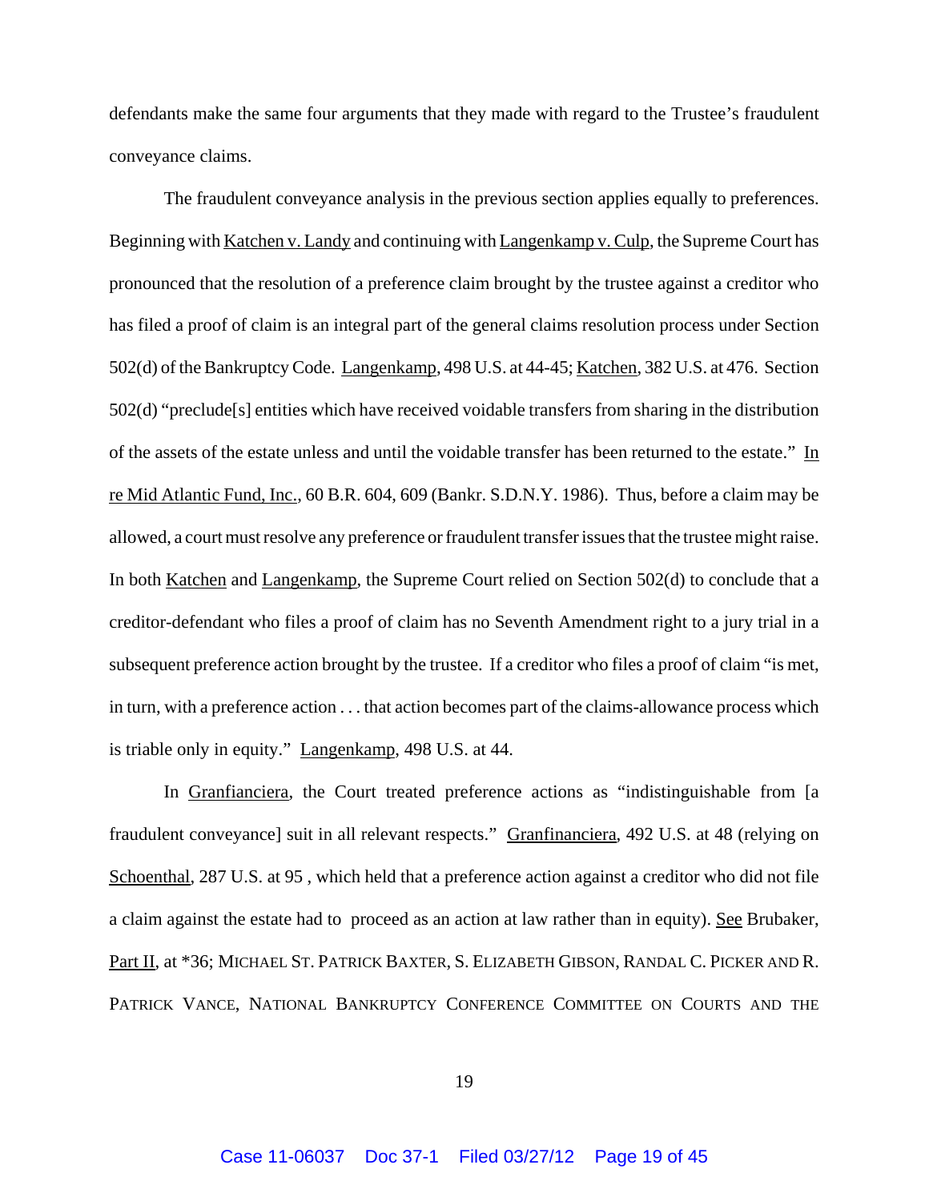defendants make the same four arguments that they made with regard to the Trustee's fraudulent conveyance claims.

The fraudulent conveyance analysis in the previous section applies equally to preferences. Beginning with Katchen v. Landy and continuing with Langenkamp v. Culp, the Supreme Court has pronounced that the resolution of a preference claim brought by the trustee against a creditor who has filed a proof of claim is an integral part of the general claims resolution process under Section 502(d) of the Bankruptcy Code. Langenkamp, 498 U.S. at 44-45; Katchen, 382 U.S. at 476. Section 502(d) "preclude[s] entities which have received voidable transfers from sharing in the distribution of the assets of the estate unless and until the voidable transfer has been returned to the estate." In re Mid Atlantic Fund, Inc., 60 B.R. 604, 609 (Bankr. S.D.N.Y. 1986). Thus, before a claim may be allowed, a court must resolve any preference or fraudulent transfer issues that the trustee might raise. In both Katchen and Langenkamp, the Supreme Court relied on Section 502(d) to conclude that a creditor-defendant who files a proof of claim has no Seventh Amendment right to a jury trial in a subsequent preference action brought by the trustee. If a creditor who files a proof of claim "is met, in turn, with a preference action . . . that action becomes part of the claims-allowance process which is triable only in equity." Langenkamp, 498 U.S. at 44.

In Granfianciera, the Court treated preference actions as "indistinguishable from [a fraudulent conveyance] suit in all relevant respects." Granfinanciera, 492 U.S. at 48 (relying on Schoenthal, 287 U.S. at 95 , which held that a preference action against a creditor who did not file a claim against the estate had to proceed as an action at law rather than in equity). See Brubaker, Part II, at *36; MICHAEL ST. PATRICK BAXTER, S. ELIZABETH GIBSON, RANDAL C. PICKER AND R. PATRICK VANCE, NATIONAL BANKRUPTCY CONFERENCE COMMITTEE ON COURTS AND THE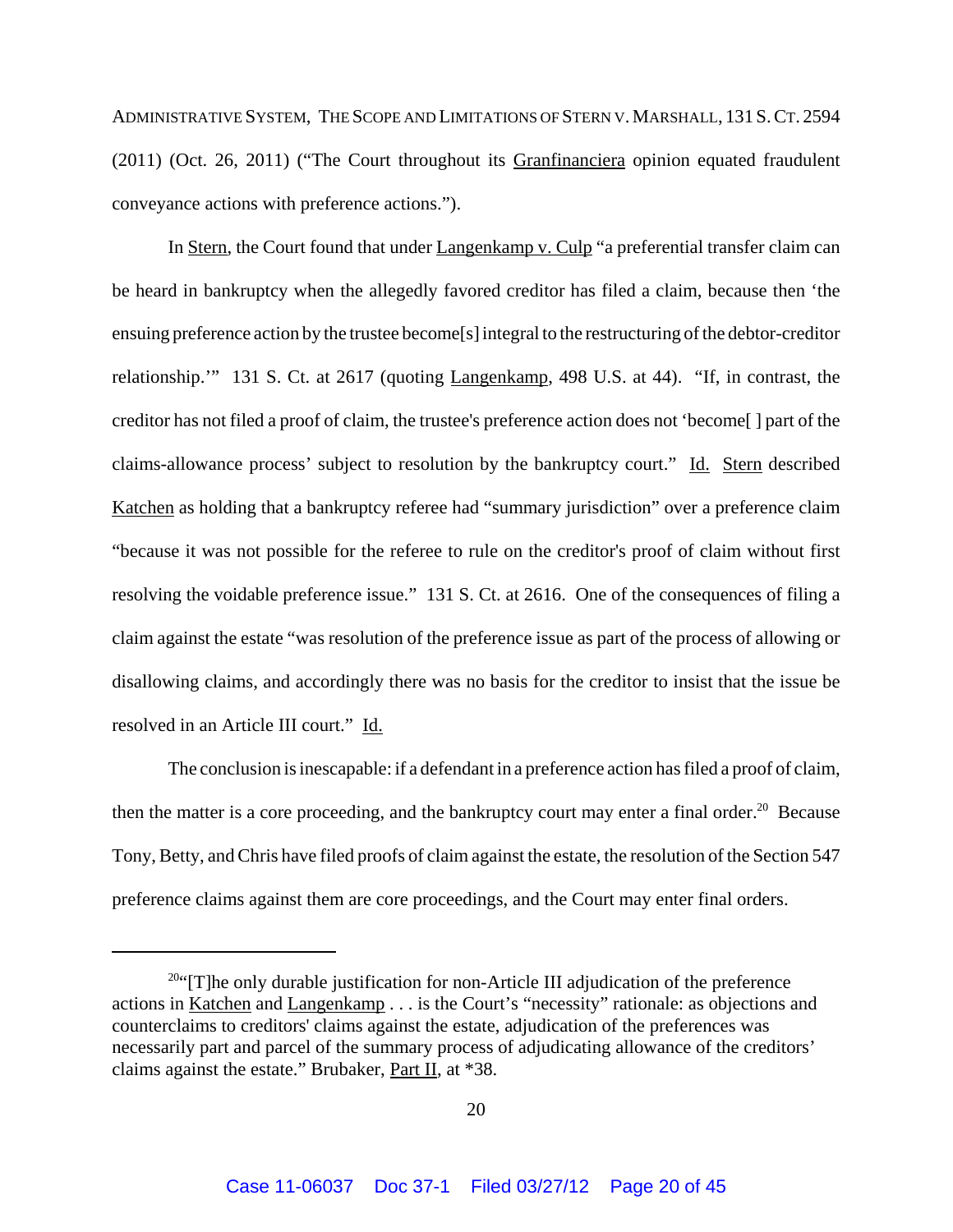ADMINISTRATIVE SYSTEM, THE SCOPE AND LIMITATIONS OF STERN V. MARSHALL, 131 S. CT. 2594 (2011) (Oct. 26, 2011) ("The Court throughout its Granfinanciera opinion equated fraudulent conveyance actions with preference actions.").

In Stern, the Court found that under Langenkamp v. Culp "a preferential transfer claim can be heard in bankruptcy when the allegedly favored creditor has filed a claim, because then 'the ensuing preference action by the trustee become[s] integral to the restructuring of the debtor-creditor relationship.'" 131 S. Ct. at 2617 (quoting Langenkamp, 498 U.S. at 44). "If, in contrast, the creditor has not filed a proof of claim, the trustee's preference action does not 'become[ ] part of the claims-allowance process' subject to resolution by the bankruptcy court." Id. Stern described Katchen as holding that a bankruptcy referee had "summary jurisdiction" over a preference claim "because it was not possible for the referee to rule on the creditor's proof of claim without first resolving the voidable preference issue." 131 S. Ct. at 2616. One of the consequences of filing a claim against the estate "was resolution of the preference issue as part of the process of allowing or disallowing claims, and accordingly there was no basis for the creditor to insist that the issue be resolved in an Article III court." Id.

The conclusion is inescapable: if a defendant in a preference action has filed a proof of claim, then the matter is a core proceeding, and the bankruptcy court may enter a final order.[20] Because Tony, Betty, and Chris have filed proofs of claim against the estate, the resolution of the Section 547 preference claims against them are core proceedings, and the Court may enter final orders.

---

[20] "[T]he only durable justification for non-Article III adjudication of the preference actions in Katchen and Langenkamp . . . is the Court's "necessity" rationale: as objections and counterclaims to creditors' claims against the estate, adjudication of the preferences was necessarily part and parcel of the summary process of adjudicating allowance of the creditors' claims against the estate." Brubaker, Part II, at *38.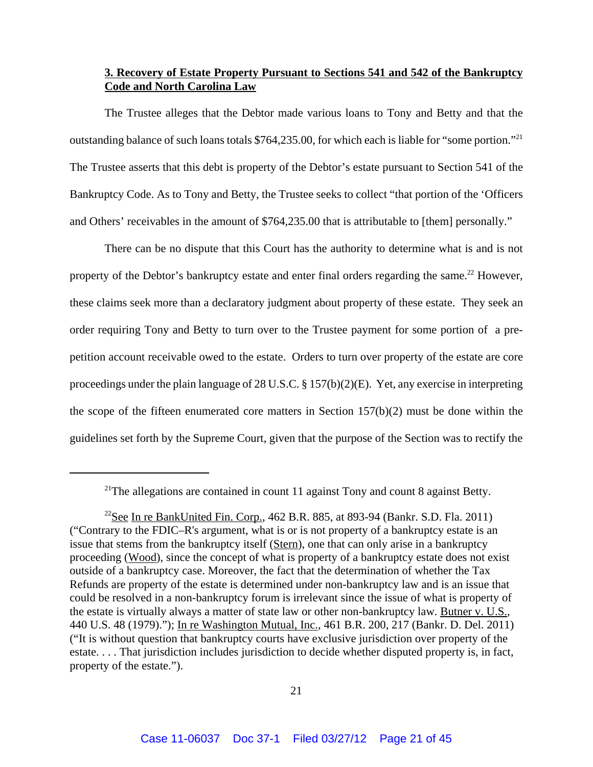**3. Recovery of Estate Property Pursuant to Sections 541 and 542 of the Bankruptcy Code and North Carolina Law**

The Trustee alleges that the Debtor made various loans to Tony and Betty and that the outstanding balance of such loans totals $764,235.00, for which each is liable for "some portion."[21] The Trustee asserts that this debt is property of the Debtor's estate pursuant to Section 541 of the Bankruptcy Code. As to Tony and Betty, the Trustee seeks to collect "that portion of the 'Officers and Others' receivables in the amount of $764,235.00 that is attributable to [them] personally."

There can be no dispute that this Court has the authority to determine what is and is not property of the Debtor's bankruptcy estate and enter final orders regarding the same.[22] However, these claims seek more than a declaratory judgment about property of these estate. They seek an order requiring Tony and Betty to turn over to the Trustee payment for some portion of a pre-petition account receivable owed to the estate. Orders to turn over property of the estate are core proceedings under the plain language of 28 U.S.C. § 157(b)(2)(E). Yet, any exercise in interpreting the scope of the fifteen enumerated core matters in Section 157(b)(2) must be done within the guidelines set forth by the Supreme Court, given that the purpose of the Section was to rectify the

---

[21] The allegations are contained in count 11 against Tony and count 8 against Betty.

[22] See In re BankUnited Fin. Corp., 462 B.R. 885, at 893-94 (Bankr. S.D. Fla. 2011) ("Contrary to the FDIC–R's argument, what is or is not property of a bankruptcy estate is an issue that stems from the bankruptcy itself (Stern), one that can only arise in a bankruptcy proceeding (Wood), since the concept of what is property of a bankruptcy estate does not exist outside of a bankruptcy case. Moreover, the fact that the determination of whether the Tax Refunds are property of the estate is determined under non-bankruptcy law and is an issue that could be resolved in a non-bankruptcy forum is irrelevant since the issue of what is property of the estate is virtually always a matter of state law or other non-bankruptcy law. Butner v. U.S., 440 U.S. 48 (1979)."); In re Washington Mutual, Inc., 461 B.R. 200, 217 (Bankr. D. Del. 2011) ("It is without question that bankruptcy courts have exclusive jurisdiction over property of the estate. . . . That jurisdiction includes jurisdiction to decide whether disputed property is, in fact, property of the estate.").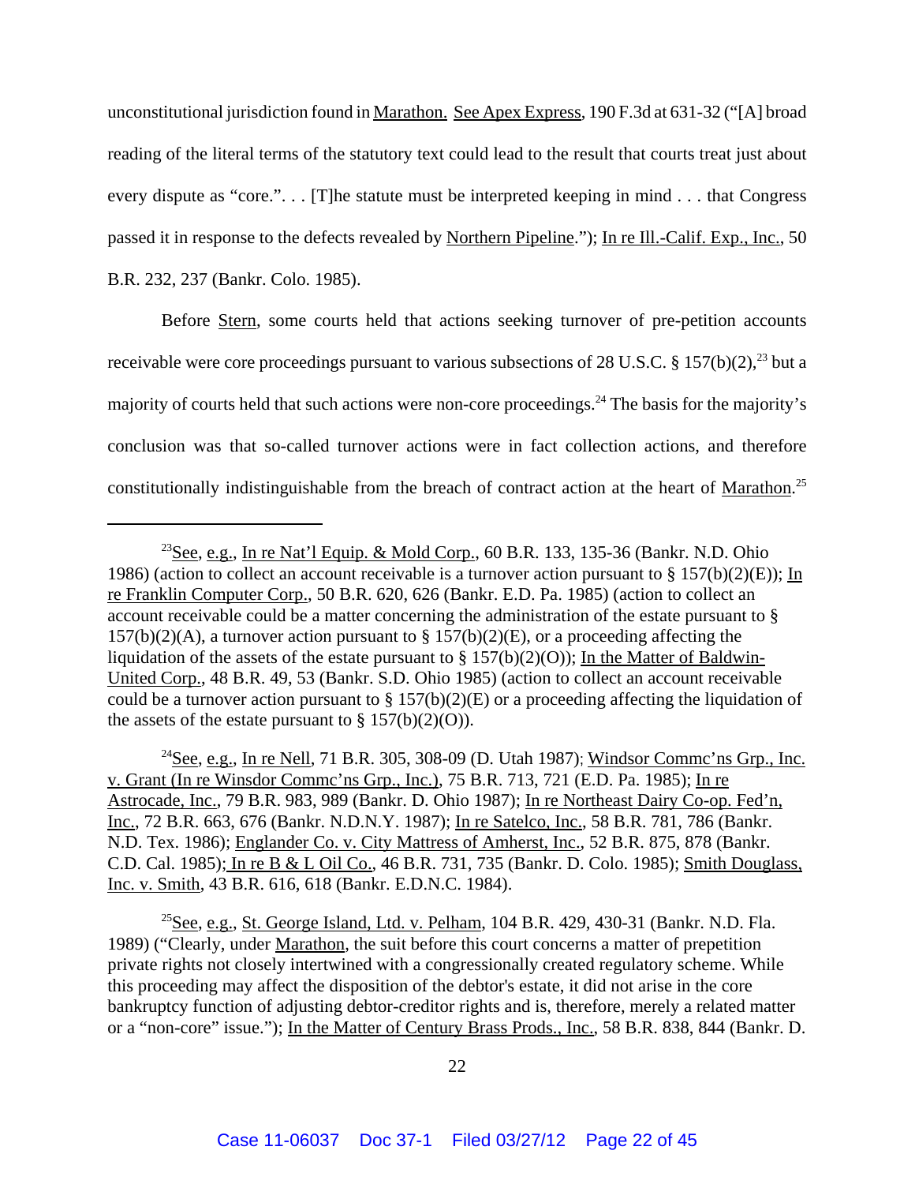unconstitutional jurisdiction found in Marathon. See Apex Express, 190 F.3d at 631-32 ("[A] broad reading of the literal terms of the statutory text could lead to the result that courts treat just about every dispute as "core.". . . [T]he statute must be interpreted keeping in mind . . . that Congress passed it in response to the defects revealed by Northern Pipeline."); In re Ill.-Calif. Exp., Inc., 50 B.R. 232, 237 (Bankr. Colo. 1985).

Before Stern, some courts held that actions seeking turnover of pre-petition accounts receivable were core proceedings pursuant to various subsections of 28 U.S.C. § 157(b)(2),[23] but a majority of courts held that such actions were non-core proceedings.[24] The basis for the majority's conclusion was that so-called turnover actions were in fact collection actions, and therefore constitutionally indistinguishable from the breach of contract action at the heart of Marathon.[25]

---

[23] See, e.g., In re Nat'l Equip. & Mold Corp., 60 B.R. 133, 135-36 (Bankr. N.D. Ohio 1986) (action to collect an account receivable is a turnover action pursuant to § 157(b)(2)(E)); In re Franklin Computer Corp., 50 B.R. 620, 626 (Bankr. E.D. Pa. 1985) (action to collect an account receivable could be a matter concerning the administration of the estate pursuant to § 157(b)(2)(A), a turnover action pursuant to § 157(b)(2)(E), or a proceeding affecting the liquidation of the assets of the estate pursuant to § 157(b)(2)(O)); In the Matter of Baldwin-United Corp., 48 B.R. 49, 53 (Bankr. S.D. Ohio 1985) (action to collect an account receivable could be a turnover action pursuant to § 157(b)(2)(E) or a proceeding affecting the liquidation of the assets of the estate pursuant to § 157(b)(2)(O)).

[24] See, e.g., In re Nell, 71 B.R. 305, 308-09 (D. Utah 1987); Windsor Commc'ns Grp., Inc. v. Grant (In re Winsdor Commc'ns Grp., Inc.), 75 B.R. 713, 721 (E.D. Pa. 1985); In re Astrocade, Inc., 79 B.R. 983, 989 (Bankr. D. Ohio 1987); In re Northeast Dairy Co-op. Fed'n, Inc., 72 B.R. 663, 676 (Bankr. N.D.N.Y. 1987); In re Satelco, Inc., 58 B.R. 781, 786 (Bankr. N.D. Tex. 1986); Englander Co. v. City Mattress of Amherst, Inc., 52 B.R. 875, 878 (Bankr. C.D. Cal. 1985); In re B & L Oil Co., 46 B.R. 731, 735 (Bankr. D. Colo. 1985); Smith Douglass, Inc. v. Smith, 43 B.R. 616, 618 (Bankr. E.D.N.C. 1984).

[25] See, e.g., St. George Island, Ltd. v. Pelham, 104 B.R. 429, 430-31 (Bankr. N.D. Fla. 1989) ("Clearly, under Marathon, the suit before this court concerns a matter of prepetition private rights not closely intertwined with a congressionally created regulatory scheme. While this proceeding may affect the disposition of the debtor's estate, it did not arise in the core bankruptcy function of adjusting debtor-creditor rights and is, therefore, merely a related matter or a "non-core" issue."); In the Matter of Century Brass Prods., Inc., 58 B.R. 838, 844 (Bankr. D.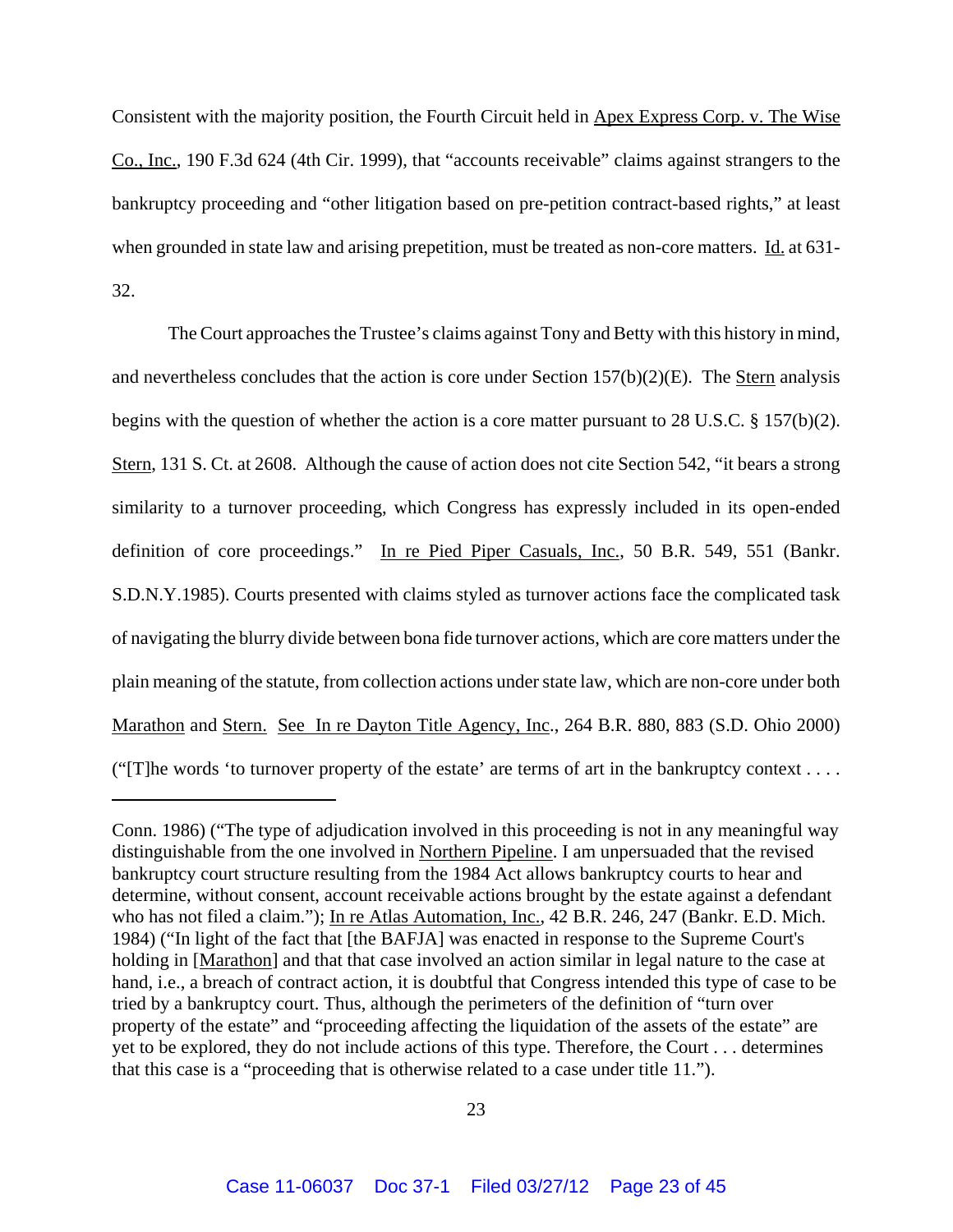Consistent with the majority position, the Fourth Circuit held in Apex Express Corp. v. The Wise Co., Inc., 190 F.3d 624 (4th Cir. 1999), that "accounts receivable" claims against strangers to the bankruptcy proceeding and "other litigation based on pre-petition contract-based rights," at least when grounded in state law and arising prepetition, must be treated as non-core matters. Id. at 631-32.

The Court approaches the Trustee's claims against Tony and Betty with this history in mind, and nevertheless concludes that the action is core under Section 157(b)(2)(E). The Stern analysis begins with the question of whether the action is a core matter pursuant to 28 U.S.C. § 157(b)(2). Stern, 131 S. Ct. at 2608. Although the cause of action does not cite Section 542, "it bears a strong similarity to a turnover proceeding, which Congress has expressly included in its open-ended definition of core proceedings." In re Pied Piper Casuals, Inc., 50 B.R. 549, 551 (Bankr. S.D.N.Y.1985). Courts presented with claims styled as turnover actions face the complicated task of navigating the blurry divide between bona fide turnover actions, which are core matters under the plain meaning of the statute, from collection actions under state law, which are non-core under both Marathon and Stern. See In re Dayton Title Agency, Inc., 264 B.R. 880, 883 (S.D. Ohio 2000) ("[T]he words 'to turnover property of the estate' are terms of art in the bankruptcy context . . . .

---

Conn. 1986) ("The type of adjudication involved in this proceeding is not in any meaningful way distinguishable from the one involved in Northern Pipeline. I am unpersuaded that the revised bankruptcy court structure resulting from the 1984 Act allows bankruptcy courts to hear and determine, without consent, account receivable actions brought by the estate against a defendant who has not filed a claim."); In re Atlas Automation, Inc., 42 B.R. 246, 247 (Bankr. E.D. Mich. 1984) ("In light of the fact that [the BAFJA] was enacted in response to the Supreme Court's holding in [Marathon] and that that case involved an action similar in legal nature to the case at hand, i.e., a breach of contract action, it is doubtful that Congress intended this type of case to be tried by a bankruptcy court. Thus, although the perimeters of the definition of "turn over property of the estate" and "proceeding affecting the liquidation of the assets of the estate" are yet to be explored, they do not include actions of this type. Therefore, the Court . . . determines that this case is a "proceeding that is otherwise related to a case under title 11.").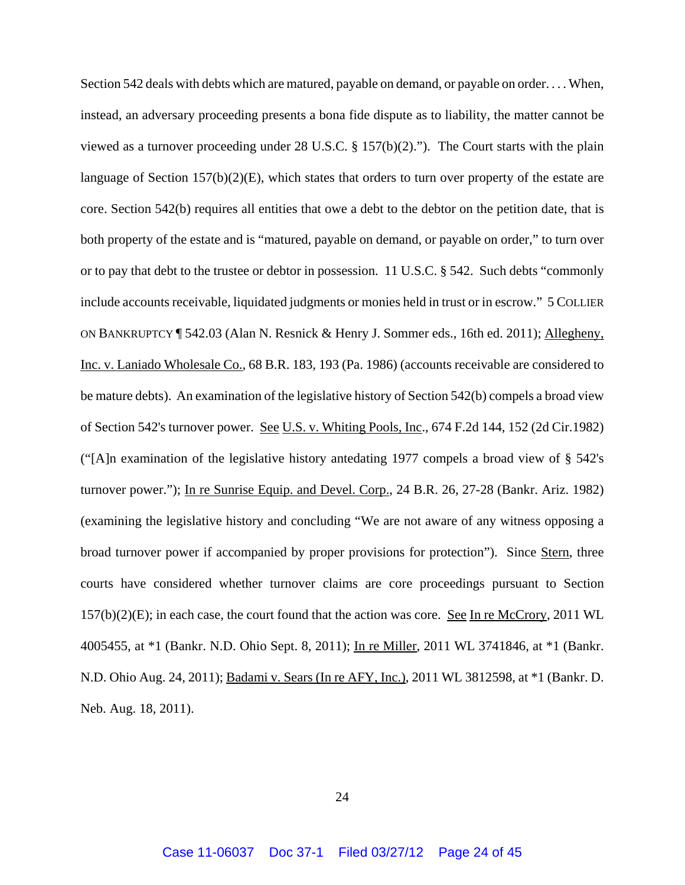Section 542 deals with debts which are matured, payable on demand, or payable on order. . . . When, instead, an adversary proceeding presents a bona fide dispute as to liability, the matter cannot be viewed as a turnover proceeding under 28 U.S.C. § 157(b)(2).”). The Court starts with the plain language of Section 157(b)(2)(E), which states that orders to turn over property of the estate are core. Section 542(b) requires all entities that owe a debt to the debtor on the petition date, that is both property of the estate and is “matured, payable on demand, or payable on order,” to turn over or to pay that debt to the trustee or debtor in possession. 11 U.S.C. § 542. Such debts “commonly include accounts receivable, liquidated judgments or monies held in trust or in escrow.” 5 COLLIER ON BANKRUPTCY ¶ 542.03 (Alan N. Resnick & Henry J. Sommer eds., 16th ed. 2011); Allegheny, Inc. v. Laniado Wholesale Co., 68 B.R. 183, 193 (Pa. 1986) (accounts receivable are considered to be mature debts). An examination of the legislative history of Section 542(b) compels a broad view of Section 542's turnover power. See U.S. v. Whiting Pools, Inc., 674 F.2d 144, 152 (2d Cir.1982) (“[A]n examination of the legislative history antedating 1977 compels a broad view of § 542's turnover power.”); In re Sunrise Equip. and Devel. Corp., 24 B.R. 26, 27-28 (Bankr. Ariz. 1982) (examining the legislative history and concluding “We are not aware of any witness opposing a broad turnover power if accompanied by proper provisions for protection”). Since Stern, three courts have considered whether turnover claims are core proceedings pursuant to Section 157(b)(2)(E); in each case, the court found that the action was core. See In re McCrory, 2011 WL 4005455, at *1 (Bankr. N.D. Ohio Sept. 8, 2011); In re Miller, 2011 WL 3741846, at *1 (Bankr. N.D. Ohio Aug. 24, 2011); Badami v. Sears (In re AFY, Inc.), 2011 WL 3812598, at *1 (Bankr. D. Neb. Aug. 18, 2011).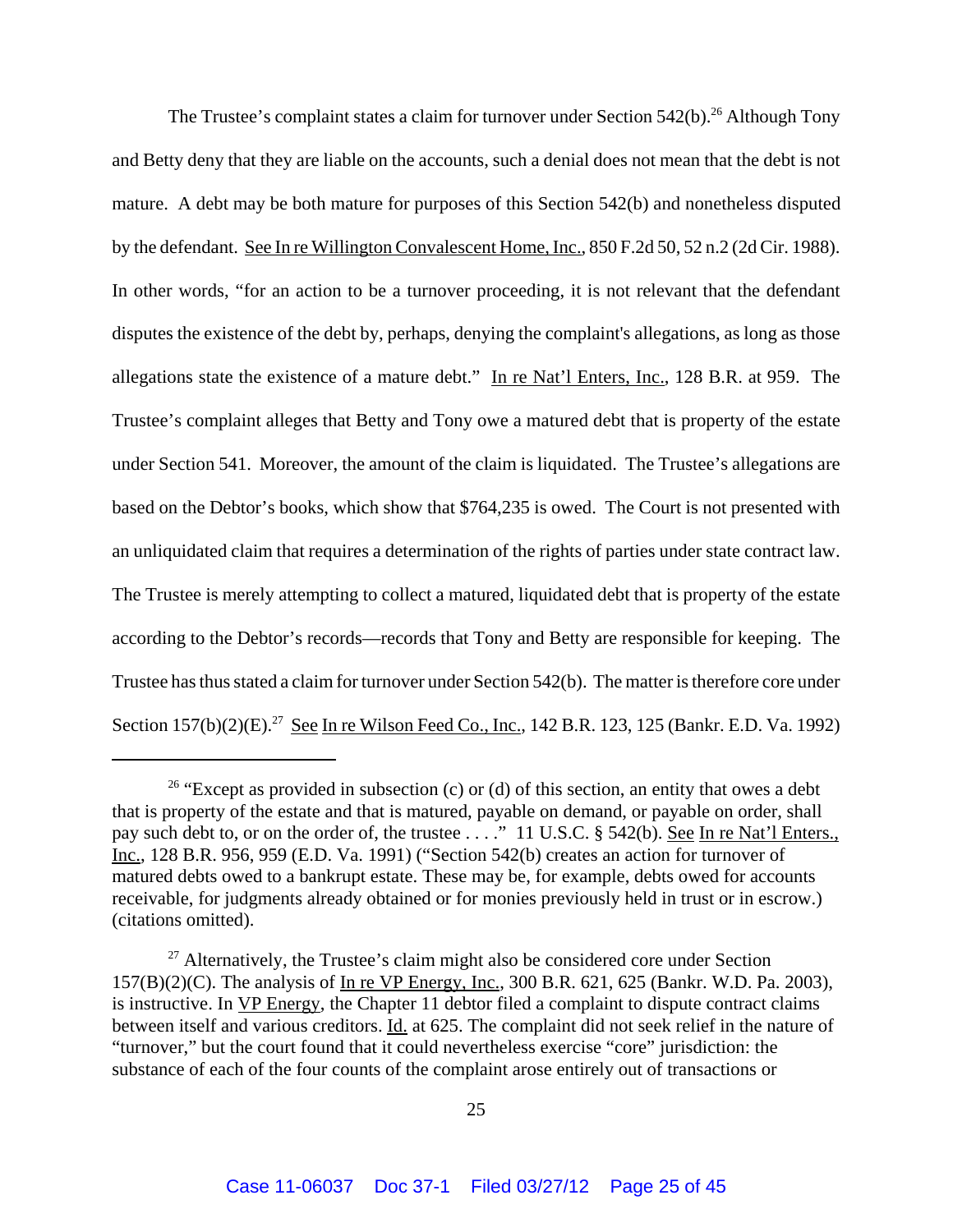The Trustee's complaint states a claim for turnover under Section 542(b).[26] Although Tony and Betty deny that they are liable on the accounts, such a denial does not mean that the debt is not mature. A debt may be both mature for purposes of this Section 542(b) and nonetheless disputed by the defendant. See In re Willington Convalescent Home, Inc., 850 F.2d 50, 52 n.2 (2d Cir. 1988). In other words, "for an action to be a turnover proceeding, it is not relevant that the defendant disputes the existence of the debt by, perhaps, denying the complaint's allegations, as long as those allegations state the existence of a mature debt." In re Nat'l Enters, Inc., 128 B.R. at 959. The Trustee's complaint alleges that Betty and Tony owe a matured debt that is property of the estate under Section 541. Moreover, the amount of the claim is liquidated. The Trustee's allegations are based on the Debtor's books, which show that $764,235 is owed. The Court is not presented with an unliquidated claim that requires a determination of the rights of parties under state contract law. The Trustee is merely attempting to collect a matured, liquidated debt that is property of the estate according to the Debtor's records—records that Tony and Betty are responsible for keeping. The Trustee has thus stated a claim for turnover under Section 542(b). The matter is therefore core under Section 157(b)(2)(E).[27] See In re Wilson Feed Co., Inc., 142 B.R. 123, 125 (Bankr. E.D. Va. 1992)

---

[26] "Except as provided in subsection (c) or (d) of this section, an entity that owes a debt that is property of the estate and that is matured, payable on demand, or payable on order, shall pay such debt to, or on the order of, the trustee . . . ." 11 U.S.C. § 542(b). See In re Nat'l Enters., Inc., 128 B.R. 956, 959 (E.D. Va. 1991) ("Section 542(b) creates an action for turnover of matured debts owed to a bankrupt estate. These may be, for example, debts owed for accounts receivable, for judgments already obtained or for monies previously held in trust or in escrow.) (citations omitted).

[27] Alternatively, the Trustee's claim might also be considered core under Section 157(B)(2)(C). The analysis of In re VP Energy, Inc., 300 B.R. 621, 625 (Bankr. W.D. Pa. 2003), is instructive. In VP Energy, the Chapter 11 debtor filed a complaint to dispute contract claims between itself and various creditors. Id. at 625. The complaint did not seek relief in the nature of "turnover," but the court found that it could nevertheless exercise "core" jurisdiction: the substance of each of the four counts of the complaint arose entirely out of transactions or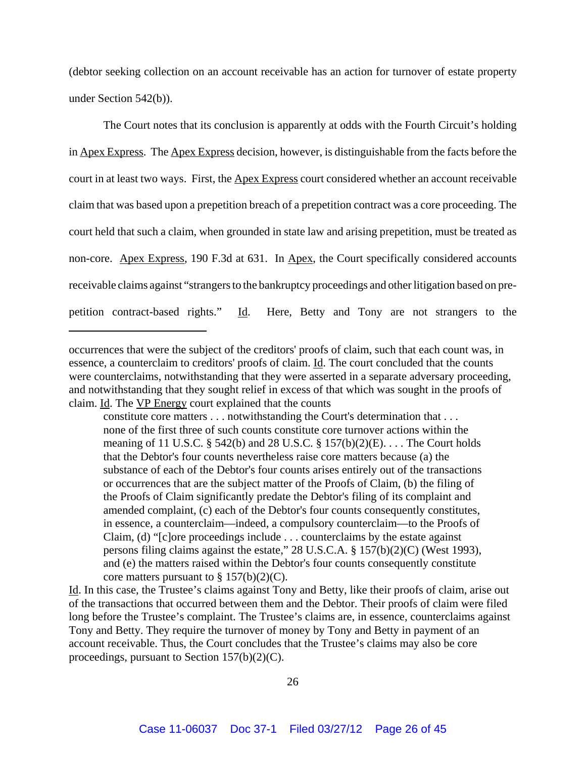(debtor seeking collection on an account receivable has an action for turnover of estate property under Section 542(b)).

The Court notes that its conclusion is apparently at odds with the Fourth Circuit's holding in Apex Express. The Apex Express decision, however, is distinguishable from the facts before the court in at least two ways. First, the Apex Express court considered whether an account receivable claim that was based upon a prepetition breach of a prepetition contract was a core proceeding. The court held that such a claim, when grounded in state law and arising prepetition, must be treated as non-core. Apex Express, 190 F.3d at 631. In Apex, the Court specifically considered accounts receivable claims against "strangers to the bankruptcy proceedings and other litigation based on pre-petition contract-based rights." Id. Here, Betty and Tony are not strangers to the

---

occurrences that were the subject of the creditors' proofs of claim, such that each count was, in essence, a counterclaim to creditors' proofs of claim. Id. The court concluded that the counts were counterclaims, notwithstanding that they were asserted in a separate adversary proceeding, and notwithstanding that they sought relief in excess of that which was sought in the proofs of claim. Id. The VP Energy court explained that the counts

> constitute core matters . . . notwithstanding the Court's determination that . . . none of the first three of such counts constitute core turnover actions within the meaning of 11 U.S.C. § 542(b) and 28 U.S.C. § 157(b)(2)(E). . . . The Court holds that the Debtor's four counts nevertheless raise core matters because (a) the substance of each of the Debtor's four counts arises entirely out of the transactions or occurrences that are the subject matter of the Proofs of Claim, (b) the filing of the Proofs of Claim significantly predate the Debtor's filing of its complaint and amended complaint, (c) each of the Debtor's four counts consequently constitutes, in essence, a counterclaim—indeed, a compulsory counterclaim—to the Proofs of Claim, (d) "[c]ore proceedings include . . . counterclaims by the estate against persons filing claims against the estate," 28 U.S.C.A. § 157(b)(2)(C) (West 1993), and (e) the matters raised within the Debtor's four counts consequently constitute core matters pursuant to § 157(b)(2)(C).

Id. In this case, the Trustee's claims against Tony and Betty, like their proofs of claim, arise out of the transactions that occurred between them and the Debtor. Their proofs of claim were filed long before the Trustee's complaint. The Trustee's claims are, in essence, counterclaims against Tony and Betty. They require the turnover of money by Tony and Betty in payment of an account receivable. Thus, the Court concludes that the Trustee's claims may also be core proceedings, pursuant to Section 157(b)(2)(C).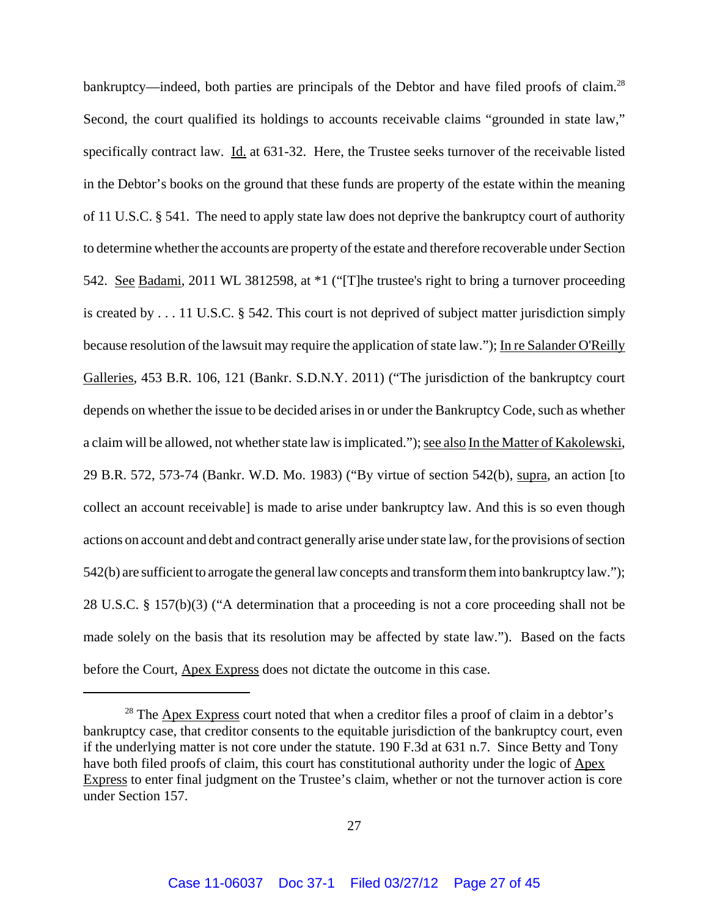bankruptcy—indeed, both parties are principals of the Debtor and have filed proofs of claim.[28] Second, the court qualified its holdings to accounts receivable claims "grounded in state law," specifically contract law. Id. at 631-32. Here, the Trustee seeks turnover of the receivable listed in the Debtor's books on the ground that these funds are property of the estate within the meaning of 11 U.S.C. § 541. The need to apply state law does not deprive the bankruptcy court of authority to determine whether the accounts are property of the estate and therefore recoverable under Section 542. See Badami, 2011 WL 3812598, at *1 ("[T]he trustee's right to bring a turnover proceeding is created by . . . 11 U.S.C. § 542. This court is not deprived of subject matter jurisdiction simply because resolution of the lawsuit may require the application of state law."); In re Salander O'Reilly Galleries, 453 B.R. 106, 121 (Bankr. S.D.N.Y. 2011) ("The jurisdiction of the bankruptcy court depends on whether the issue to be decided arises in or under the Bankruptcy Code, such as whether a claim will be allowed, not whether state law is implicated."); see also In the Matter of Kakolewski, 29 B.R. 572, 573-74 (Bankr. W.D. Mo. 1983) ("By virtue of section 542(b), supra, an action [to collect an account receivable] is made to arise under bankruptcy law. And this is so even though actions on account and debt and contract generally arise under state law, for the provisions of section 542(b) are sufficient to arrogate the general law concepts and transform them into bankruptcy law."); 28 U.S.C. § 157(b)(3) ("A determination that a proceeding is not a core proceeding shall not be made solely on the basis that its resolution may be affected by state law."). Based on the facts before the Court, Apex Express does not dictate the outcome in this case.

---

[28] The Apex Express court noted that when a creditor files a proof of claim in a debtor's bankruptcy case, that creditor consents to the equitable jurisdiction of the bankruptcy court, even if the underlying matter is not core under the statute. 190 F.3d at 631 n.7. Since Betty and Tony have both filed proofs of claim, this court has constitutional authority under the logic of Apex Express to enter final judgment on the Trustee's claim, whether or not the turnover action is core under Section 157.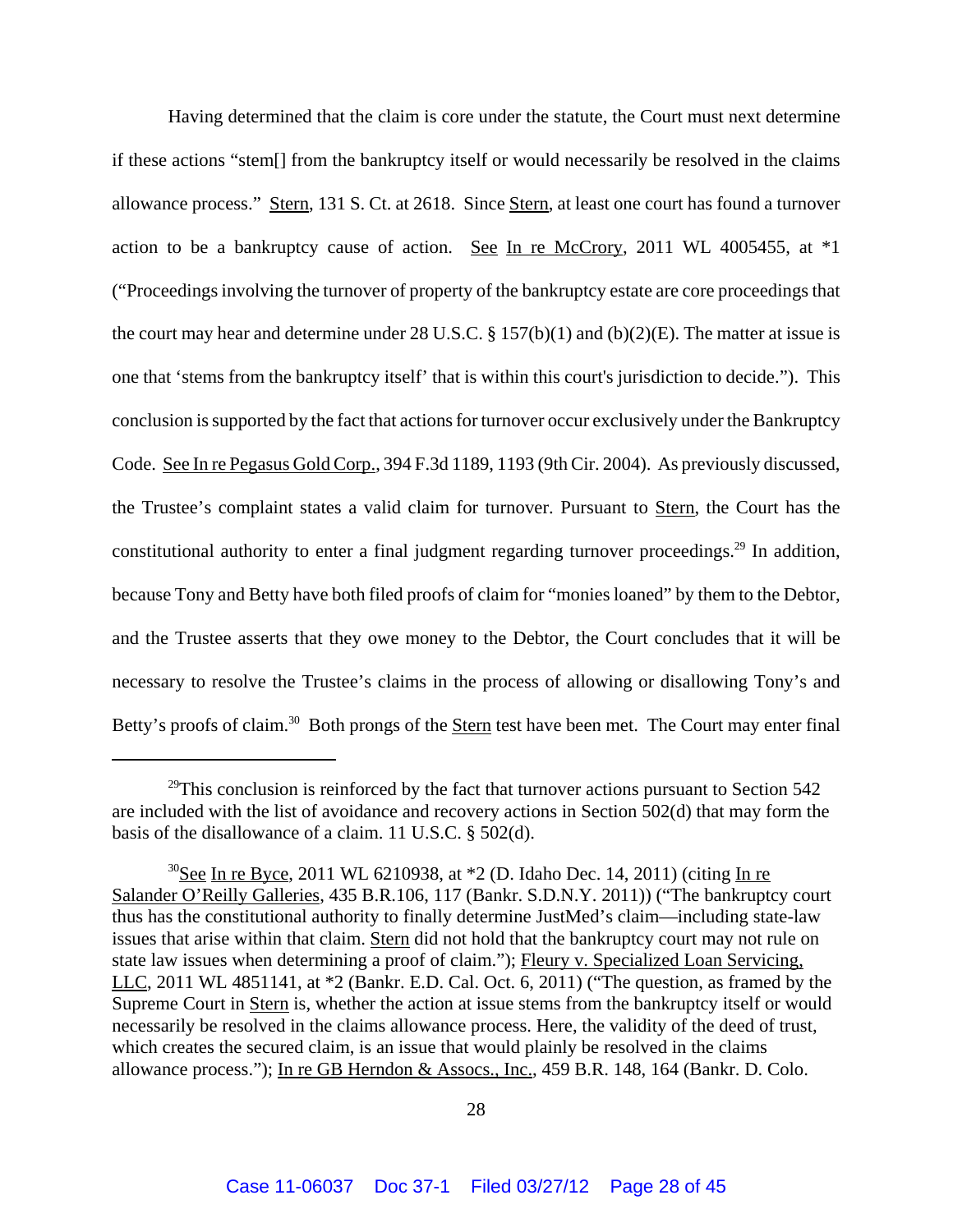Having determined that the claim is core under the statute, the Court must next determine if these actions "stem[] from the bankruptcy itself or would necessarily be resolved in the claims allowance process." Stern, 131 S. Ct. at 2618. Since Stern, at least one court has found a turnover action to be a bankruptcy cause of action. See In re McCrory, 2011 WL 4005455, at *1 ("Proceedings involving the turnover of property of the bankruptcy estate are core proceedings that the court may hear and determine under 28 U.S.C. § 157(b)(1) and (b)(2)(E). The matter at issue is one that 'stems from the bankruptcy itself' that is within this court's jurisdiction to decide."). This conclusion is supported by the fact that actions for turnover occur exclusively under the Bankruptcy Code. See In re Pegasus Gold Corp., 394 F.3d 1189, 1193 (9th Cir. 2004). As previously discussed, the Trustee's complaint states a valid claim for turnover. Pursuant to Stern, the Court has the constitutional authority to enter a final judgment regarding turnover proceedings.[29] In addition, because Tony and Betty have both filed proofs of claim for "monies loaned" by them to the Debtor, and the Trustee asserts that they owe money to the Debtor, the Court concludes that it will be necessary to resolve the Trustee's claims in the process of allowing or disallowing Tony's and Betty's proofs of claim.[30] Both prongs of the Stern test have been met. The Court may enter final

---

[29]This conclusion is reinforced by the fact that turnover actions pursuant to Section 542 are included with the list of avoidance and recovery actions in Section 502(d) that may form the basis of the disallowance of a claim. 11 U.S.C. § 502(d).

[30]See In re Byce, 2011 WL 6210938, at *2 (D. Idaho Dec. 14, 2011) (citing In re Salander O'Reilly Galleries, 435 B.R.106, 117 (Bankr. S.D.N.Y. 2011)) ("The bankruptcy court thus has the constitutional authority to finally determine JustMed's claim—including state-law issues that arise within that claim. Stern did not hold that the bankruptcy court may not rule on state law issues when determining a proof of claim."); Fleury v. Specialized Loan Servicing, LLC, 2011 WL 4851141, at *2 (Bankr. E.D. Cal. Oct. 6, 2011) ("The question, as framed by the Supreme Court in Stern is, whether the action at issue stems from the bankruptcy itself or would necessarily be resolved in the claims allowance process. Here, the validity of the deed of trust, which creates the secured claim, is an issue that would plainly be resolved in the claims allowance process."); In re GB Herndon & Assocs., Inc., 459 B.R. 148, 164 (Bankr. D. Colo.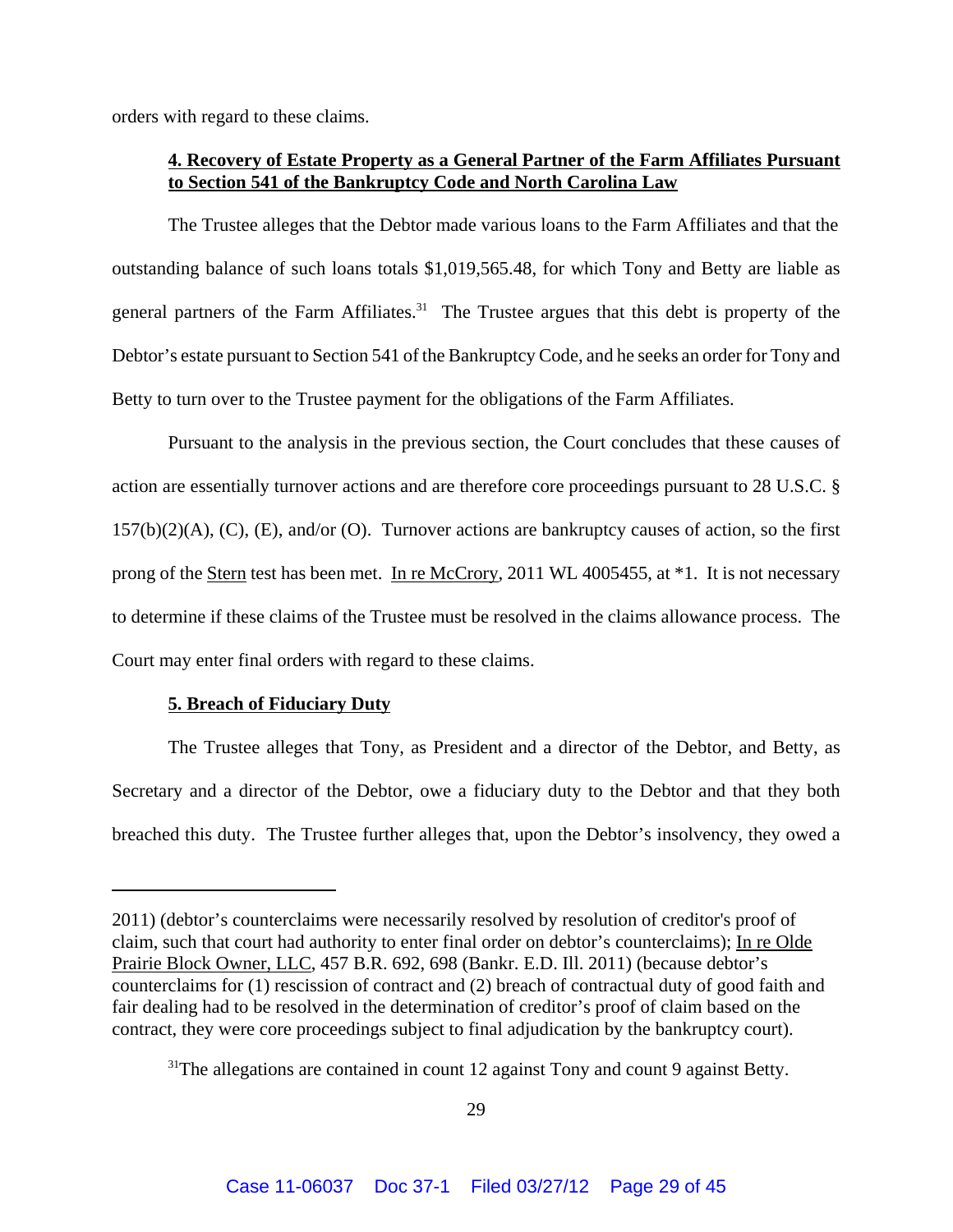orders with regard to these claims.

### **4. Recovery of Estate Property as a General Partner of the Farm Affiliates Pursuant to Section 541 of the Bankruptcy Code and North Carolina Law**

The Trustee alleges that the Debtor made various loans to the Farm Affiliates and that the outstanding balance of such loans totals $1,019,565.48, for which Tony and Betty are liable as general partners of the Farm Affiliates.[31] The Trustee argues that this debt is property of the Debtor's estate pursuant to Section 541 of the Bankruptcy Code, and he seeks an order for Tony and Betty to turn over to the Trustee payment for the obligations of the Farm Affiliates.

Pursuant to the analysis in the previous section, the Court concludes that these causes of action are essentially turnover actions and are therefore core proceedings pursuant to 28 U.S.C. § 157(b)(2)(A), (C), (E), and/or (O). Turnover actions are bankruptcy causes of action, so the first prong of the Stern test has been met. In re McCrory, 2011 WL 4005455, at *1. It is not necessary to determine if these claims of the Trustee must be resolved in the claims allowance process. The Court may enter final orders with regard to these claims.

### **5. Breach of Fiduciary Duty**

The Trustee alleges that Tony, as President and a director of the Debtor, and Betty, as Secretary and a director of the Debtor, owe a fiduciary duty to the Debtor and that they both breached this duty. The Trustee further alleges that, upon the Debtor's insolvency, they owed a

---

2011) (debtor's counterclaims were necessarily resolved by resolution of creditor's proof of claim, such that court had authority to enter final order on debtor's counterclaims); In re Olde Prairie Block Owner, LLC, 457 B.R. 692, 698 (Bankr. E.D. Ill. 2011) (because debtor's counterclaims for (1) rescission of contract and (2) breach of contractual duty of good faith and fair dealing had to be resolved in the determination of creditor's proof of claim based on the contract, they were core proceedings subject to final adjudication by the bankruptcy court).

[31] The allegations are contained in count 12 against Tony and count 9 against Betty.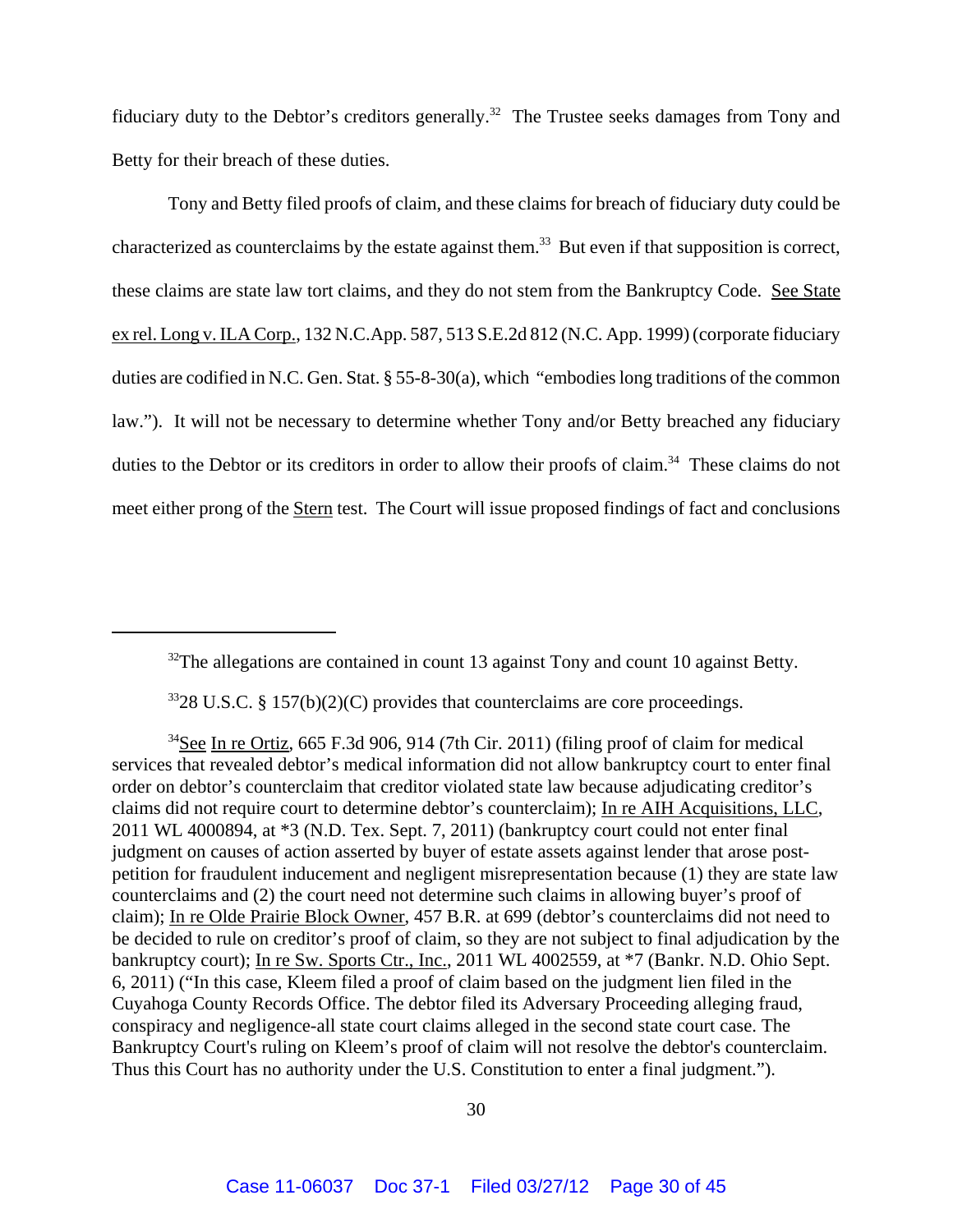fiduciary duty to the Debtor's creditors generally.[32] The Trustee seeks damages from Tony and Betty for their breach of these duties.

Tony and Betty filed proofs of claim, and these claims for breach of fiduciary duty could be characterized as counterclaims by the estate against them.[33] But even if that supposition is correct, these claims are state law tort claims, and they do not stem from the Bankruptcy Code. See State ex rel. Long v. ILA Corp., 132 N.C.App. 587, 513 S.E.2d 812 (N.C. App. 1999) (corporate fiduciary duties are codified in N.C. Gen. Stat. § 55-8-30(a), which "embodies long traditions of the common law."). It will not be necessary to determine whether Tony and/or Betty breached any fiduciary duties to the Debtor or its creditors in order to allow their proofs of claim.[34] These claims do not meet either prong of the Stern test. The Court will issue proposed findings of fact and conclusions

---

[32]The allegations are contained in count 13 against Tony and count 10 against Betty.

[33]28 U.S.C. § 157(b)(2)(C) provides that counterclaims are core proceedings.

[34]See In re Ortiz, 665 F.3d 906, 914 (7th Cir. 2011) (filing proof of claim for medical services that revealed debtor's medical information did not allow bankruptcy court to enter final order on debtor's counterclaim that creditor violated state law because adjudicating creditor's claims did not require court to determine debtor's counterclaim); In re AIH Acquisitions, LLC, 2011 WL 4000894, at *3 (N.D. Tex. Sept. 7, 2011) (bankruptcy court could not enter final judgment on causes of action asserted by buyer of estate assets against lender that arose post-petition for fraudulent inducement and negligent misrepresentation because (1) they are state law counterclaims and (2) the court need not determine such claims in allowing buyer's proof of claim); In re Olde Prairie Block Owner, 457 B.R. at 699 (debtor's counterclaims did not need to be decided to rule on creditor's proof of claim, so they are not subject to final adjudication by the bankruptcy court); In re Sw. Sports Ctr., Inc., 2011 WL 4002559, at *7 (Bankr. N.D. Ohio Sept. 6, 2011) ("In this case, Kleem filed a proof of claim based on the judgment lien filed in the Cuyahoga County Records Office. The debtor filed its Adversary Proceeding alleging fraud, conspiracy and negligence-all state court claims alleged in the second state court case. The Bankruptcy Court's ruling on Kleem's proof of claim will not resolve the debtor's counterclaim. Thus this Court has no authority under the U.S. Constitution to enter a final judgment.").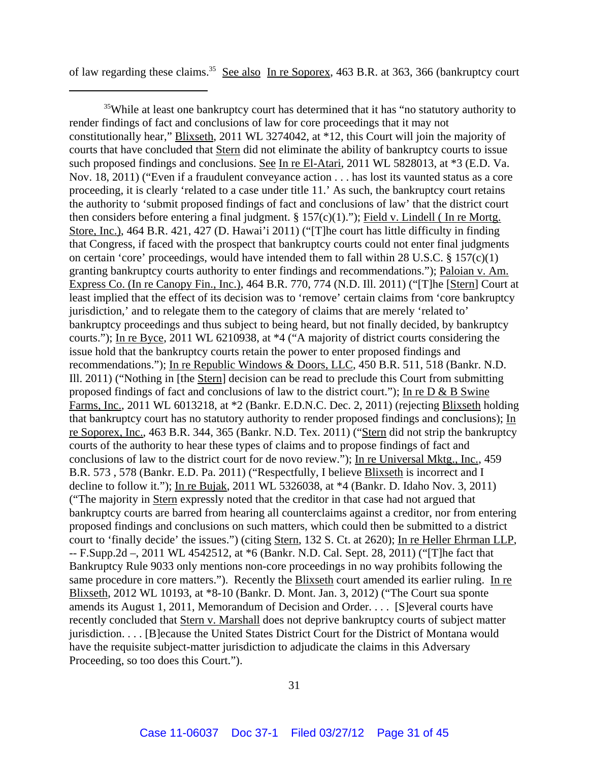of law regarding these claims.[35] See also In re Soporex, 463 B.R. at 363, 366 (bankruptcy court

---

[35]While at least one bankruptcy court has determined that it has "no statutory authority to render findings of fact and conclusions of law for core proceedings that it may not constitutionally hear," Blixseth, 2011 WL 3274042, at *12, this Court will join the majority of courts that have concluded that Stern did not eliminate the ability of bankruptcy courts to issue such proposed findings and conclusions. See In re El-Atari, 2011 WL 5828013, at *3 (E.D. Va. Nov. 18, 2011) ("Even if a fraudulent conveyance action . . . has lost its vaunted status as a core proceeding, it is clearly 'related to a case under title 11.' As such, the bankruptcy court retains the authority to 'submit proposed findings of fact and conclusions of law' that the district court then considers before entering a final judgment. § 157(c)(1)."); Field v. Lindell ( In re Mortg. Store, Inc.), 464 B.R. 421, 427 (D. Hawai'i 2011) ("[T]he court has little difficulty in finding that Congress, if faced with the prospect that bankruptcy courts could not enter final judgments on certain 'core' proceedings, would have intended them to fall within 28 U.S.C. § 157(c)(1) granting bankruptcy courts authority to enter findings and recommendations."); Paloian v. Am. Express Co. (In re Canopy Fin., Inc.), 464 B.R. 770, 774 (N.D. Ill. 2011) ("[T]he [Stern] Court at least implied that the effect of its decision was to 'remove' certain claims from 'core bankruptcy jurisdiction,' and to relegate them to the category of claims that are merely 'related to' bankruptcy proceedings and thus subject to being heard, but not finally decided, by bankruptcy courts."); In re Byce, 2011 WL 6210938, at *4 ("A majority of district courts considering the issue hold that the bankruptcy courts retain the power to enter proposed findings and recommendations."); In re Republic Windows & Doors, LLC, 450 B.R. 511, 518 (Bankr. N.D. Ill. 2011) ("Nothing in [the Stern] decision can be read to preclude this Court from submitting proposed findings of fact and conclusions of law to the district court."); In re D & B Swine Farms, Inc., 2011 WL 6013218, at *2 (Bankr. E.D.N.C. Dec. 2, 2011) (rejecting Blixseth holding that bankruptcy court has no statutory authority to render proposed findings and conclusions); In re Soporex, Inc., 463 B.R. 344, 365 (Bankr. N.D. Tex. 2011) ("Stern did not strip the bankruptcy courts of the authority to hear these types of claims and to propose findings of fact and conclusions of law to the district court for de novo review."); In re Universal Mktg., Inc., 459 B.R. 573 , 578 (Bankr. E.D. Pa. 2011) ("Respectfully, I believe Blixseth is incorrect and I decline to follow it."); In re Bujak, 2011 WL 5326038, at *4 (Bankr. D. Idaho Nov. 3, 2011) ("The majority in Stern expressly noted that the creditor in that case had not argued that bankruptcy courts are barred from hearing all counterclaims against a creditor, nor from entering proposed findings and conclusions on such matters, which could then be submitted to a district court to 'finally decide' the issues.") (citing Stern, 132 S. Ct. at 2620); In re Heller Ehrman LLP, -- F.Supp.2d –, 2011 WL 4542512, at *6 (Bankr. N.D. Cal. Sept. 28, 2011) ("[T]he fact that Bankruptcy Rule 9033 only mentions non-core proceedings in no way prohibits following the same procedure in core matters."). Recently the Blixseth court amended its earlier ruling. In re Blixseth, 2012 WL 10193, at *8-10 (Bankr. D. Mont. Jan. 3, 2012) ("The Court sua sponte amends its August 1, 2011, Memorandum of Decision and Order. . . . [S]everal courts have recently concluded that Stern v. Marshall does not deprive bankruptcy courts of subject matter jurisdiction. . . . [B]ecause the United States District Court for the District of Montana would have the requisite subject-matter jurisdiction to adjudicate the claims in this Adversary Proceeding, so too does this Court.").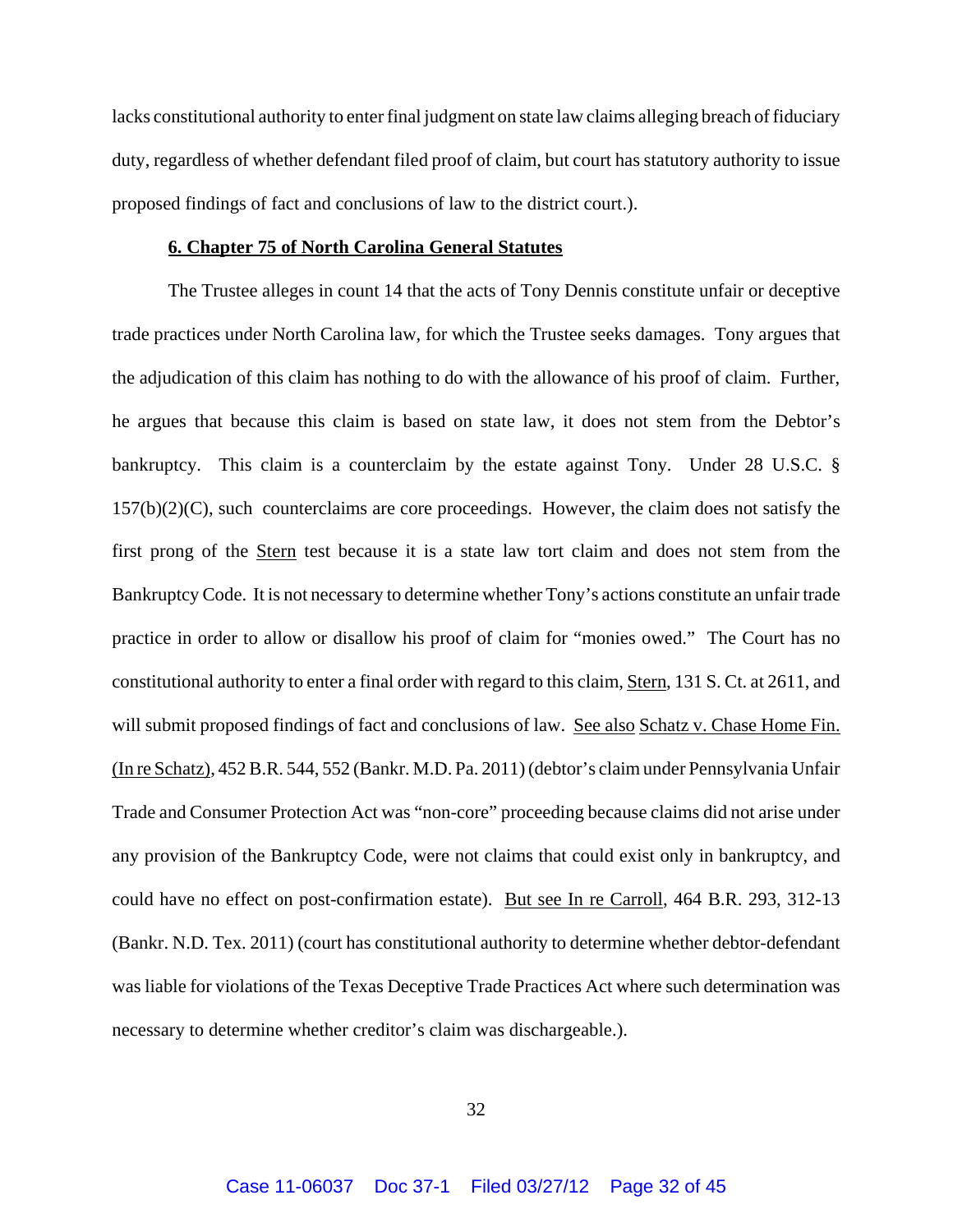lacks constitutional authority to enter final judgment on state law claims alleging breach of fiduciary duty, regardless of whether defendant filed proof of claim, but court has statutory authority to issue proposed findings of fact and conclusions of law to the district court.).

**6. Chapter 75 of North Carolina General Statutes**

The Trustee alleges in count 14 that the acts of Tony Dennis constitute unfair or deceptive trade practices under North Carolina law, for which the Trustee seeks damages. Tony argues that the adjudication of this claim has nothing to do with the allowance of his proof of claim. Further, he argues that because this claim is based on state law, it does not stem from the Debtor's bankruptcy. This claim is a counterclaim by the estate against Tony. Under 28 U.S.C. § 157(b)(2)(C), such counterclaims are core proceedings. However, the claim does not satisfy the first prong of the Stern test because it is a state law tort claim and does not stem from the Bankruptcy Code. It is not necessary to determine whether Tony's actions constitute an unfair trade practice in order to allow or disallow his proof of claim for "monies owed." The Court has no constitutional authority to enter a final order with regard to this claim, Stern, 131 S. Ct. at 2611, and will submit proposed findings of fact and conclusions of law. See also Schatz v. Chase Home Fin. (In re Schatz), 452 B.R. 544, 552 (Bankr. M.D. Pa. 2011) (debtor's claim under Pennsylvania Unfair Trade and Consumer Protection Act was "non-core" proceeding because claims did not arise under any provision of the Bankruptcy Code, were not claims that could exist only in bankruptcy, and could have no effect on post-confirmation estate). But see In re Carroll, 464 B.R. 293, 312-13 (Bankr. N.D. Tex. 2011) (court has constitutional authority to determine whether debtor-defendant was liable for violations of the Texas Deceptive Trade Practices Act where such determination was necessary to determine whether creditor's claim was dischargeable.).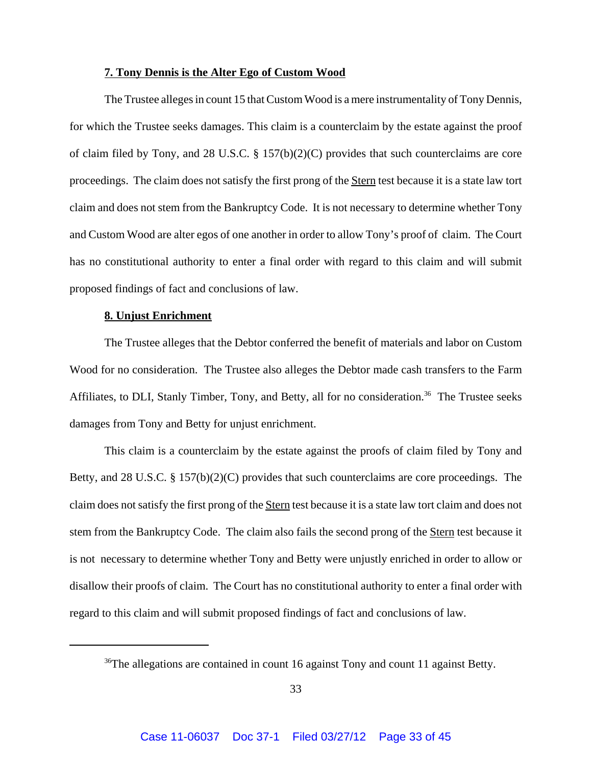**7. Tony Dennis is the Alter Ego of Custom Wood**

The Trustee alleges in count 15 that Custom Wood is a mere instrumentality of Tony Dennis, for which the Trustee seeks damages. This claim is a counterclaim by the estate against the proof of claim filed by Tony, and 28 U.S.C. § 157(b)(2)(C) provides that such counterclaims are core proceedings. The claim does not satisfy the first prong of the Stern test because it is a state law tort claim and does not stem from the Bankruptcy Code. It is not necessary to determine whether Tony and Custom Wood are alter egos of one another in order to allow Tony's proof of claim. The Court has no constitutional authority to enter a final order with regard to this claim and will submit proposed findings of fact and conclusions of law.

**8. Unjust Enrichment**

The Trustee alleges that the Debtor conferred the benefit of materials and labor on Custom Wood for no consideration. The Trustee also alleges the Debtor made cash transfers to the Farm Affiliates, to DLI, Stanly Timber, Tony, and Betty, all for no consideration.[36] The Trustee seeks damages from Tony and Betty for unjust enrichment.

This claim is a counterclaim by the estate against the proofs of claim filed by Tony and Betty, and 28 U.S.C. § 157(b)(2)(C) provides that such counterclaims are core proceedings. The claim does not satisfy the first prong of the Stern test because it is a state law tort claim and does not stem from the Bankruptcy Code. The claim also fails the second prong of the Stern test because it is not necessary to determine whether Tony and Betty were unjustly enriched in order to allow or disallow their proofs of claim. The Court has no constitutional authority to enter a final order with regard to this claim and will submit proposed findings of fact and conclusions of law.

---

[36] The allegations are contained in count 16 against Tony and count 11 against Betty.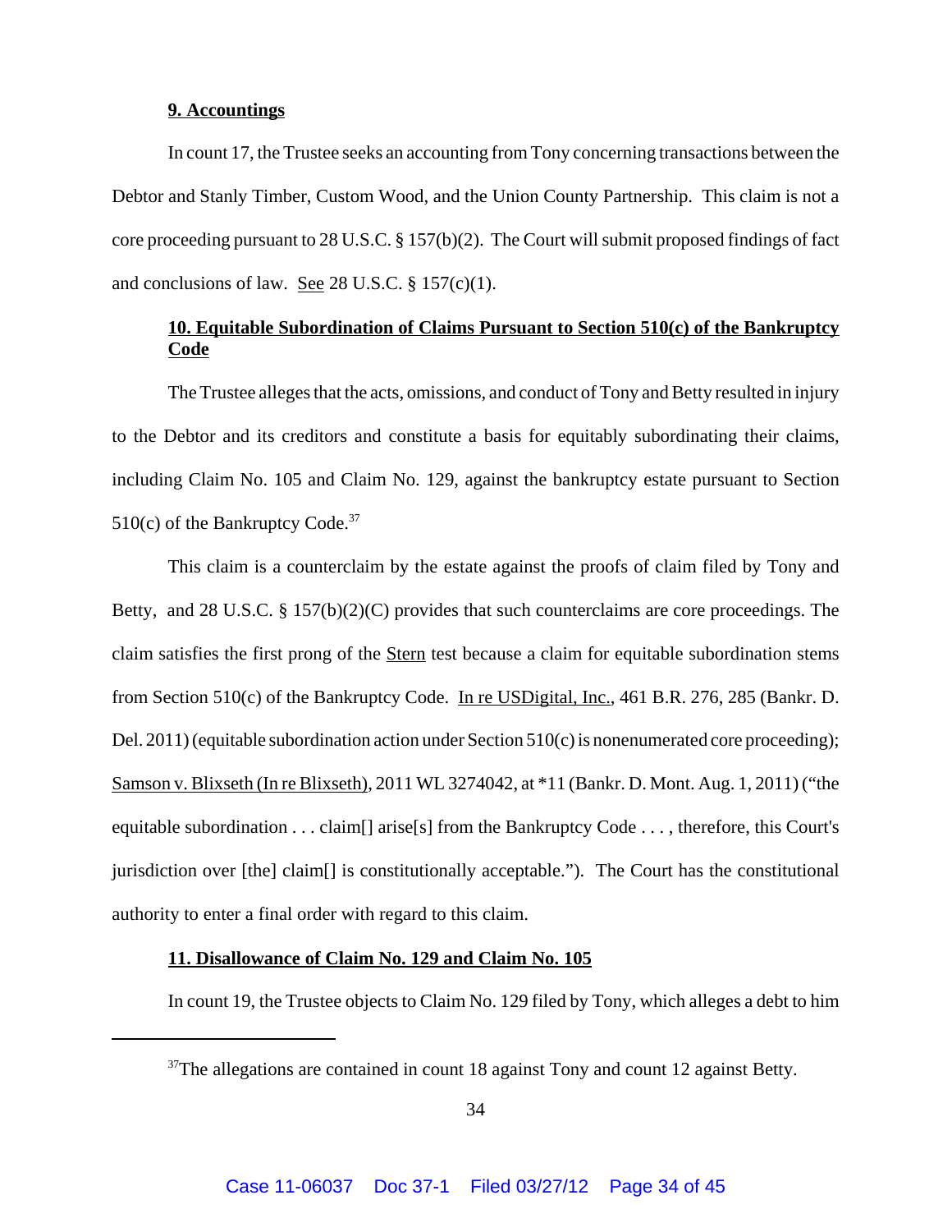**9. Accountings**

In count 17, the Trustee seeks an accounting from Tony concerning transactions between the Debtor and Stanly Timber, Custom Wood, and the Union County Partnership. This claim is not a core proceeding pursuant to 28 U.S.C. § 157(b)(2). The Court will submit proposed findings of fact and conclusions of law. See 28 U.S.C. § 157(c)(1).

**10. Equitable Subordination of Claims Pursuant to Section 510(c) of the Bankruptcy Code**

The Trustee alleges that the acts, omissions, and conduct of Tony and Betty resulted in injury to the Debtor and its creditors and constitute a basis for equitably subordinating their claims, including Claim No. 105 and Claim No. 129, against the bankruptcy estate pursuant to Section 510(c) of the Bankruptcy Code.[37]

This claim is a counterclaim by the estate against the proofs of claim filed by Tony and Betty, and 28 U.S.C. § 157(b)(2)(C) provides that such counterclaims are core proceedings. The claim satisfies the first prong of the Stern test because a claim for equitable subordination stems from Section 510(c) of the Bankruptcy Code. In re USDigital, Inc., 461 B.R. 276, 285 (Bankr. D. Del. 2011) (equitable subordination action under Section 510(c) is nonenumerated core proceeding); Samson v. Blixseth (In re Blixseth), 2011 WL 3274042, at *11 (Bankr. D. Mont. Aug. 1, 2011) ("the equitable subordination . . . claim[] arise[s] from the Bankruptcy Code . . . , therefore, this Court's jurisdiction over [the] claim[] is constitutionally acceptable."). The Court has the constitutional authority to enter a final order with regard to this claim.

**11. Disallowance of Claim No. 129 and Claim No. 105**

In count 19, the Trustee objects to Claim No. 129 filed by Tony, which alleges a debt to him

---

[37]The allegations are contained in count 18 against Tony and count 12 against Betty.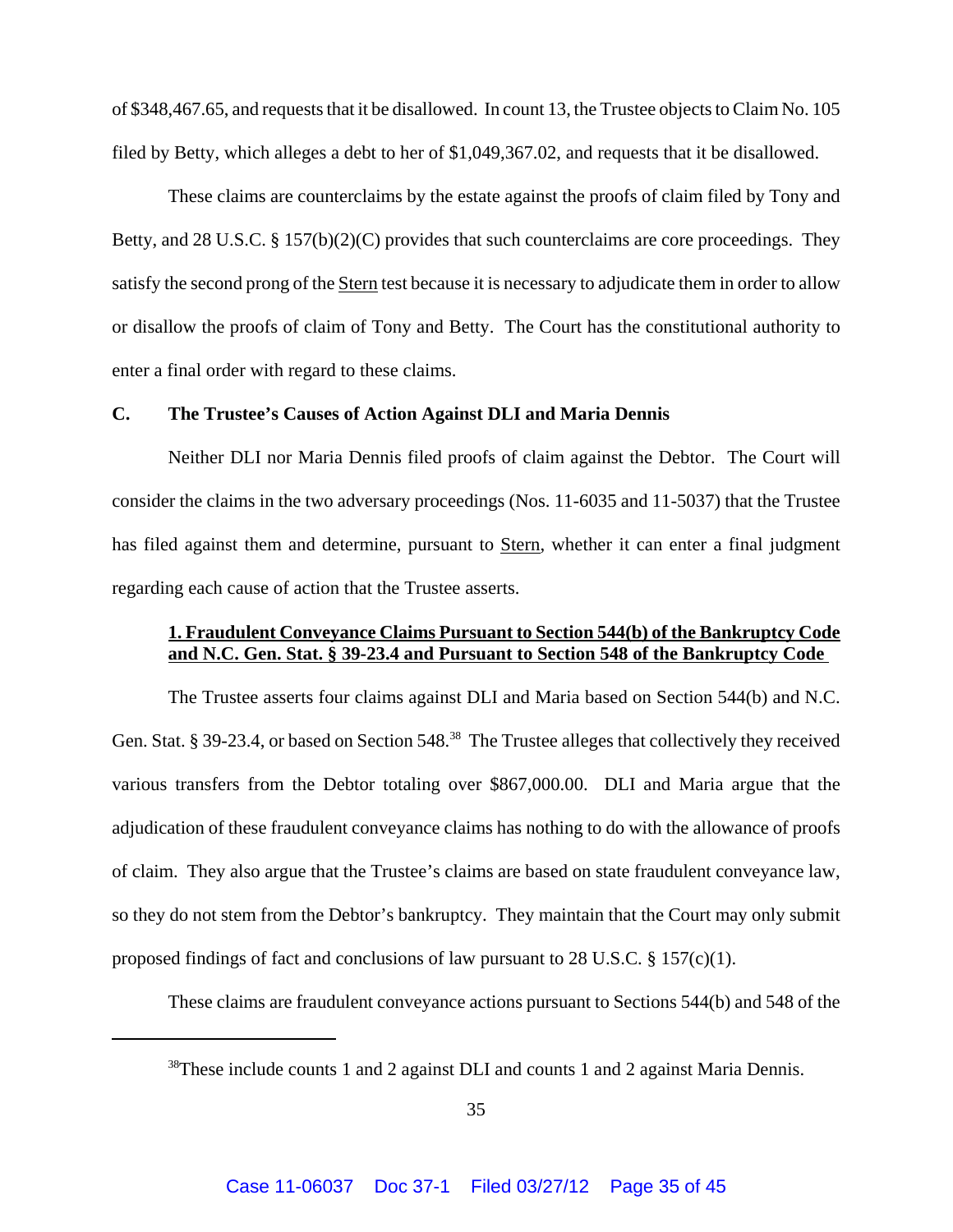of $348,467.65, and requests that it be disallowed. In count 13, the Trustee objects to Claim No. 105 filed by Betty, which alleges a debt to her of $1,049,367.02, and requests that it be disallowed.

These claims are counterclaims by the estate against the proofs of claim filed by Tony and Betty, and 28 U.S.C. § 157(b)(2)(C) provides that such counterclaims are core proceedings. They satisfy the second prong of the Stern test because it is necessary to adjudicate them in order to allow or disallow the proofs of claim of Tony and Betty. The Court has the constitutional authority to enter a final order with regard to these claims.

### C. The Trustee's Causes of Action Against DLI and Maria Dennis

Neither DLI nor Maria Dennis filed proofs of claim against the Debtor. The Court will consider the claims in the two adversary proceedings (Nos. 11-6035 and 11-5037) that the Trustee has filed against them and determine, pursuant to Stern, whether it can enter a final judgment regarding each cause of action that the Trustee asserts.

#### 1. Fraudulent Conveyance Claims Pursuant to Section 544(b) of the Bankruptcy Code and N.C. Gen. Stat. § 39-23.4 and Pursuant to Section 548 of the Bankruptcy Code

The Trustee asserts four claims against DLI and Maria based on Section 544(b) and N.C. Gen. Stat. § 39-23.4, or based on Section 548.[38] The Trustee alleges that collectively they received various transfers from the Debtor totaling over $867,000.00. DLI and Maria argue that the adjudication of these fraudulent conveyance claims has nothing to do with the allowance of proofs of claim. They also argue that the Trustee's claims are based on state fraudulent conveyance law, so they do not stem from the Debtor's bankruptcy. They maintain that the Court may only submit proposed findings of fact and conclusions of law pursuant to 28 U.S.C. § 157(c)(1).

These claims are fraudulent conveyance actions pursuant to Sections 544(b) and 548 of the

[38]These include counts 1 and 2 against DLI and counts 1 and 2 against Maria Dennis.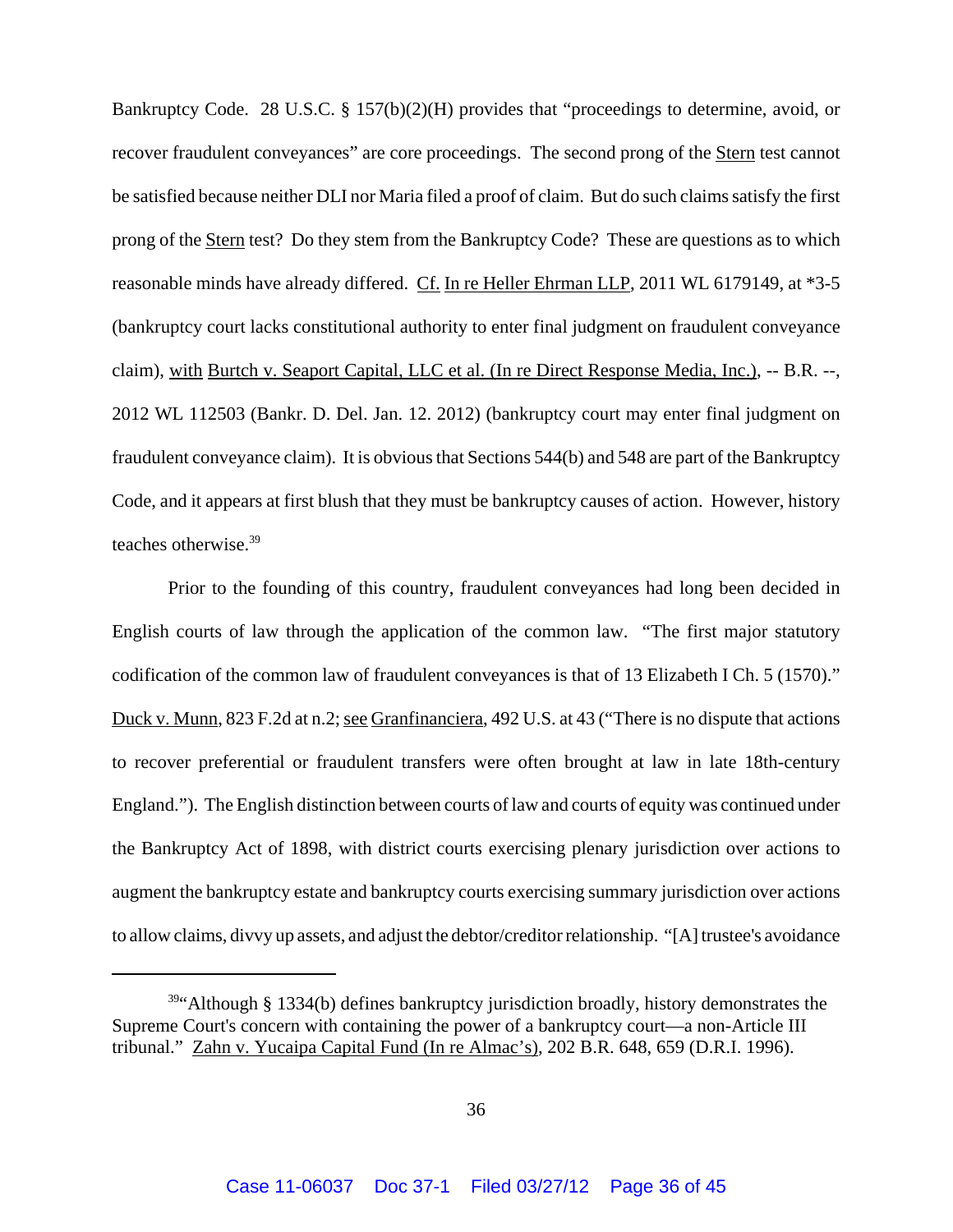Bankruptcy Code. 28 U.S.C. § 157(b)(2)(H) provides that "proceedings to determine, avoid, or recover fraudulent conveyances" are core proceedings. The second prong of the Stern test cannot be satisfied because neither DLI nor Maria filed a proof of claim. But do such claims satisfy the first prong of the Stern test? Do they stem from the Bankruptcy Code? These are questions as to which reasonable minds have already differed. Cf. In re Heller Ehrman LLP, 2011 WL 6179149, at *3-5 (bankruptcy court lacks constitutional authority to enter final judgment on fraudulent conveyance claim), with Burtch v. Seaport Capital, LLC et al. (In re Direct Response Media, Inc.), -- B.R. --, 2012 WL 112503 (Bankr. D. Del. Jan. 12. 2012) (bankruptcy court may enter final judgment on fraudulent conveyance claim). It is obvious that Sections 544(b) and 548 are part of the Bankruptcy Code, and it appears at first blush that they must be bankruptcy causes of action. However, history teaches otherwise.[39]

Prior to the founding of this country, fraudulent conveyances had long been decided in English courts of law through the application of the common law. "The first major statutory codification of the common law of fraudulent conveyances is that of 13 Elizabeth I Ch. 5 (1570)." Duck v. Munn, 823 F.2d at n.2; see Granfinanciera, 492 U.S. at 43 ("There is no dispute that actions to recover preferential or fraudulent transfers were often brought at law in late 18th-century England."). The English distinction between courts of law and courts of equity was continued under the Bankruptcy Act of 1898, with district courts exercising plenary jurisdiction over actions to augment the bankruptcy estate and bankruptcy courts exercising summary jurisdiction over actions to allow claims, divvy up assets, and adjust the debtor/creditor relationship. "[A] trustee's avoidance

[39] "Although § 1334(b) defines bankruptcy jurisdiction broadly, history demonstrates the Supreme Court's concern with containing the power of a bankruptcy court—a non-Article III tribunal." Zahn v. Yucaipa Capital Fund (In re Almac's), 202 B.R. 648, 659 (D.R.I. 1996).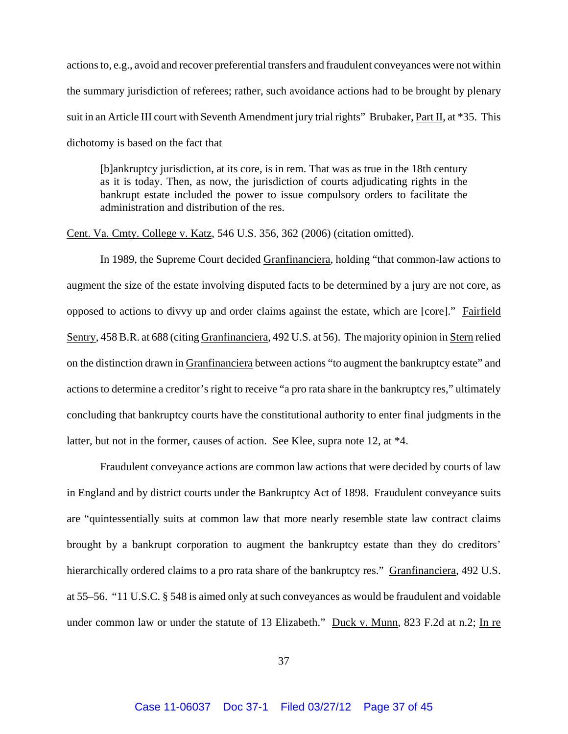actions to, e.g., avoid and recover preferential transfers and fraudulent conveyances were not within the summary jurisdiction of referees; rather, such avoidance actions had to be brought by plenary suit in an Article III court with Seventh Amendment jury trial rights" Brubaker, Part II, at *35. This dichotomy is based on the fact that

> [b]ankruptcy jurisdiction, at its core, is in rem. That was as true in the 18th century as it is today. Then, as now, the jurisdiction of courts adjudicating rights in the bankrupt estate included the power to issue compulsory orders to facilitate the administration and distribution of the res.

Cent. Va. Cmty. College v. Katz, 546 U.S. 356, 362 (2006) (citation omitted).

In 1989, the Supreme Court decided Granfinanciera, holding "that common-law actions to augment the size of the estate involving disputed facts to be determined by a jury are not core, as opposed to actions to divvy up and order claims against the estate, which are [core]." Fairfield Sentry, 458 B.R. at 688 (citing Granfinanciera, 492 U.S. at 56). The majority opinion in Stern relied on the distinction drawn in Granfinanciera between actions "to augment the bankruptcy estate" and actions to determine a creditor's right to receive "a pro rata share in the bankruptcy res," ultimately concluding that bankruptcy courts have the constitutional authority to enter final judgments in the latter, but not in the former, causes of action. See Klee, supra note 12, at *4.

Fraudulent conveyance actions are common law actions that were decided by courts of law in England and by district courts under the Bankruptcy Act of 1898. Fraudulent conveyance suits are "quintessentially suits at common law that more nearly resemble state law contract claims brought by a bankrupt corporation to augment the bankruptcy estate than they do creditors' hierarchically ordered claims to a pro rata share of the bankruptcy res." Granfinanciera, 492 U.S. at 55–56. "11 U.S.C. § 548 is aimed only at such conveyances as would be fraudulent and voidable under common law or under the statute of 13 Elizabeth." Duck v. Munn, 823 F.2d at n.2; In re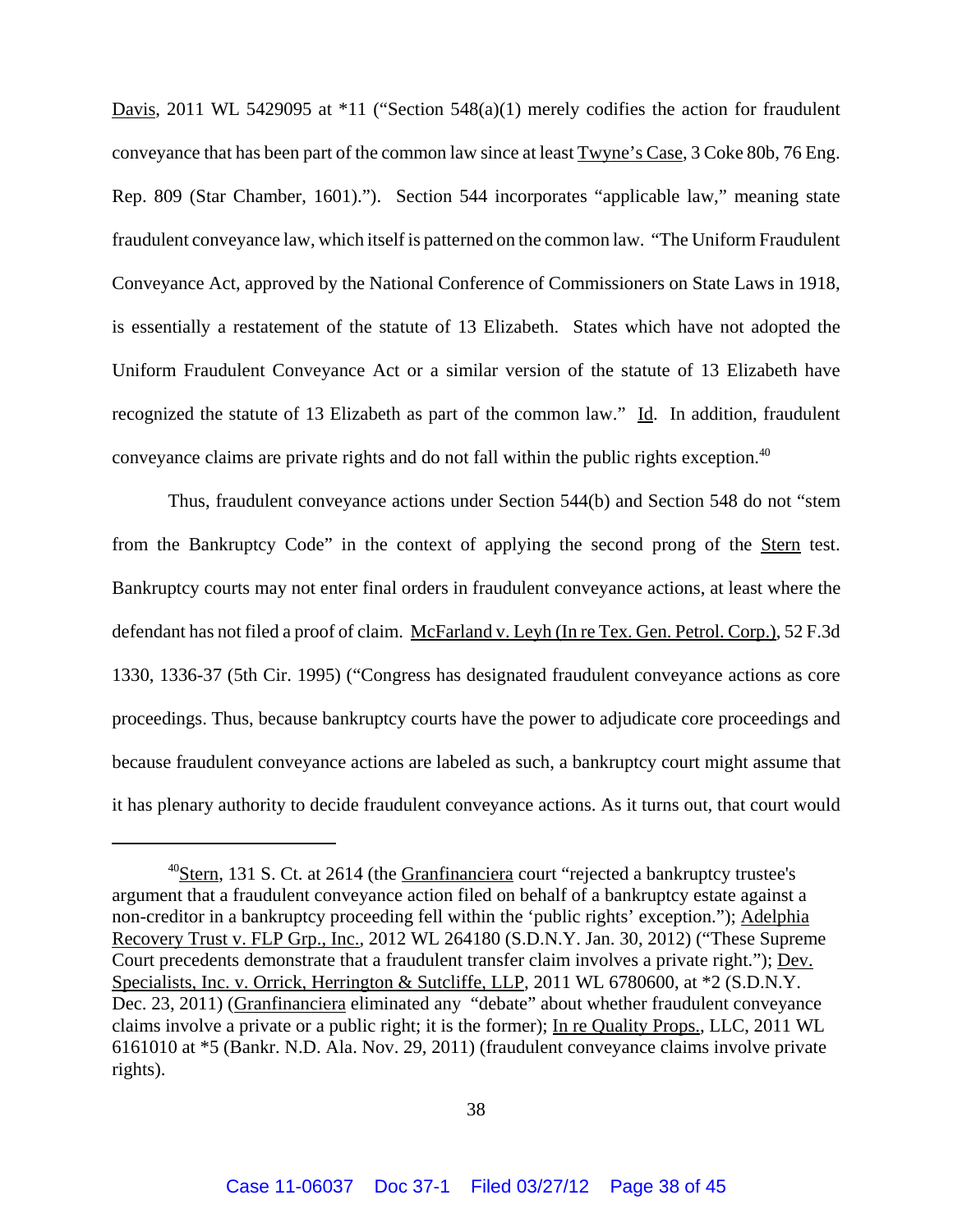Davis, 2011 WL 5429095 at *11 ("Section 548(a)(1) merely codifies the action for fraudulent conveyance that has been part of the common law since at least Twyne's Case, 3 Coke 80b, 76 Eng. Rep. 809 (Star Chamber, 1601)."). Section 544 incorporates "applicable law," meaning state fraudulent conveyance law, which itself is patterned on the common law. "The Uniform Fraudulent Conveyance Act, approved by the National Conference of Commissioners on State Laws in 1918, is essentially a restatement of the statute of 13 Elizabeth. States which have not adopted the Uniform Fraudulent Conveyance Act or a similar version of the statute of 13 Elizabeth have recognized the statute of 13 Elizabeth as part of the common law." Id. In addition, fraudulent conveyance claims are private rights and do not fall within the public rights exception.[40]

Thus, fraudulent conveyance actions under Section 544(b) and Section 548 do not "stem from the Bankruptcy Code" in the context of applying the second prong of the Stern test. Bankruptcy courts may not enter final orders in fraudulent conveyance actions, at least where the defendant has not filed a proof of claim. McFarland v. Leyh (In re Tex. Gen. Petrol. Corp.), 52 F.3d 1330, 1336-37 (5th Cir. 1995) ("Congress has designated fraudulent conveyance actions as core proceedings. Thus, because bankruptcy courts have the power to adjudicate core proceedings and because fraudulent conveyance actions are labeled as such, a bankruptcy court might assume that it has plenary authority to decide fraudulent conveyance actions. As it turns out, that court would

---

[40] Stern, 131 S. Ct. at 2614 (the Granfinanciera court "rejected a bankruptcy trustee's argument that a fraudulent conveyance action filed on behalf of a bankruptcy estate against a non-creditor in a bankruptcy proceeding fell within the 'public rights' exception."); Adelphia Recovery Trust v. FLP Grp., Inc., 2012 WL 264180 (S.D.N.Y. Jan. 30, 2012) ("These Supreme Court precedents demonstrate that a fraudulent transfer claim involves a private right."); Dev. Specialists, Inc. v. Orrick, Herrington & Sutcliffe, LLP, 2011 WL 6780600, at *2 (S.D.N.Y. Dec. 23, 2011) (Granfinanciera eliminated any "debate" about whether fraudulent conveyance claims involve a private or a public right; it is the former); In re Quality Props., LLC, 2011 WL 6161010 at *5 (Bankr. N.D. Ala. Nov. 29, 2011) (fraudulent conveyance claims involve private rights).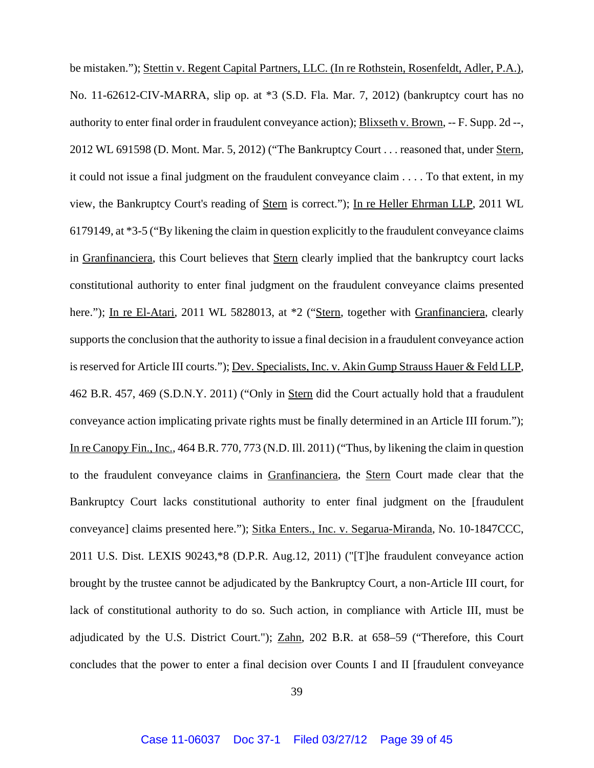be mistaken."); Stettin v. Regent Capital Partners, LLC. (In re Rothstein, Rosenfeldt, Adler, P.A.), No. 11-62612-CIV-MARRA, slip op. at *3 (S.D. Fla. Mar. 7, 2012) (bankruptcy court has no authority to enter final order in fraudulent conveyance action); Blixseth v. Brown, -- F. Supp. 2d --, 2012 WL 691598 (D. Mont. Mar. 5, 2012) ("The Bankruptcy Court . . . reasoned that, under Stern, it could not issue a final judgment on the fraudulent conveyance claim . . . . To that extent, in my view, the Bankruptcy Court's reading of Stern is correct."); In re Heller Ehrman LLP, 2011 WL 6179149, at *3-5 ("By likening the claim in question explicitly to the fraudulent conveyance claims in Granfinanciera, this Court believes that Stern clearly implied that the bankruptcy court lacks constitutional authority to enter final judgment on the fraudulent conveyance claims presented here."); In re El-Atari, 2011 WL 5828013, at *2 ("Stern, together with Granfinanciera, clearly supports the conclusion that the authority to issue a final decision in a fraudulent conveyance action is reserved for Article III courts."); Dev. Specialists, Inc. v. Akin Gump Strauss Hauer & Feld LLP, 462 B.R. 457, 469 (S.D.N.Y. 2011) ("Only in Stern did the Court actually hold that a fraudulent conveyance action implicating private rights must be finally determined in an Article III forum."); In re Canopy Fin., Inc., 464 B.R. 770, 773 (N.D. Ill. 2011) ("Thus, by likening the claim in question to the fraudulent conveyance claims in Granfinanciera, the Stern Court made clear that the Bankruptcy Court lacks constitutional authority to enter final judgment on the [fraudulent conveyance] claims presented here."); Sitka Enters., Inc. v. Segarua-Miranda, No. 10-1847CCC, 2011 U.S. Dist. LEXIS 90243,*8 (D.P.R. Aug.12, 2011) ("[T]he fraudulent conveyance action brought by the trustee cannot be adjudicated by the Bankruptcy Court, a non-Article III court, for lack of constitutional authority to do so. Such action, in compliance with Article III, must be adjudicated by the U.S. District Court."); Zahn, 202 B.R. at 658–59 ("Therefore, this Court concludes that the power to enter a final decision over Counts I and II [fraudulent conveyance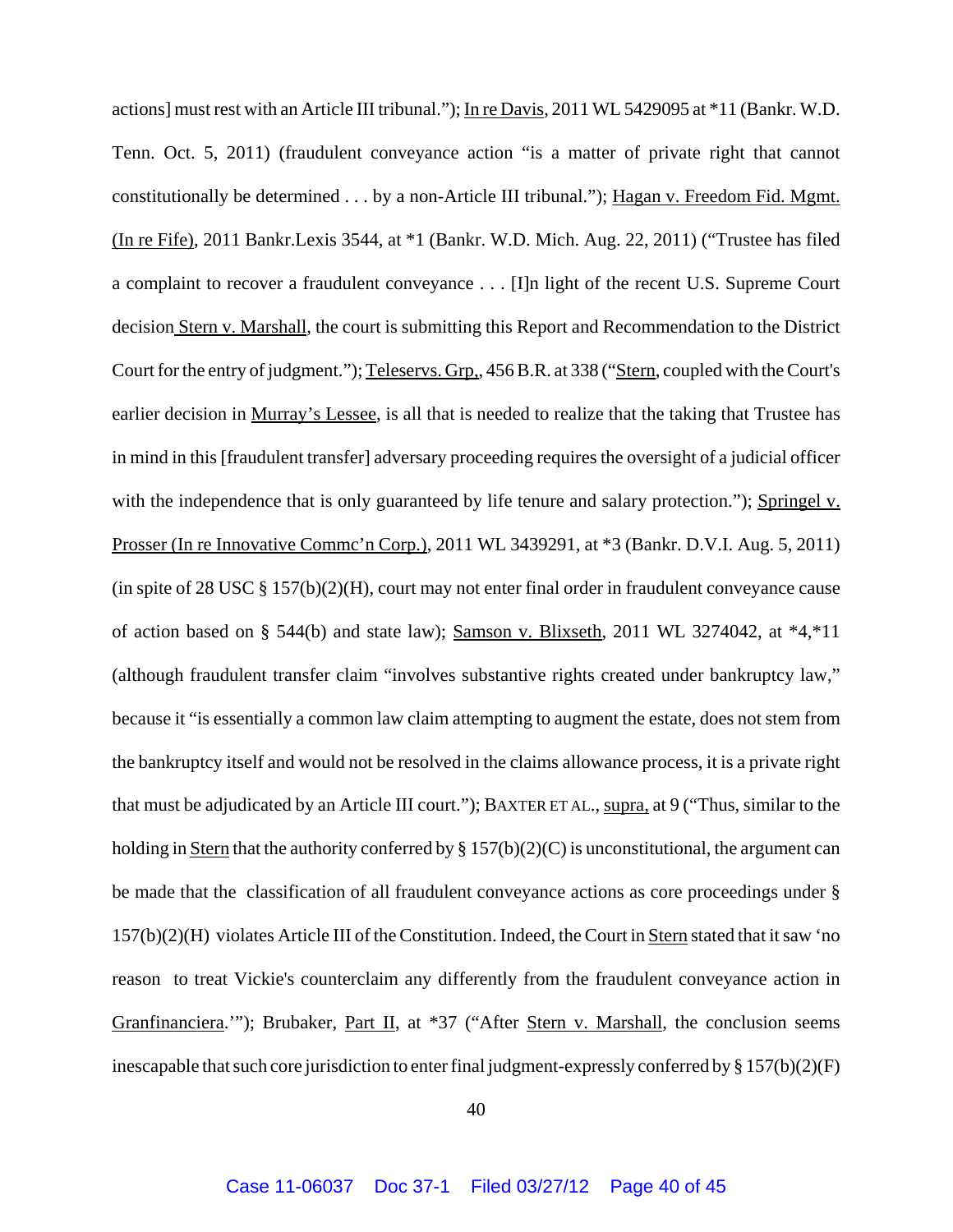actions] must rest with an Article III tribunal."); In re Davis, 2011 WL 5429095 at *11 (Bankr. W.D. Tenn. Oct. 5, 2011) (fraudulent conveyance action "is a matter of private right that cannot constitutionally be determined . . . by a non-Article III tribunal."); Hagan v. Freedom Fid. Mgmt. (In re Fife), 2011 Bankr.Lexis 3544, at *1 (Bankr. W.D. Mich. Aug. 22, 2011) ("Trustee has filed a complaint to recover a fraudulent conveyance . . . [I]n light of the recent U.S. Supreme Court decision Stern v. Marshall, the court is submitting this Report and Recommendation to the District Court for the entry of judgment."); Teleservs. Grp., 456 B.R. at 338 ("Stern, coupled with the Court's earlier decision in Murray's Lessee, is all that is needed to realize that the taking that Trustee has in mind in this [fraudulent transfer] adversary proceeding requires the oversight of a judicial officer with the independence that is only guaranteed by life tenure and salary protection."); Springel v. Prosser (In re Innovative Commc'n Corp.), 2011 WL 3439291, at *3 (Bankr. D.V.I. Aug. 5, 2011) (in spite of 28 USC § 157(b)(2)(H), court may not enter final order in fraudulent conveyance cause of action based on § 544(b) and state law); Samson v. Blixseth, 2011 WL 3274042, at *4,*11 (although fraudulent transfer claim "involves substantive rights created under bankruptcy law," because it "is essentially a common law claim attempting to augment the estate, does not stem from the bankruptcy itself and would not be resolved in the claims allowance process, it is a private right that must be adjudicated by an Article III court."); BAXTER ET AL., supra, at 9 ("Thus, similar to the holding in Stern that the authority conferred by § 157(b)(2)(C) is unconstitutional, the argument can be made that the classification of all fraudulent conveyance actions as core proceedings under § 157(b)(2)(H) violates Article III of the Constitution. Indeed, the Court in Stern stated that it saw 'no reason to treat Vickie's counterclaim any differently from the fraudulent conveyance action in Granfinanciera.'"); Brubaker, Part II, at *37 ("After Stern v. Marshall, the conclusion seems inescapable that such core jurisdiction to enter final judgment-expressly conferred by § 157(b)(2)(F)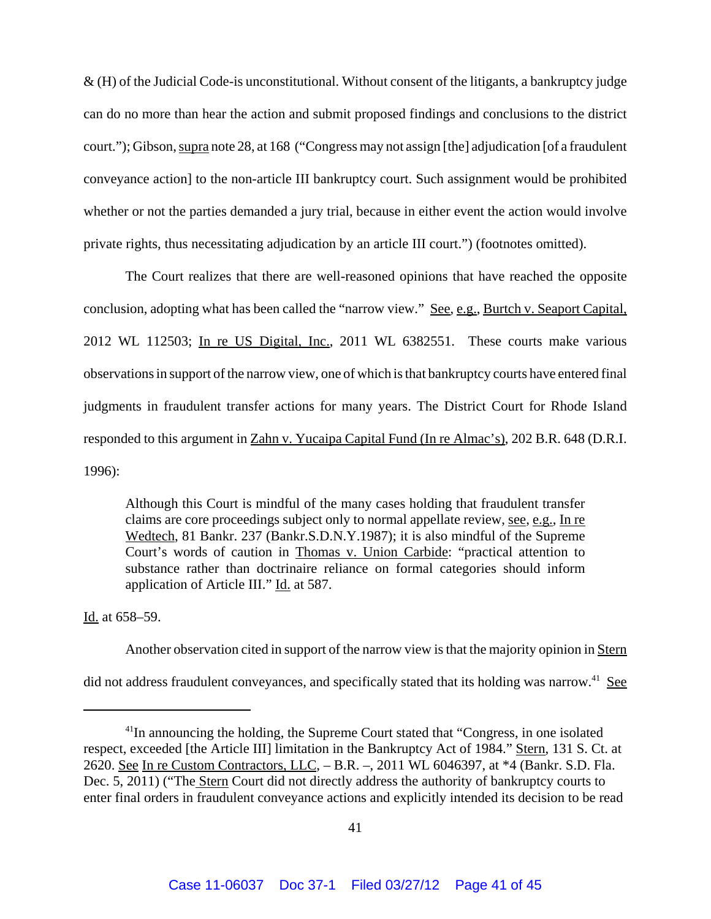& (H) of the Judicial Code-is unconstitutional. Without consent of the litigants, a bankruptcy judge can do no more than hear the action and submit proposed findings and conclusions to the district court."); Gibson, supra note 28, at 168 ("Congress may not assign [the] adjudication [of a fraudulent conveyance action] to the non-article III bankruptcy court. Such assignment would be prohibited whether or not the parties demanded a jury trial, because in either event the action would involve private rights, thus necessitating adjudication by an article III court.") (footnotes omitted).

The Court realizes that there are well-reasoned opinions that have reached the opposite conclusion, adopting what has been called the "narrow view." See, e.g., Burtch v. Seaport Capital, 2012 WL 112503; In re US Digital, Inc., 2011 WL 6382551. These courts make various observations in support of the narrow view, one of which is that bankruptcy courts have entered final judgments in fraudulent transfer actions for many years. The District Court for Rhode Island responded to this argument in Zahn v. Yucaipa Capital Fund (In re Almac's), 202 B.R. 648 (D.R.I. 1996):

> Although this Court is mindful of the many cases holding that fraudulent transfer claims are core proceedings subject only to normal appellate review, see, e.g., In re Wedtech, 81 Bankr. 237 (Bankr.S.D.N.Y.1987); it is also mindful of the Supreme Court's words of caution in Thomas v. Union Carbide: "practical attention to substance rather than doctrinaire reliance on formal categories should inform application of Article III." Id. at 587.

Id. at 658–59.

Another observation cited in support of the narrow view is that the majority opinion in Stern did not address fraudulent conveyances, and specifically stated that its holding was narrow.[41] See

---

[41]In announcing the holding, the Supreme Court stated that "Congress, in one isolated respect, exceeded [the Article III] limitation in the Bankruptcy Act of 1984." Stern, 131 S. Ct. at 2620. See In re Custom Contractors, LLC, – B.R. –, 2011 WL 6046397, at *4 (Bankr. S.D. Fla. Dec. 5, 2011) ("The Stern Court did not directly address the authority of bankruptcy courts to enter final orders in fraudulent conveyance actions and explicitly intended its decision to be read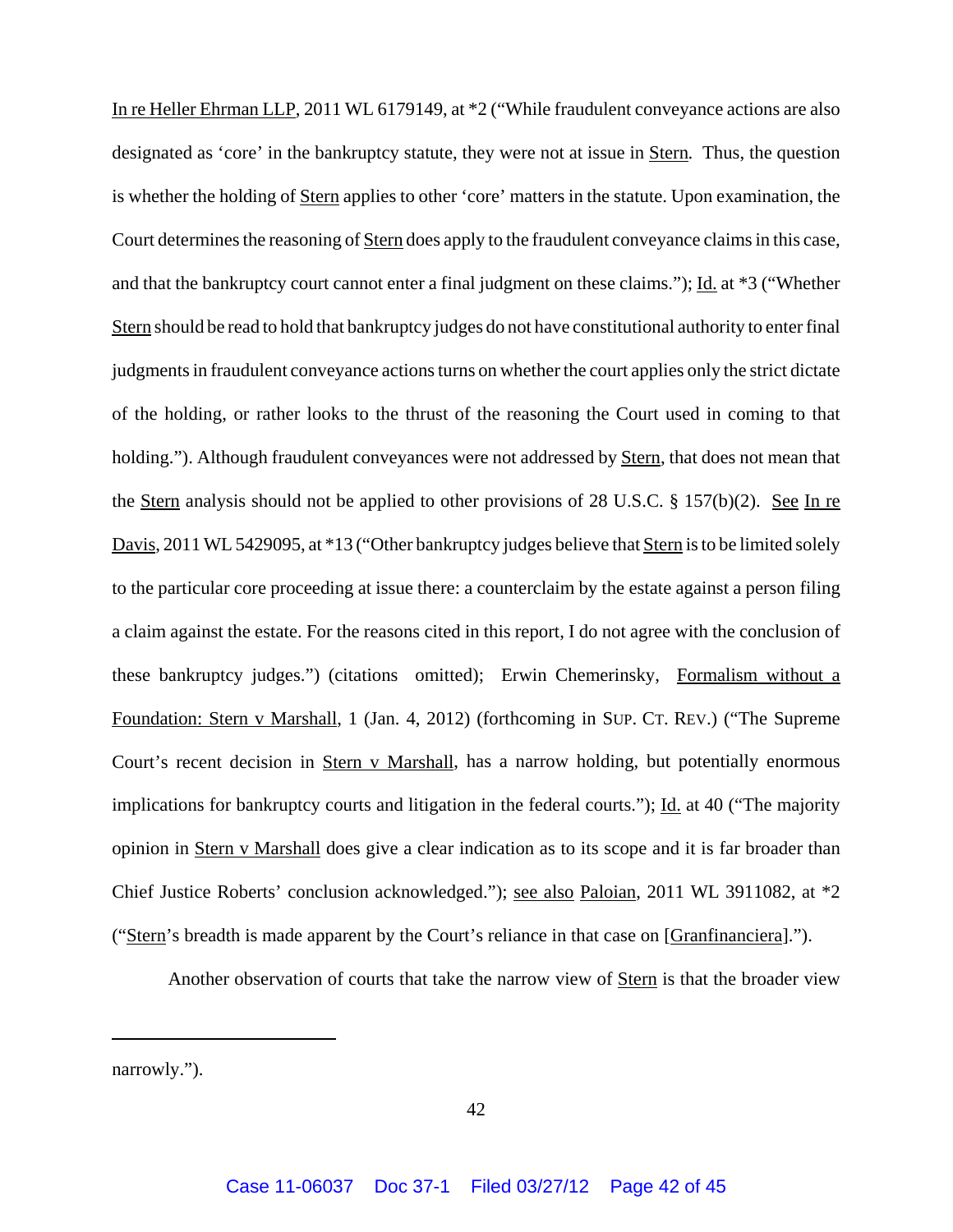In re Heller Ehrman LLP, 2011 WL 6179149, at *2 ("While fraudulent conveyance actions are also designated as 'core' in the bankruptcy statute, they were not at issue in Stern. Thus, the question is whether the holding of Stern applies to other 'core' matters in the statute. Upon examination, the Court determines the reasoning of Stern does apply to the fraudulent conveyance claims in this case, and that the bankruptcy court cannot enter a final judgment on these claims."); Id. at *3 ("Whether Stern should be read to hold that bankruptcy judges do not have constitutional authority to enter final judgments in fraudulent conveyance actions turns on whether the court applies only the strict dictate of the holding, or rather looks to the thrust of the reasoning the Court used in coming to that holding."). Although fraudulent conveyances were not addressed by Stern, that does not mean that the Stern analysis should not be applied to other provisions of 28 U.S.C. § 157(b)(2). See In re Davis, 2011 WL 5429095, at *13 ("Other bankruptcy judges believe that Stern is to be limited solely to the particular core proceeding at issue there: a counterclaim by the estate against a person filing a claim against the estate. For the reasons cited in this report, I do not agree with the conclusion of these bankruptcy judges.") (citations omitted); Erwin Chemerinsky, Formalism without a Foundation: Stern v Marshall, 1 (Jan. 4, 2012) (forthcoming in SUP. CT. REV.) ("The Supreme Court's recent decision in Stern v Marshall, has a narrow holding, but potentially enormous implications for bankruptcy courts and litigation in the federal courts."); Id. at 40 ("The majority opinion in Stern v Marshall does give a clear indication as to its scope and it is far broader than Chief Justice Roberts' conclusion acknowledged."); see also Paloian, 2011 WL 3911082, at *2 ("Stern's breadth is made apparent by the Court's reliance in that case on [Granfinanciera].").

Another observation of courts that take the narrow view of Stern is that the broader view

---

narrowly.").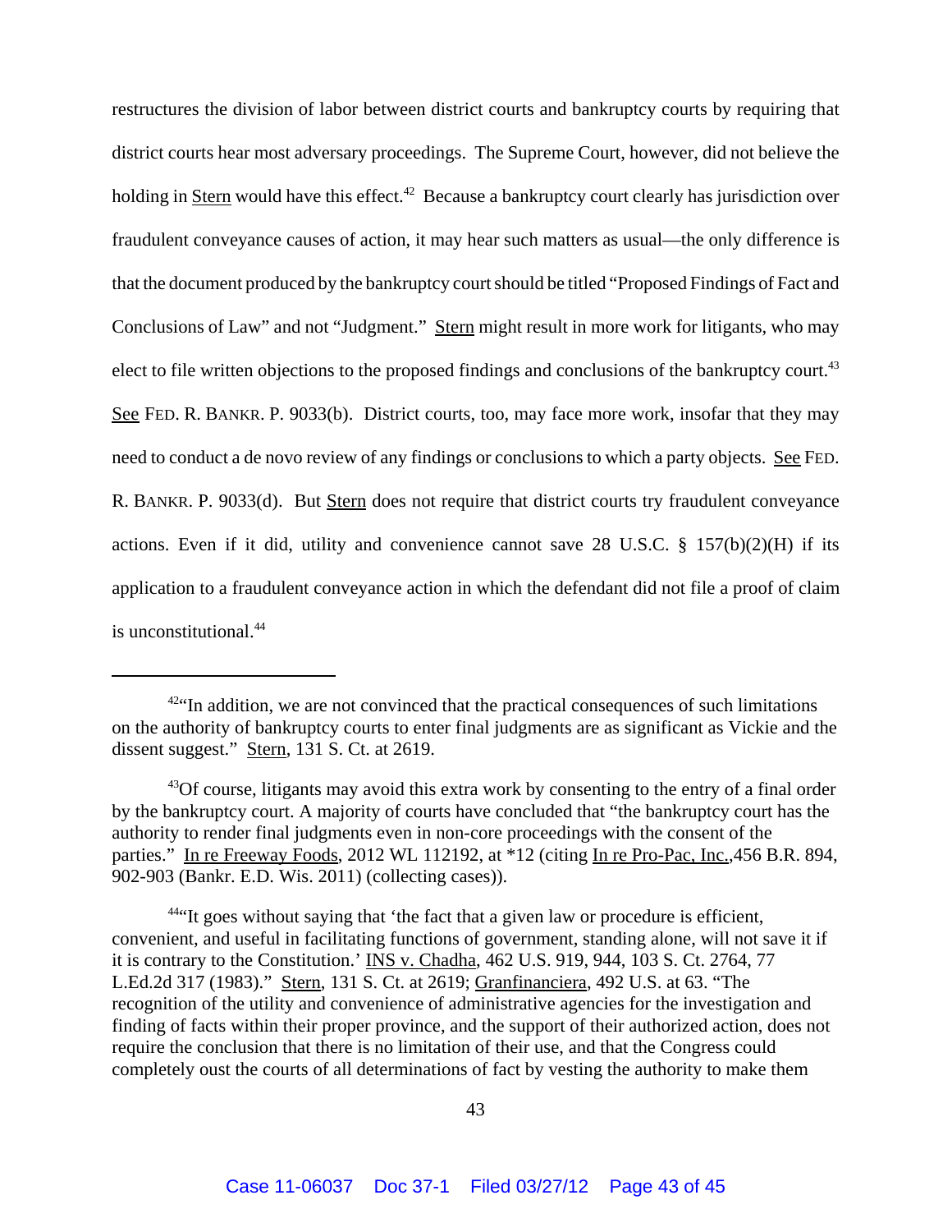restructures the division of labor between district courts and bankruptcy courts by requiring that district courts hear most adversary proceedings. The Supreme Court, however, did not believe the holding in Stern would have this effect.[42] Because a bankruptcy court clearly has jurisdiction over fraudulent conveyance causes of action, it may hear such matters as usual—the only difference is that the document produced by the bankruptcy court should be titled "Proposed Findings of Fact and Conclusions of Law" and not "Judgment." Stern might result in more work for litigants, who may elect to file written objections to the proposed findings and conclusions of the bankruptcy court.[43] See FED. R. BANKR. P. 9033(b). District courts, too, may face more work, insofar that they may need to conduct a de novo review of any findings or conclusions to which a party objects. See FED. R. BANKR. P. 9033(d). But Stern does not require that district courts try fraudulent conveyance actions. Even if it did, utility and convenience cannot save 28 U.S.C. § 157(b)(2)(H) if its application to a fraudulent conveyance action in which the defendant did not file a proof of claim is unconstitutional.[44]

---

[42]"In addition, we are not convinced that the practical consequences of such limitations on the authority of bankruptcy courts to enter final judgments are as significant as Vickie and the dissent suggest." Stern, 131 S. Ct. at 2619.

[43]Of course, litigants may avoid this extra work by consenting to the entry of a final order by the bankruptcy court. A majority of courts have concluded that "the bankruptcy court has the authority to render final judgments even in non-core proceedings with the consent of the parties." In re Freeway Foods, 2012 WL 112192, at *12 (citing In re Pro-Pac, Inc.,456 B.R. 894, 902-903 (Bankr. E.D. Wis. 2011) (collecting cases)).

[44]"It goes without saying that 'the fact that a given law or procedure is efficient, convenient, and useful in facilitating functions of government, standing alone, will not save it if it is contrary to the Constitution.' INS v. Chadha, 462 U.S. 919, 944, 103 S. Ct. 2764, 77 L.Ed.2d 317 (1983)." Stern, 131 S. Ct. at 2619; Granfinanciera, 492 U.S. at 63. "The recognition of the utility and convenience of administrative agencies for the investigation and finding of facts within their proper province, and the support of their authorized action, does not require the conclusion that there is no limitation of their use, and that the Congress could completely oust the courts of all determinations of fact by vesting the authority to make them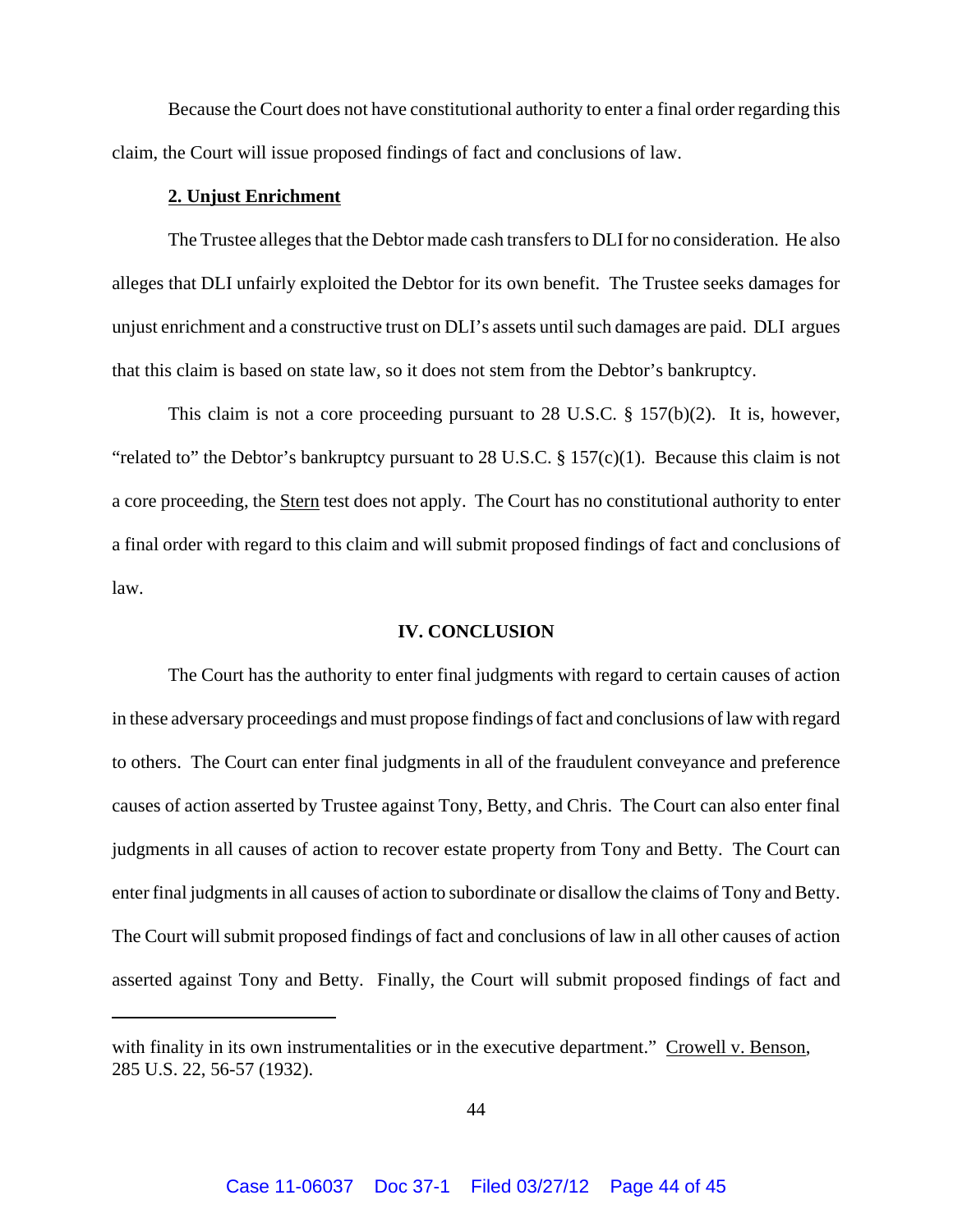Because the Court does not have constitutional authority to enter a final order regarding this claim, the Court will issue proposed findings of fact and conclusions of law.

**2. Unjust Enrichment**

The Trustee alleges that the Debtor made cash transfers to DLI for no consideration. He also alleges that DLI unfairly exploited the Debtor for its own benefit. The Trustee seeks damages for unjust enrichment and a constructive trust on DLI's assets until such damages are paid. DLI argues that this claim is based on state law, so it does not stem from the Debtor's bankruptcy.

This claim is not a core proceeding pursuant to 28 U.S.C. § 157(b)(2). It is, however, "related to" the Debtor's bankruptcy pursuant to 28 U.S.C. § 157(c)(1). Because this claim is not a core proceeding, the Stern test does not apply. The Court has no constitutional authority to enter a final order with regard to this claim and will submit proposed findings of fact and conclusions of law.

**IV. CONCLUSION**

The Court has the authority to enter final judgments with regard to certain causes of action in these adversary proceedings and must propose findings of fact and conclusions of law with regard to others. The Court can enter final judgments in all of the fraudulent conveyance and preference causes of action asserted by Trustee against Tony, Betty, and Chris. The Court can also enter final judgments in all causes of action to recover estate property from Tony and Betty. The Court can enter final judgments in all causes of action to subordinate or disallow the claims of Tony and Betty. The Court will submit proposed findings of fact and conclusions of law in all other causes of action asserted against Tony and Betty. Finally, the Court will submit proposed findings of fact and

---

with finality in its own instrumentalities or in the executive department." Crowell v. Benson, 285 U.S. 22, 56-57 (1932).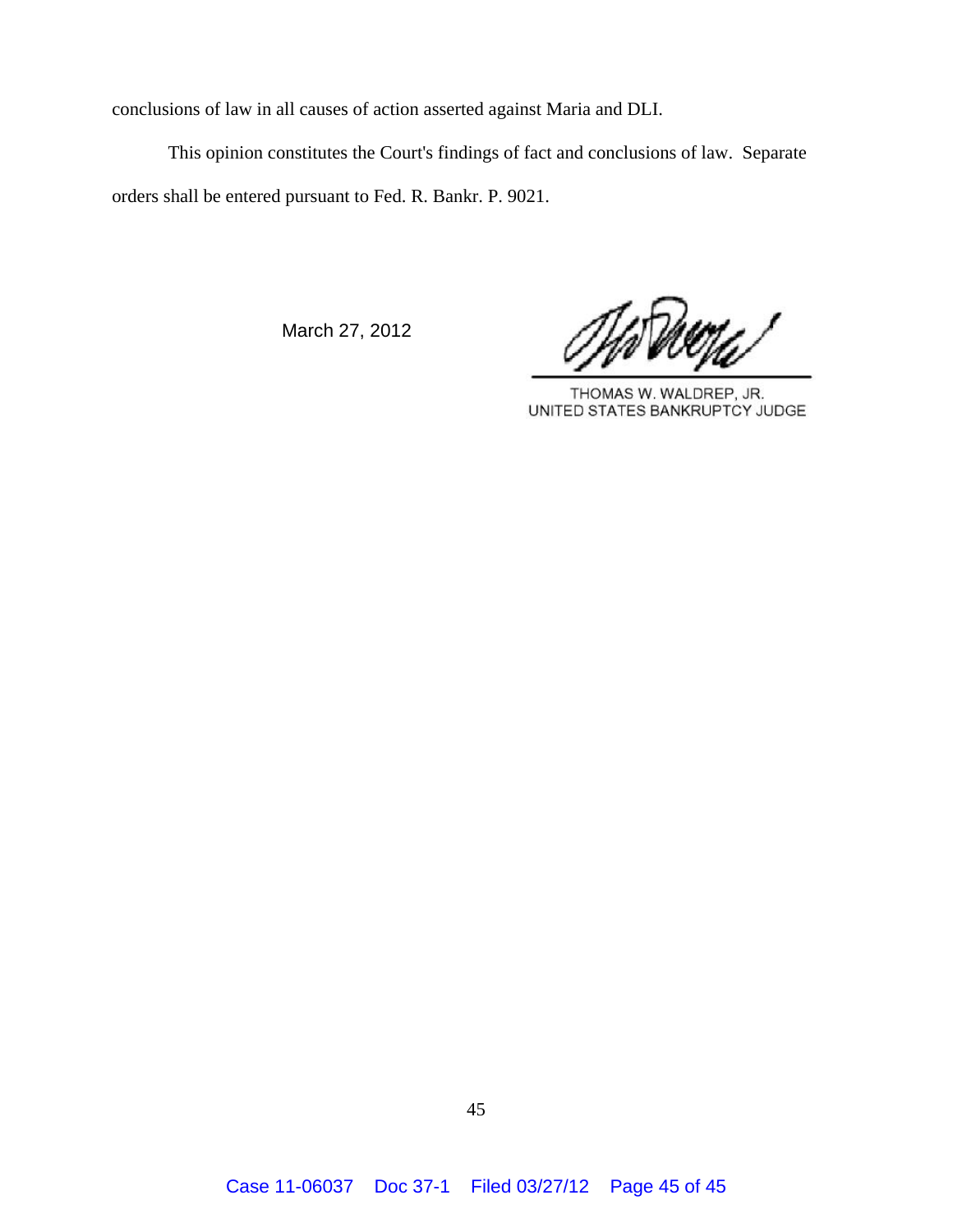conclusions of law in all causes of action asserted against Maria and DLI.

This opinion constitutes the Court's findings of fact and conclusions of law. Separate orders shall be entered pursuant to Fed. R. Bankr. P. 9021.

March 27, 2012

THOMAS W. WALDREP, JR.
UNITED STATES BANKRUPTCY JUDGE